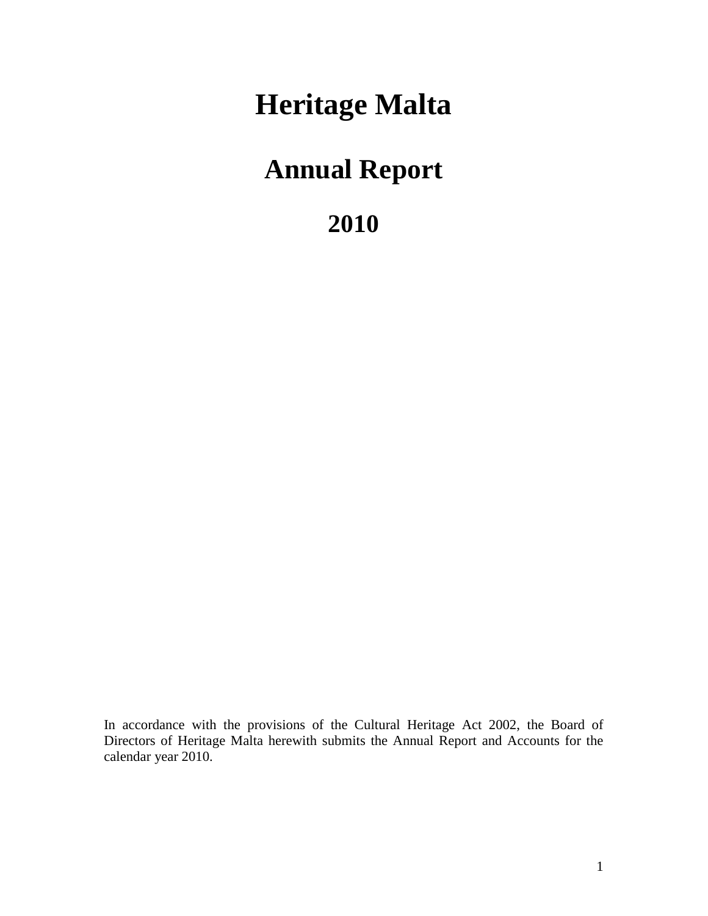# Heritage Malta

## Annual Report

## 2010

In accordance with the provisions of the Cultural Heritage Act 2002, the Board of Directors of Heritage Malta herewith submits the Annual Report and Accounts for the calendar year 2010.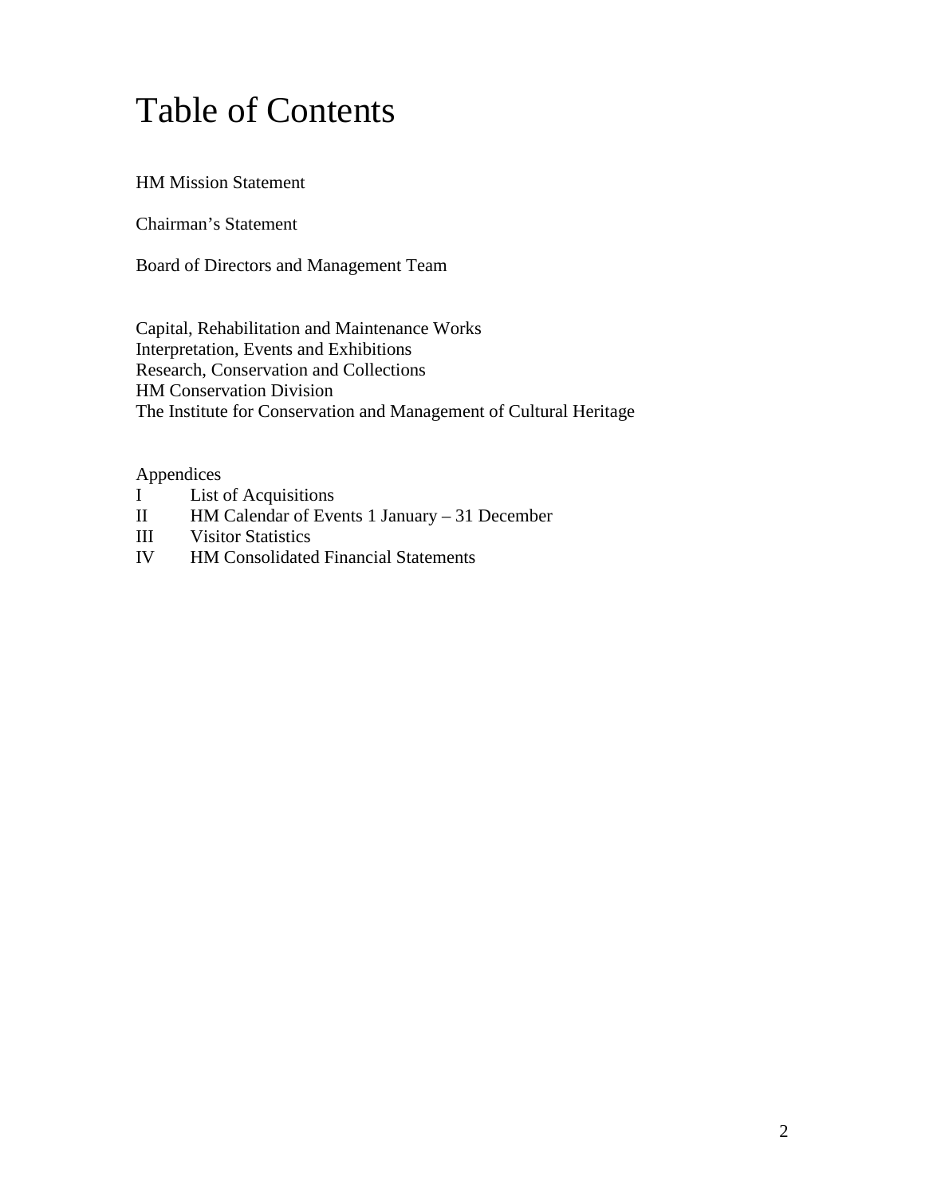# Table of Contents

HM Mission Statement

Chairman's Statement

Board of Directors and Management Team

Capital, Rehabilitation and Maintenance Works
Interpretation, Events and Exhibitions
Research, Conservation and Collections
HM Conservation Division
The Institute for Conservation and Management of Cultural Heritage

Appendices

I List of Acquisitions
II HM Calendar of Events 1 January – 31 December
III Visitor Statistics
IV HM Consolidated Financial Statements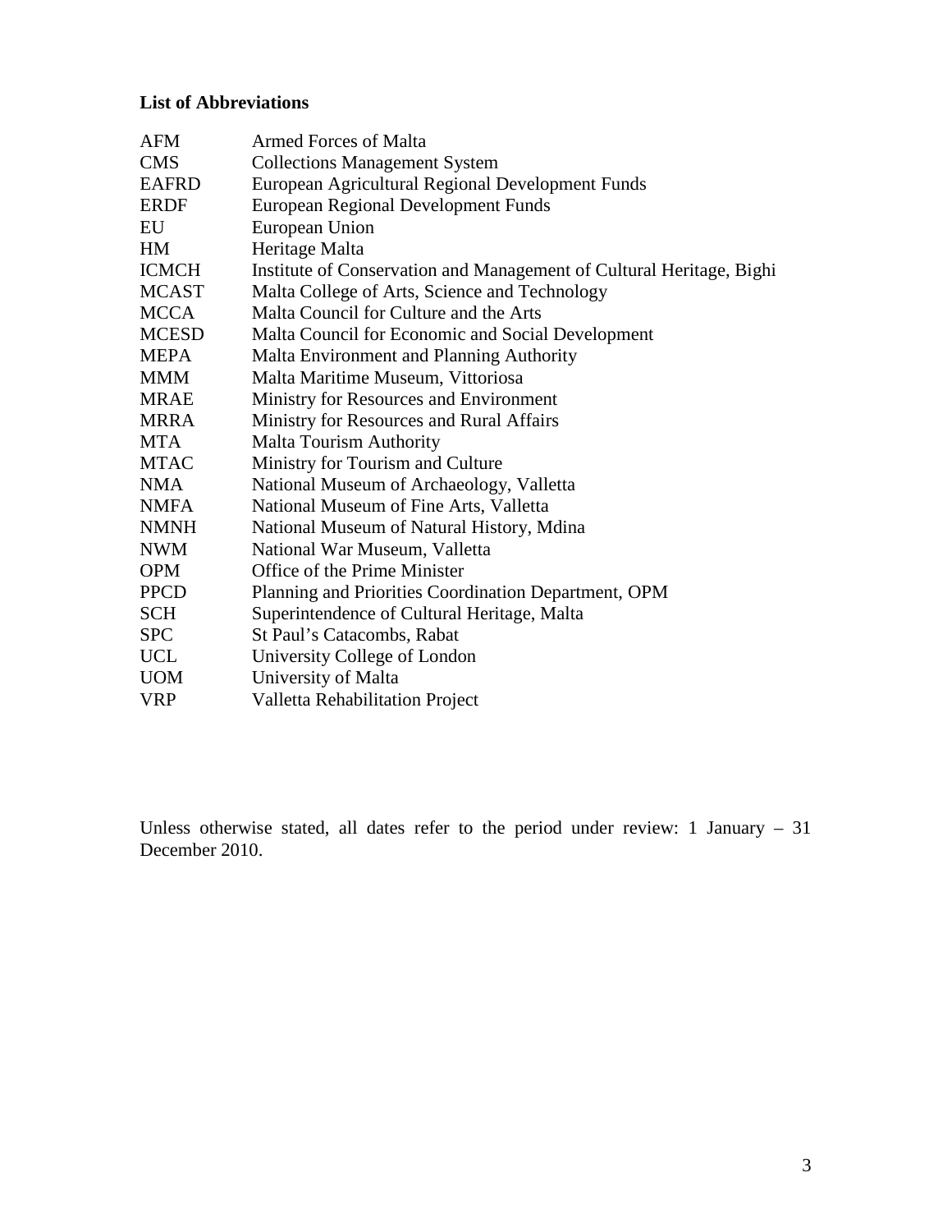**List of Abbreviations**

| | |
|---|---|
| AFM | Armed Forces of Malta |
| CMS | Collections Management System |
| EAFRD | European Agricultural Regional Development Funds |
| ERDF | European Regional Development Funds |
| EU | European Union |
| HM | Heritage Malta |
| ICMCH | Institute of Conservation and Management of Cultural Heritage, Bighi |
| MCAST | Malta College of Arts, Science and Technology |
| MCCA | Malta Council for Culture and the Arts |
| MCESD | Malta Council for Economic and Social Development |
| MEPA | Malta Environment and Planning Authority |
| MMM | Malta Maritime Museum, Vittoriosa |
| MRAE | Ministry for Resources and Environment |
| MRRA | Ministry for Resources and Rural Affairs |
| MTA | Malta Tourism Authority |
| MTAC | Ministry for Tourism and Culture |
| NMA | National Museum of Archaeology, Valletta |
| NMFA | National Museum of Fine Arts, Valletta |
| NMNH | National Museum of Natural History, Mdina |
| NWM | National War Museum, Valletta |
| OPM | Office of the Prime Minister |
| PPCD | Planning and Priorities Coordination Department, OPM |
| SCH | Superintendence of Cultural Heritage, Malta |
| SPC | St Paul's Catacombs, Rabat |
| UCL | University College of London |
| UOM | University of Malta |
| VRP | Valletta Rehabilitation Project |

Unless otherwise stated, all dates refer to the period under review: 1 January – 31 December 2010.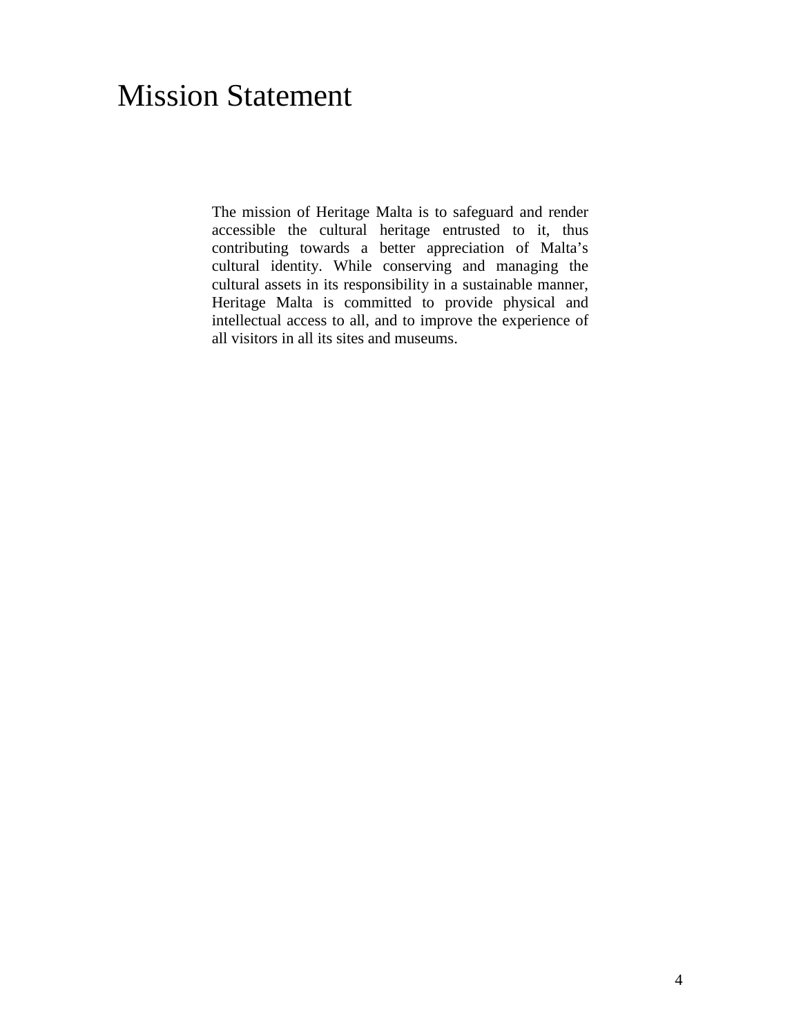# Mission Statement

The mission of Heritage Malta is to safeguard and render accessible the cultural heritage entrusted to it, thus contributing towards a better appreciation of Malta's cultural identity. While conserving and managing the cultural assets in its responsibility in a sustainable manner, Heritage Malta is committed to provide physical and intellectual access to all, and to improve the experience of all visitors in all its sites and museums.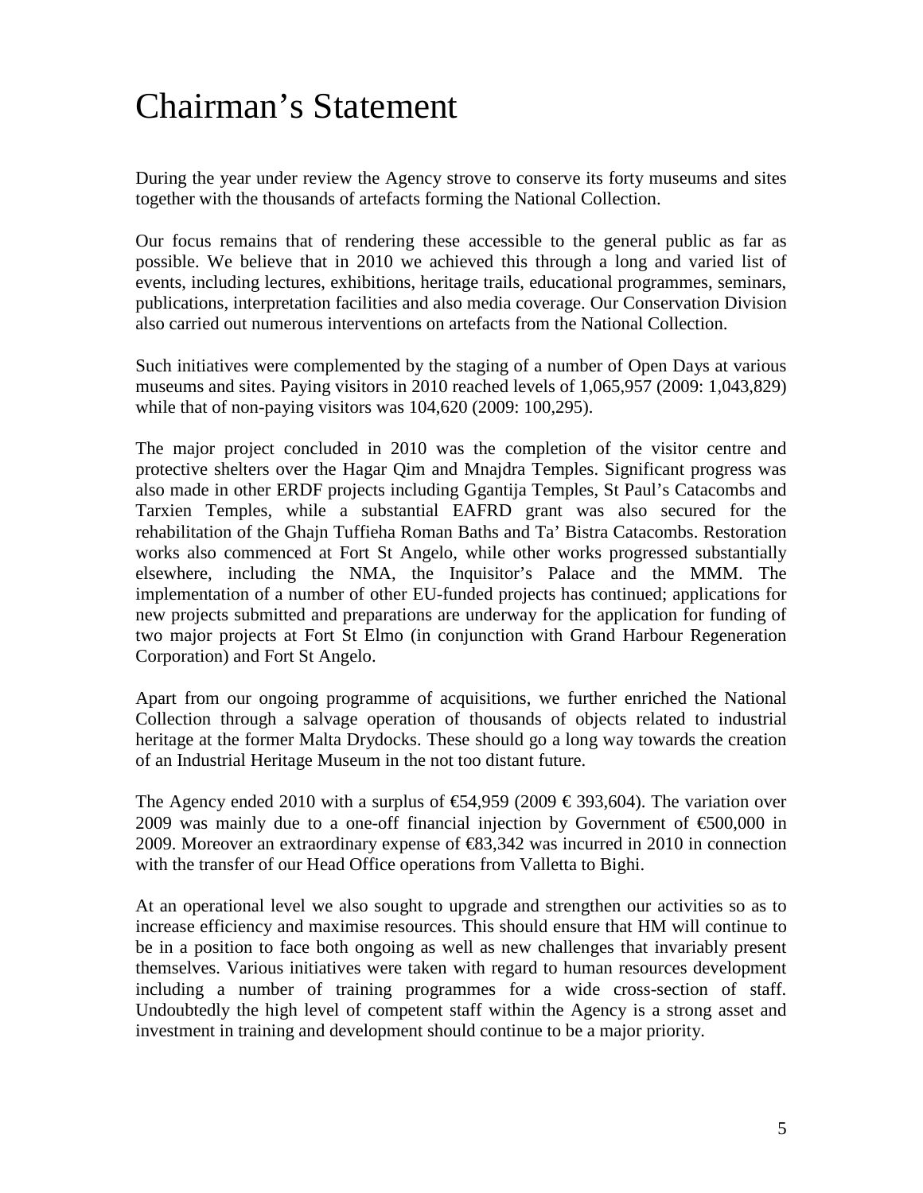# Chairman's Statement

During the year under review the Agency strove to conserve its forty museums and sites together with the thousands of artefacts forming the National Collection.

Our focus remains that of rendering these accessible to the general public as far as possible. We believe that in 2010 we achieved this through a long and varied list of events, including lectures, exhibitions, heritage trails, educational programmes, seminars, publications, interpretation facilities and also media coverage. Our Conservation Division also carried out numerous interventions on artefacts from the National Collection.

Such initiatives were complemented by the staging of a number of Open Days at various museums and sites. Paying visitors in 2010 reached levels of 1,065,957 (2009: 1,043,829) while that of non-paying visitors was 104,620 (2009: 100,295).

The major project concluded in 2010 was the completion of the visitor centre and protective shelters over the Hagar Qim and Mnajdra Temples. Significant progress was also made in other ERDF projects including Ggantija Temples, St Paul's Catacombs and Tarxien Temples, while a substantial EAFRD grant was also secured for the rehabilitation of the Ghajn Tuffieha Roman Baths and Ta' Bistra Catacombs. Restoration works also commenced at Fort St Angelo, while other works progressed substantially elsewhere, including the NMA, the Inquisitor's Palace and the MMM. The implementation of a number of other EU-funded projects has continued; applications for new projects submitted and preparations are underway for the application for funding of two major projects at Fort St Elmo (in conjunction with Grand Harbour Regeneration Corporation) and Fort St Angelo.

Apart from our ongoing programme of acquisitions, we further enriched the National Collection through a salvage operation of thousands of objects related to industrial heritage at the former Malta Drydocks. These should go a long way towards the creation of an Industrial Heritage Museum in the not too distant future.

The Agency ended 2010 with a surplus of €54,959 (2009 € 393,604). The variation over 2009 was mainly due to a one-off financial injection by Government of €500,000 in 2009. Moreover an extraordinary expense of €83,342 was incurred in 2010 in connection with the transfer of our Head Office operations from Valletta to Bighi.

At an operational level we also sought to upgrade and strengthen our activities so as to increase efficiency and maximise resources. This should ensure that HM will continue to be in a position to face both ongoing as well as new challenges that invariably present themselves. Various initiatives were taken with regard to human resources development including a number of training programmes for a wide cross-section of staff. Undoubtedly the high level of competent staff within the Agency is a strong asset and investment in training and development should continue to be a major priority.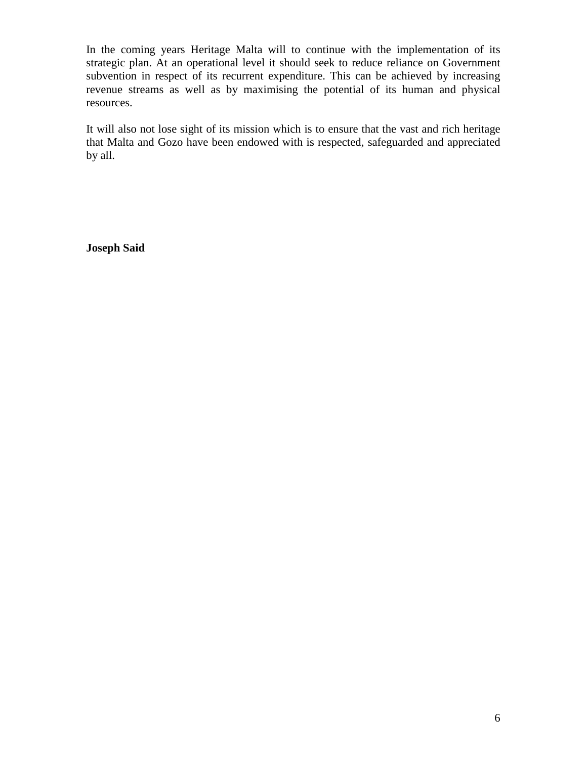In the coming years Heritage Malta will to continue with the implementation of its strategic plan. At an operational level it should seek to reduce reliance on Government subvention in respect of its recurrent expenditure. This can be achieved by increasing revenue streams as well as by maximising the potential of its human and physical resources.

It will also not lose sight of its mission which is to ensure that the vast and rich heritage that Malta and Gozo have been endowed with is respected, safeguarded and appreciated by all.

**Joseph Said**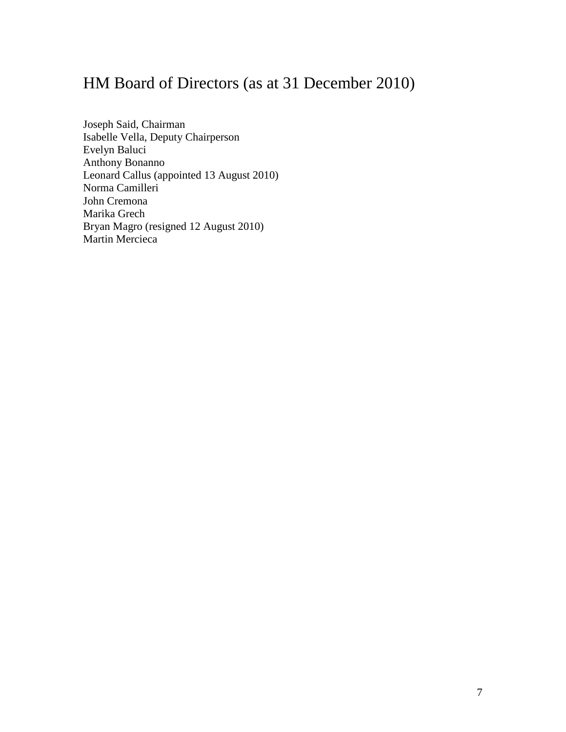# HM Board of Directors (as at 31 December 2010)

Joseph Said, Chairman
Isabelle Vella, Deputy Chairperson
Evelyn Baluci
Anthony Bonanno
Leonard Callus (appointed 13 August 2010)
Norma Camilleri
John Cremona
Marika Grech
Bryan Magro (resigned 12 August 2010)
Martin Mercieca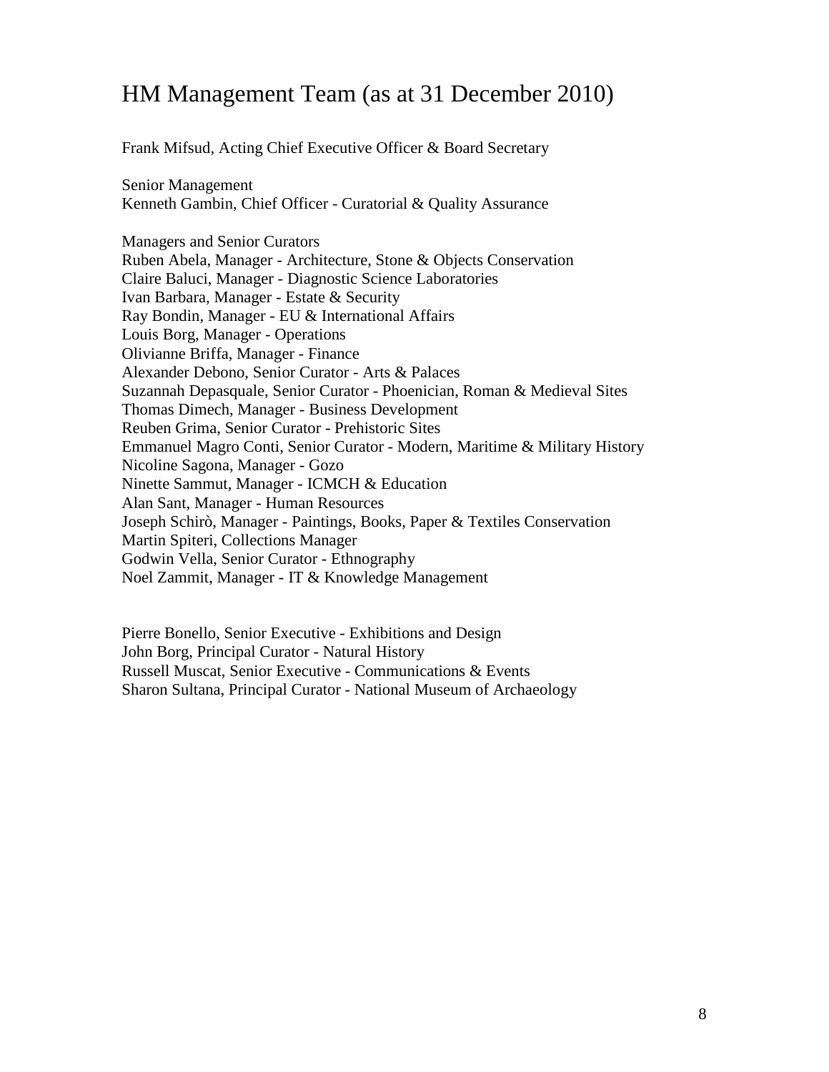# HM Management Team (as at 31 December 2010)

Frank Mifsud, Acting Chief Executive Officer & Board Secretary

Senior Management
Kenneth Gambin, Chief Officer - Curatorial & Quality Assurance

Managers and Senior Curators
Ruben Abela, Manager - Architecture, Stone & Objects Conservation
Claire Baluci, Manager - Diagnostic Science Laboratories
Ivan Barbara, Manager - Estate & Security
Ray Bondin, Manager - EU & International Affairs
Louis Borg, Manager - Operations
Olivianne Briffa, Manager - Finance
Alexander Debono, Senior Curator - Arts & Palaces
Suzannah Depasquale, Senior Curator - Phoenician, Roman & Medieval Sites
Thomas Dimech, Manager - Business Development
Reuben Grima, Senior Curator - Prehistoric Sites
Emmanuel Magro Conti, Senior Curator - Modern, Maritime & Military History
Nicoline Sagona, Manager - Gozo
Ninette Sammut, Manager - ICMCH & Education
Alan Sant, Manager - Human Resources
Joseph Schirò, Manager - Paintings, Books, Paper & Textiles Conservation
Martin Spiteri, Collections Manager
Godwin Vella, Senior Curator - Ethnography
Noel Zammit, Manager - IT & Knowledge Management

Pierre Bonello, Senior Executive - Exhibitions and Design
John Borg, Principal Curator - Natural History
Russell Muscat, Senior Executive - Communications & Events
Sharon Sultana, Principal Curator - National Museum of Archaeology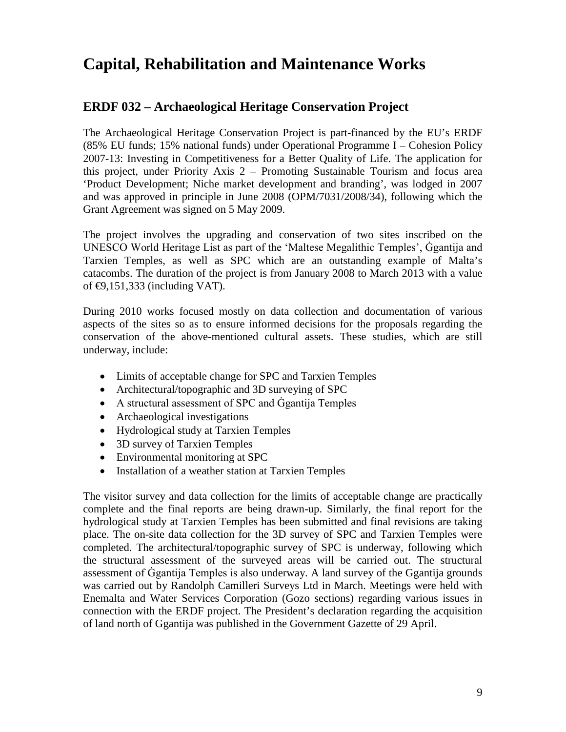# Capital, Rehabilitation and Maintenance Works

## ERDF 032 – Archaeological Heritage Conservation Project

The Archaeological Heritage Conservation Project is part-financed by the EU's ERDF (85% EU funds; 15% national funds) under Operational Programme I – Cohesion Policy 2007-13: Investing in Competitiveness for a Better Quality of Life. The application for this project, under Priority Axis 2 – Promoting Sustainable Tourism and focus area 'Product Development; Niche market development and branding', was lodged in 2007 and was approved in principle in June 2008 (OPM/7031/2008/34), following which the Grant Agreement was signed on 5 May 2009.

The project involves the upgrading and conservation of two sites inscribed on the UNESCO World Heritage List as part of the 'Maltese Megalithic Temples', Ġgantija and Tarxien Temples, as well as SPC which are an outstanding example of Malta's catacombs. The duration of the project is from January 2008 to March 2013 with a value of €9,151,333 (including VAT).

During 2010 works focused mostly on data collection and documentation of various aspects of the sites so as to ensure informed decisions for the proposals regarding the conservation of the above-mentioned cultural assets. These studies, which are still underway, include:

- Limits of acceptable change for SPC and Tarxien Temples
- Architectural/topographic and 3D surveying of SPC
- A structural assessment of SPC and Ġgantija Temples
- Archaeological investigations
- Hydrological study at Tarxien Temples
- 3D survey of Tarxien Temples
- Environmental monitoring at SPC
- Installation of a weather station at Tarxien Temples

The visitor survey and data collection for the limits of acceptable change are practically complete and the final reports are being drawn-up. Similarly, the final report for the hydrological study at Tarxien Temples has been submitted and final revisions are taking place. The on-site data collection for the 3D survey of SPC and Tarxien Temples were completed. The architectural/topographic survey of SPC is underway, following which the structural assessment of the surveyed areas will be carried out. The structural assessment of Ġgantija Temples is also underway. A land survey of the Ggantija grounds was carried out by Randolph Camilleri Surveys Ltd in March. Meetings were held with Enemalta and Water Services Corporation (Gozo sections) regarding various issues in connection with the ERDF project. The President's declaration regarding the acquisition of land north of Ggantija was published in the Government Gazette of 29 April.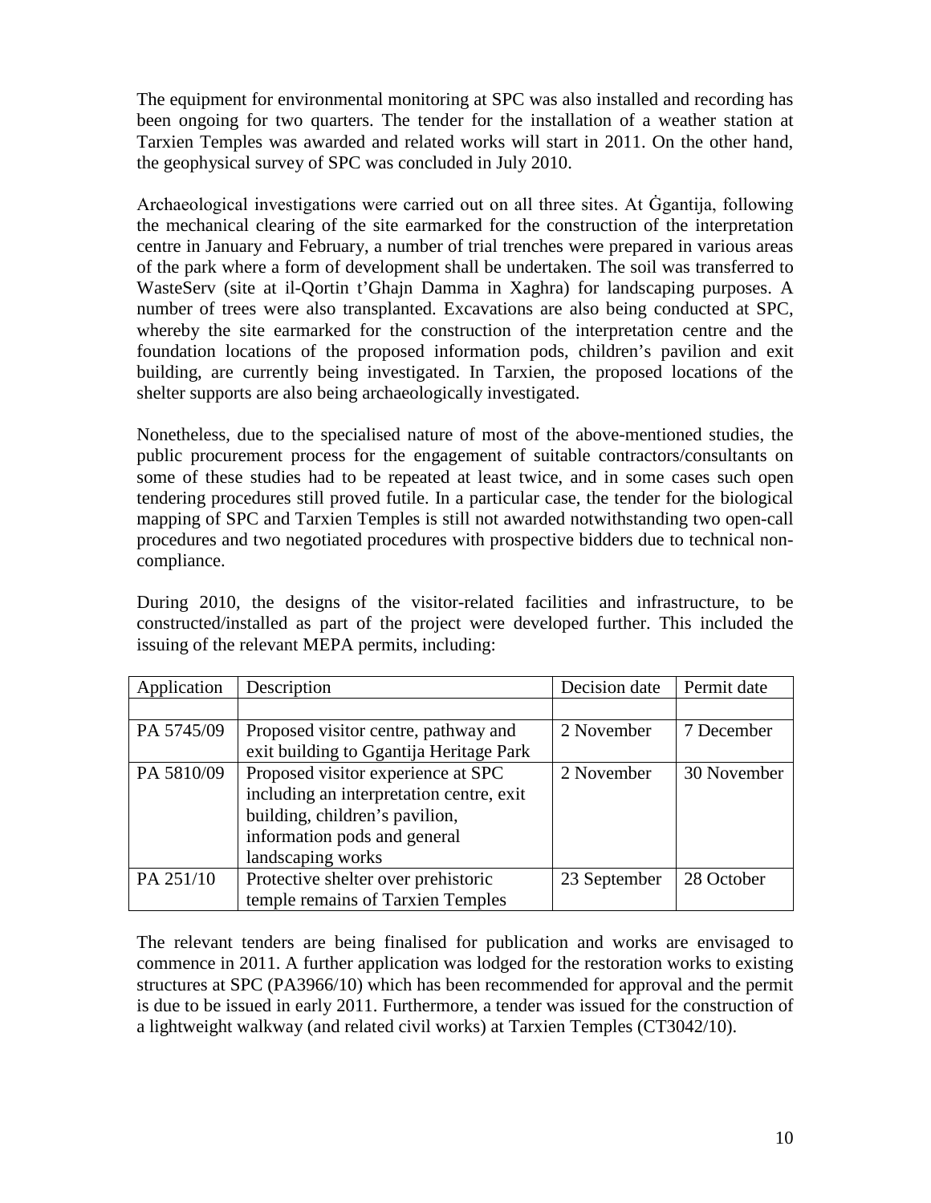The equipment for environmental monitoring at SPC was also installed and recording has been ongoing for two quarters. The tender for the installation of a weather station at Tarxien Temples was awarded and related works will start in 2011. On the other hand, the geophysical survey of SPC was concluded in July 2010.

Archaeological investigations were carried out on all three sites. At Ġgantija, following the mechanical clearing of the site earmarked for the construction of the interpretation centre in January and February, a number of trial trenches were prepared in various areas of the park where a form of development shall be undertaken. The soil was transferred to WasteServ (site at il-Qortin t'Ghajn Damma in Xaghra) for landscaping purposes. A number of trees were also transplanted. Excavations are also being conducted at SPC, whereby the site earmarked for the construction of the interpretation centre and the foundation locations of the proposed information pods, children's pavilion and exit building, are currently being investigated. In Tarxien, the proposed locations of the shelter supports are also being archaeologically investigated.

Nonetheless, due to the specialised nature of most of the above-mentioned studies, the public procurement process for the engagement of suitable contractors/consultants on some of these studies had to be repeated at least twice, and in some cases such open tendering procedures still proved futile. In a particular case, the tender for the biological mapping of SPC and Tarxien Temples is still not awarded notwithstanding two open-call procedures and two negotiated procedures with prospective bidders due to technical non-compliance.

During 2010, the designs of the visitor-related facilities and infrastructure, to be constructed/installed as part of the project were developed further. This included the issuing of the relevant MEPA permits, including:

| Application | Description | Decision date | Permit date |
|---|---|---|---|
| | | | |
| PA 5745/09 | Proposed visitor centre, pathway and exit building to Ggantija Heritage Park | 2 November | 7 December |
| PA 5810/09 | Proposed visitor experience at SPC including an interpretation centre, exit building, children's pavilion, information pods and general landscaping works | 2 November | 30 November |
| PA 251/10 | Protective shelter over prehistoric temple remains of Tarxien Temples | 23 September | 28 October |

The relevant tenders are being finalised for publication and works are envisaged to commence in 2011. A further application was lodged for the restoration works to existing structures at SPC (PA3966/10) which has been recommended for approval and the permit is due to be issued in early 2011. Furthermore, a tender was issued for the construction of a lightweight walkway (and related civil works) at Tarxien Temples (CT3042/10).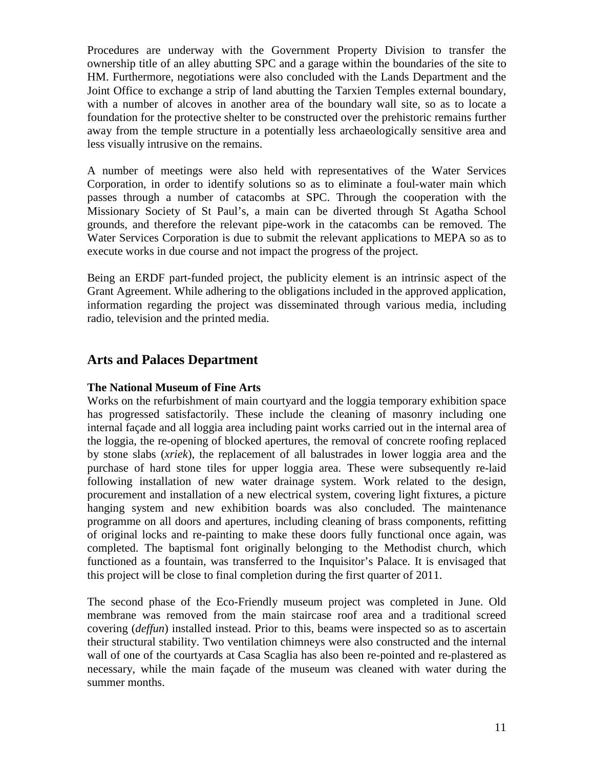Procedures are underway with the Government Property Division to transfer the ownership title of an alley abutting SPC and a garage within the boundaries of the site to HM. Furthermore, negotiations were also concluded with the Lands Department and the Joint Office to exchange a strip of land abutting the Tarxien Temples external boundary, with a number of alcoves in another area of the boundary wall site, so as to locate a foundation for the protective shelter to be constructed over the prehistoric remains further away from the temple structure in a potentially less archaeologically sensitive area and less visually intrusive on the remains.

A number of meetings were also held with representatives of the Water Services Corporation, in order to identify solutions so as to eliminate a foul-water main which passes through a number of catacombs at SPC. Through the cooperation with the Missionary Society of St Paul's, a main can be diverted through St Agatha School grounds, and therefore the relevant pipe-work in the catacombs can be removed. The Water Services Corporation is due to submit the relevant applications to MEPA so as to execute works in due course and not impact the progress of the project.

Being an ERDF part-funded project, the publicity element is an intrinsic aspect of the Grant Agreement. While adhering to the obligations included in the approved application, information regarding the project was disseminated through various media, including radio, television and the printed media.

## Arts and Palaces Department

**The National Museum of Fine Arts**

Works on the refurbishment of main courtyard and the loggia temporary exhibition space has progressed satisfactorily. These include the cleaning of masonry including one internal façade and all loggia area including paint works carried out in the internal area of the loggia, the re-opening of blocked apertures, the removal of concrete roofing replaced by stone slabs (*xriek*), the replacement of all balustrades in lower loggia area and the purchase of hard stone tiles for upper loggia area. These were subsequently re-laid following installation of new water drainage system. Work related to the design, procurement and installation of a new electrical system, covering light fixtures, a picture hanging system and new exhibition boards was also concluded. The maintenance programme on all doors and apertures, including cleaning of brass components, refitting of original locks and re-painting to make these doors fully functional once again, was completed. The baptismal font originally belonging to the Methodist church, which functioned as a fountain, was transferred to the Inquisitor's Palace. It is envisaged that this project will be close to final completion during the first quarter of 2011.

The second phase of the Eco-Friendly museum project was completed in June. Old membrane was removed from the main staircase roof area and a traditional screed covering (*deffun*) installed instead. Prior to this, beams were inspected so as to ascertain their structural stability. Two ventilation chimneys were also constructed and the internal wall of one of the courtyards at Casa Scaglia has also been re-pointed and re-plastered as necessary, while the main façade of the museum was cleaned with water during the summer months.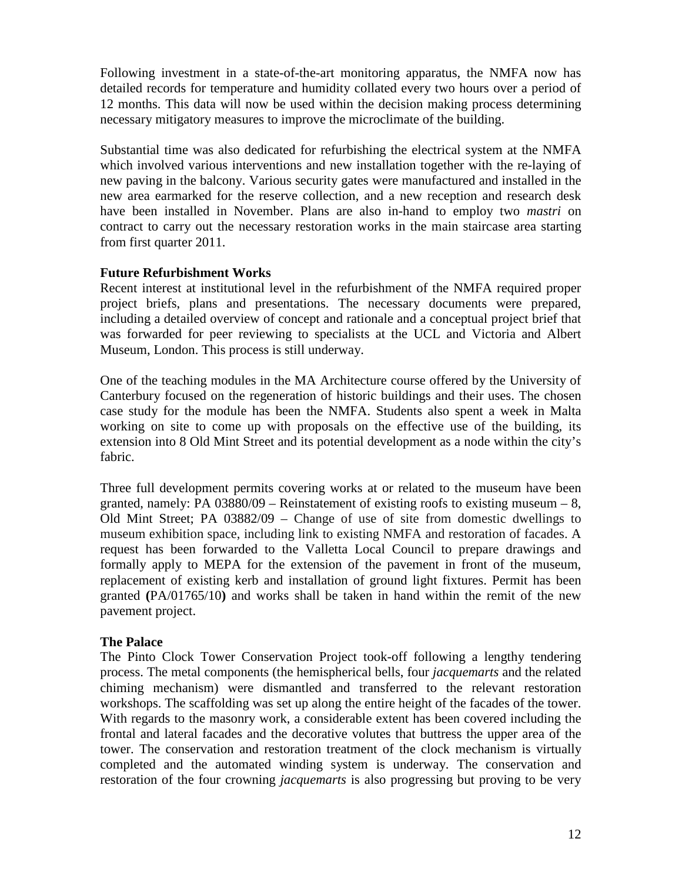Following investment in a state-of-the-art monitoring apparatus, the NMFA now has detailed records for temperature and humidity collated every two hours over a period of 12 months. This data will now be used within the decision making process determining necessary mitigatory measures to improve the microclimate of the building.

Substantial time was also dedicated for refurbishing the electrical system at the NMFA which involved various interventions and new installation together with the re-laying of new paving in the balcony. Various security gates were manufactured and installed in the new area earmarked for the reserve collection, and a new reception and research desk have been installed in November. Plans are also in-hand to employ two *mastri* on contract to carry out the necessary restoration works in the main staircase area starting from first quarter 2011.

**Future Refurbishment Works**

Recent interest at institutional level in the refurbishment of the NMFA required proper project briefs, plans and presentations. The necessary documents were prepared, including a detailed overview of concept and rationale and a conceptual project brief that was forwarded for peer reviewing to specialists at the UCL and Victoria and Albert Museum, London. This process is still underway.

One of the teaching modules in the MA Architecture course offered by the University of Canterbury focused on the regeneration of historic buildings and their uses. The chosen case study for the module has been the NMFA. Students also spent a week in Malta working on site to come up with proposals on the effective use of the building, its extension into 8 Old Mint Street and its potential development as a node within the city's fabric.

Three full development permits covering works at or related to the museum have been granted, namely: PA 03880/09 – Reinstatement of existing roofs to existing museum – 8, Old Mint Street; PA 03882/09 – Change of use of site from domestic dwellings to museum exhibition space, including link to existing NMFA and restoration of facades. A request has been forwarded to the Valletta Local Council to prepare drawings and formally apply to MEPA for the extension of the pavement in front of the museum, replacement of existing kerb and installation of ground light fixtures. Permit has been granted **(**PA/01765/10**)** and works shall be taken in hand within the remit of the new pavement project.

**The Palace**

The Pinto Clock Tower Conservation Project took-off following a lengthy tendering process. The metal components (the hemispherical bells, four *jacquemarts* and the related chiming mechanism) were dismantled and transferred to the relevant restoration workshops. The scaffolding was set up along the entire height of the facades of the tower. With regards to the masonry work, a considerable extent has been covered including the frontal and lateral facades and the decorative volutes that buttress the upper area of the tower. The conservation and restoration treatment of the clock mechanism is virtually completed and the automated winding system is underway. The conservation and restoration of the four crowning *jacquemarts* is also progressing but proving to be very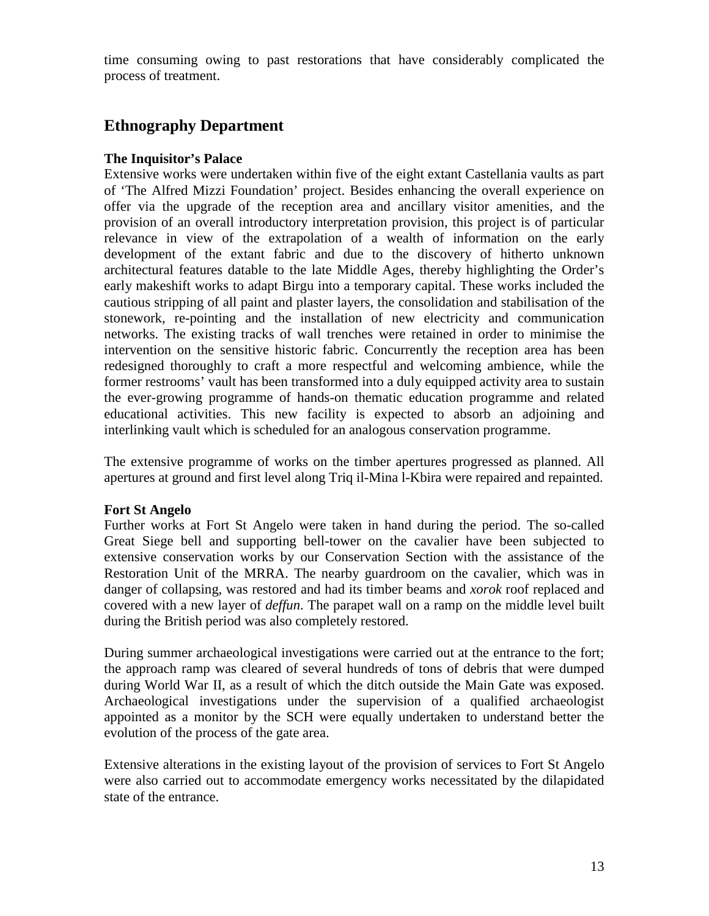time consuming owing to past restorations that have considerably complicated the process of treatment.

## Ethnography Department

**The Inquisitor's Palace**

Extensive works were undertaken within five of the eight extant Castellania vaults as part of 'The Alfred Mizzi Foundation' project. Besides enhancing the overall experience on offer via the upgrade of the reception area and ancillary visitor amenities, and the provision of an overall introductory interpretation provision, this project is of particular relevance in view of the extrapolation of a wealth of information on the early development of the extant fabric and due to the discovery of hitherto unknown architectural features datable to the late Middle Ages, thereby highlighting the Order's early makeshift works to adapt Birgu into a temporary capital. These works included the cautious stripping of all paint and plaster layers, the consolidation and stabilisation of the stonework, re-pointing and the installation of new electricity and communication networks. The existing tracks of wall trenches were retained in order to minimise the intervention on the sensitive historic fabric. Concurrently the reception area has been redesigned thoroughly to craft a more respectful and welcoming ambience, while the former restrooms' vault has been transformed into a duly equipped activity area to sustain the ever-growing programme of hands-on thematic education programme and related educational activities. This new facility is expected to absorb an adjoining and interlinking vault which is scheduled for an analogous conservation programme.

The extensive programme of works on the timber apertures progressed as planned. All apertures at ground and first level along Triq il-Mina l-Kbira were repaired and repainted.

**Fort St Angelo**

Further works at Fort St Angelo were taken in hand during the period. The so-called Great Siege bell and supporting bell-tower on the cavalier have been subjected to extensive conservation works by our Conservation Section with the assistance of the Restoration Unit of the MRRA. The nearby guardroom on the cavalier, which was in danger of collapsing, was restored and had its timber beams and *xorok* roof replaced and covered with a new layer of *deffun*. The parapet wall on a ramp on the middle level built during the British period was also completely restored.

During summer archaeological investigations were carried out at the entrance to the fort; the approach ramp was cleared of several hundreds of tons of debris that were dumped during World War II, as a result of which the ditch outside the Main Gate was exposed. Archaeological investigations under the supervision of a qualified archaeologist appointed as a monitor by the SCH were equally undertaken to understand better the evolution of the process of the gate area.

Extensive alterations in the existing layout of the provision of services to Fort St Angelo were also carried out to accommodate emergency works necessitated by the dilapidated state of the entrance.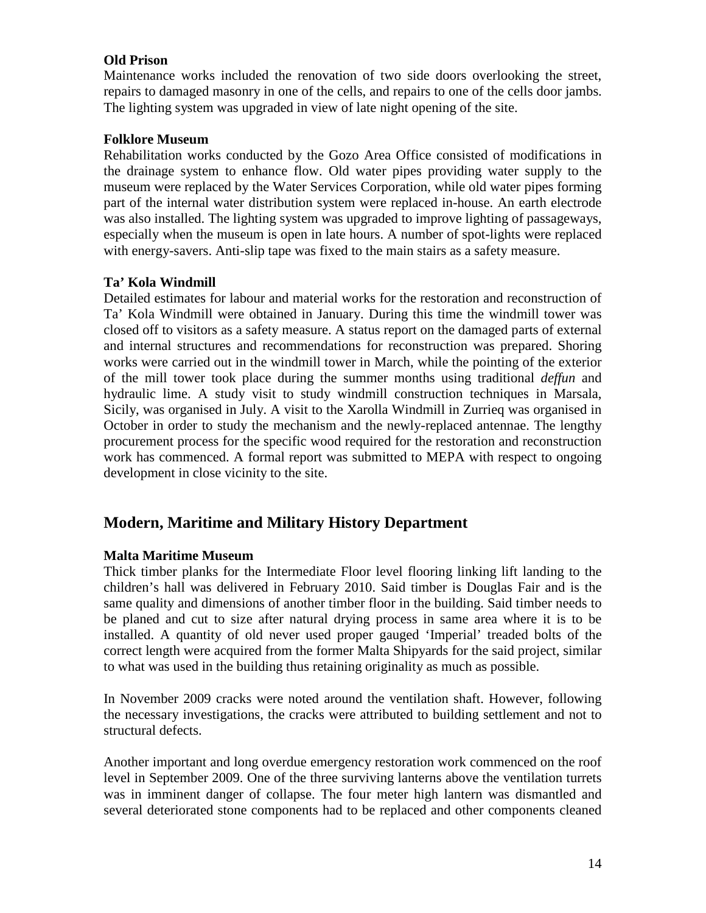**Old Prison**

Maintenance works included the renovation of two side doors overlooking the street, repairs to damaged masonry in one of the cells, and repairs to one of the cells door jambs. The lighting system was upgraded in view of late night opening of the site.

**Folklore Museum**

Rehabilitation works conducted by the Gozo Area Office consisted of modifications in the drainage system to enhance flow. Old water pipes providing water supply to the museum were replaced by the Water Services Corporation, while old water pipes forming part of the internal water distribution system were replaced in-house. An earth electrode was also installed. The lighting system was upgraded to improve lighting of passageways, especially when the museum is open in late hours. A number of spot-lights were replaced with energy-savers. Anti-slip tape was fixed to the main stairs as a safety measure.

**Ta' Kola Windmill**

Detailed estimates for labour and material works for the restoration and reconstruction of Ta' Kola Windmill were obtained in January. During this time the windmill tower was closed off to visitors as a safety measure. A status report on the damaged parts of external and internal structures and recommendations for reconstruction was prepared. Shoring works were carried out in the windmill tower in March, while the pointing of the exterior of the mill tower took place during the summer months using traditional *deffun* and hydraulic lime. A study visit to study windmill construction techniques in Marsala, Sicily, was organised in July. A visit to the Xarolla Windmill in Zurrieq was organised in October in order to study the mechanism and the newly-replaced antennae. The lengthy procurement process for the specific wood required for the restoration and reconstruction work has commenced. A formal report was submitted to MEPA with respect to ongoing development in close vicinity to the site.

## Modern, Maritime and Military History Department

**Malta Maritime Museum**

Thick timber planks for the Intermediate Floor level flooring linking lift landing to the children's hall was delivered in February 2010. Said timber is Douglas Fair and is the same quality and dimensions of another timber floor in the building. Said timber needs to be planed and cut to size after natural drying process in same area where it is to be installed. A quantity of old never used proper gauged 'Imperial' treaded bolts of the correct length were acquired from the former Malta Shipyards for the said project, similar to what was used in the building thus retaining originality as much as possible.

In November 2009 cracks were noted around the ventilation shaft. However, following the necessary investigations, the cracks were attributed to building settlement and not to structural defects.

Another important and long overdue emergency restoration work commenced on the roof level in September 2009. One of the three surviving lanterns above the ventilation turrets was in imminent danger of collapse. The four meter high lantern was dismantled and several deteriorated stone components had to be replaced and other components cleaned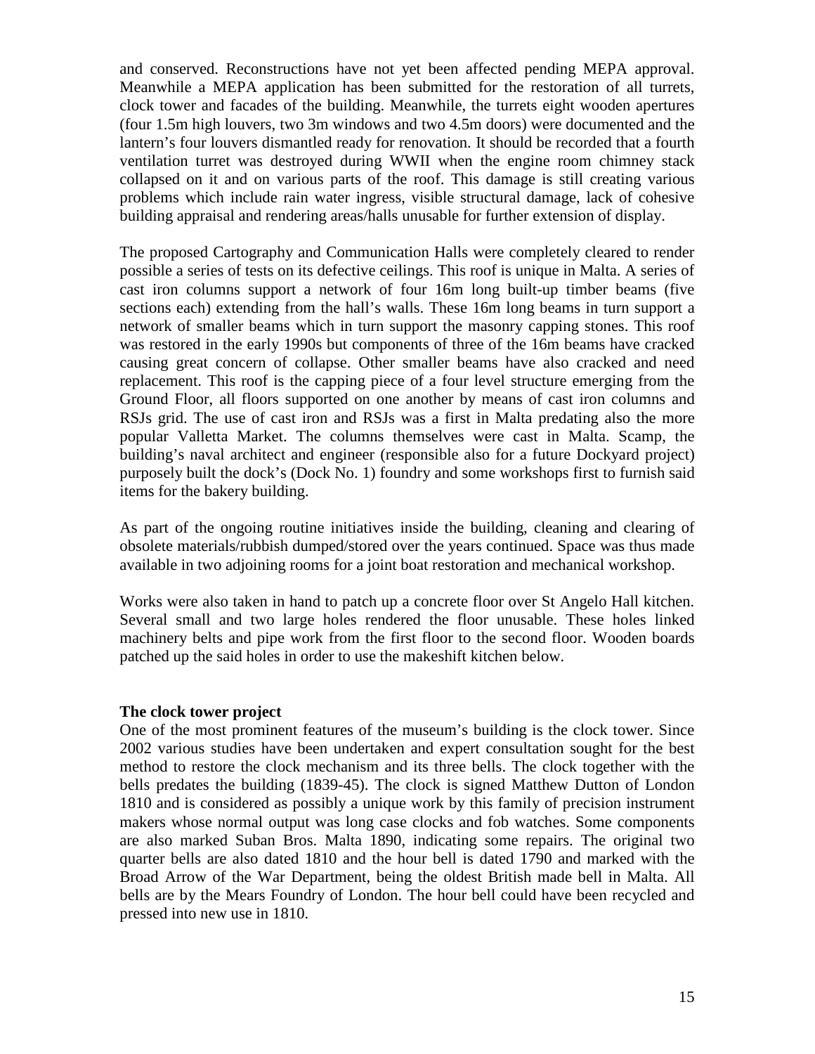and conserved. Reconstructions have not yet been affected pending MEPA approval. Meanwhile a MEPA application has been submitted for the restoration of all turrets, clock tower and facades of the building. Meanwhile, the turrets eight wooden apertures (four 1.5m high louvers, two 3m windows and two 4.5m doors) were documented and the lantern's four louvers dismantled ready for renovation. It should be recorded that a fourth ventilation turret was destroyed during WWII when the engine room chimney stack collapsed on it and on various parts of the roof. This damage is still creating various problems which include rain water ingress, visible structural damage, lack of cohesive building appraisal and rendering areas/halls unusable for further extension of display.

The proposed Cartography and Communication Halls were completely cleared to render possible a series of tests on its defective ceilings. This roof is unique in Malta. A series of cast iron columns support a network of four 16m long built-up timber beams (five sections each) extending from the hall's walls. These 16m long beams in turn support a network of smaller beams which in turn support the masonry capping stones. This roof was restored in the early 1990s but components of three of the 16m beams have cracked causing great concern of collapse. Other smaller beams have also cracked and need replacement. This roof is the capping piece of a four level structure emerging from the Ground Floor, all floors supported on one another by means of cast iron columns and RSJs grid. The use of cast iron and RSJs was a first in Malta predating also the more popular Valletta Market. The columns themselves were cast in Malta. Scamp, the building's naval architect and engineer (responsible also for a future Dockyard project) purposely built the dock's (Dock No. 1) foundry and some workshops first to furnish said items for the bakery building.

As part of the ongoing routine initiatives inside the building, cleaning and clearing of obsolete materials/rubbish dumped/stored over the years continued. Space was thus made available in two adjoining rooms for a joint boat restoration and mechanical workshop.

Works were also taken in hand to patch up a concrete floor over St Angelo Hall kitchen. Several small and two large holes rendered the floor unusable. These holes linked machinery belts and pipe work from the first floor to the second floor. Wooden boards patched up the said holes in order to use the makeshift kitchen below.

**The clock tower project**

One of the most prominent features of the museum's building is the clock tower. Since 2002 various studies have been undertaken and expert consultation sought for the best method to restore the clock mechanism and its three bells. The clock together with the bells predates the building (1839-45). The clock is signed Matthew Dutton of London 1810 and is considered as possibly a unique work by this family of precision instrument makers whose normal output was long case clocks and fob watches. Some components are also marked Suban Bros. Malta 1890, indicating some repairs. The original two quarter bells are also dated 1810 and the hour bell is dated 1790 and marked with the Broad Arrow of the War Department, being the oldest British made bell in Malta. All bells are by the Mears Foundry of London. The hour bell could have been recycled and pressed into new use in 1810.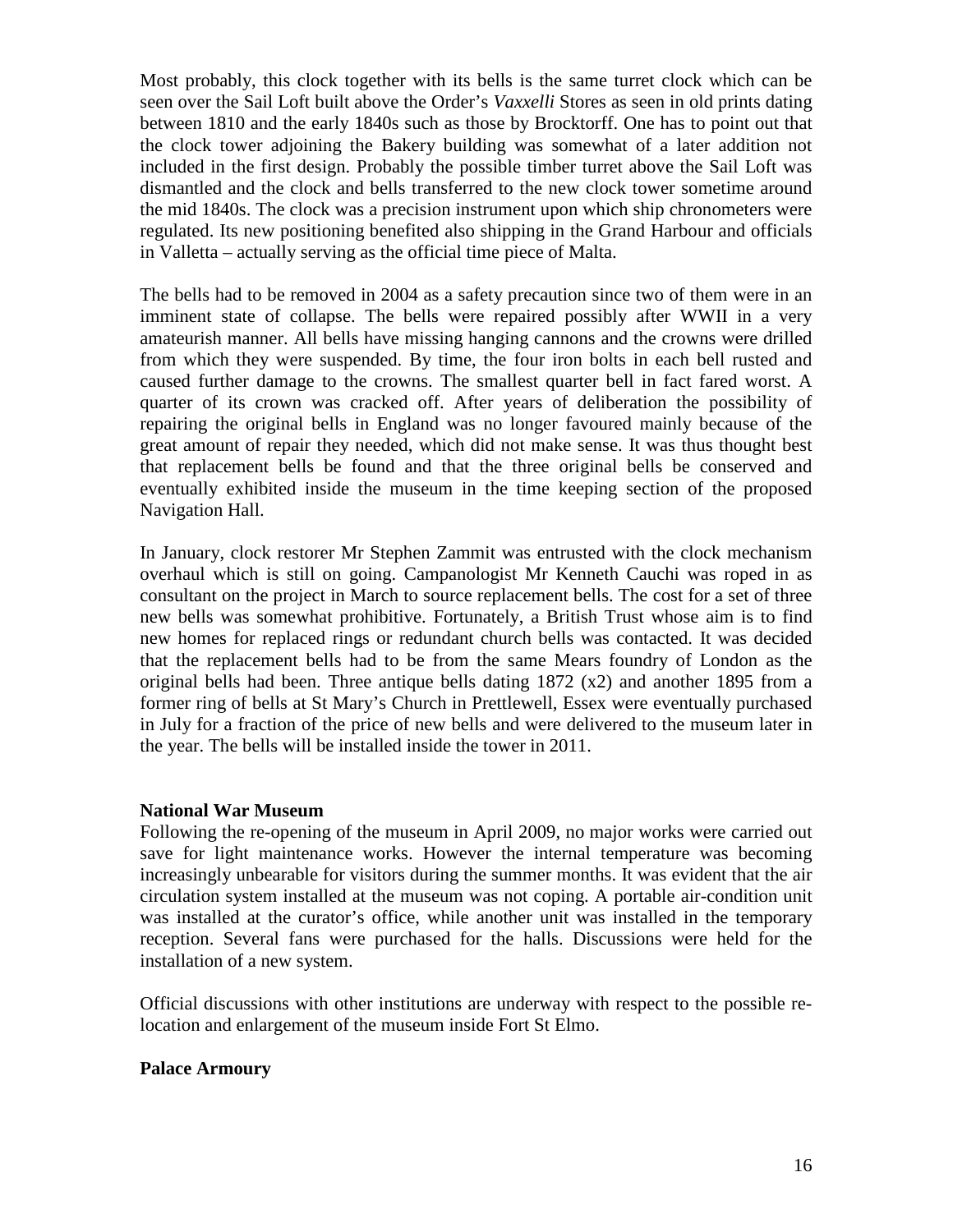Most probably, this clock together with its bells is the same turret clock which can be seen over the Sail Loft built above the Order's *Vaxxelli* Stores as seen in old prints dating between 1810 and the early 1840s such as those by Brocktorff. One has to point out that the clock tower adjoining the Bakery building was somewhat of a later addition not included in the first design. Probably the possible timber turret above the Sail Loft was dismantled and the clock and bells transferred to the new clock tower sometime around the mid 1840s. The clock was a precision instrument upon which ship chronometers were regulated. Its new positioning benefited also shipping in the Grand Harbour and officials in Valletta – actually serving as the official time piece of Malta.

The bells had to be removed in 2004 as a safety precaution since two of them were in an imminent state of collapse. The bells were repaired possibly after WWII in a very amateurish manner. All bells have missing hanging cannons and the crowns were drilled from which they were suspended. By time, the four iron bolts in each bell rusted and caused further damage to the crowns. The smallest quarter bell in fact fared worst. A quarter of its crown was cracked off. After years of deliberation the possibility of repairing the original bells in England was no longer favoured mainly because of the great amount of repair they needed, which did not make sense. It was thus thought best that replacement bells be found and that the three original bells be conserved and eventually exhibited inside the museum in the time keeping section of the proposed Navigation Hall.

In January, clock restorer Mr Stephen Zammit was entrusted with the clock mechanism overhaul which is still on going. Campanologist Mr Kenneth Cauchi was roped in as consultant on the project in March to source replacement bells. The cost for a set of three new bells was somewhat prohibitive. Fortunately, a British Trust whose aim is to find new homes for replaced rings or redundant church bells was contacted. It was decided that the replacement bells had to be from the same Mears foundry of London as the original bells had been. Three antique bells dating 1872 (x2) and another 1895 from a former ring of bells at St Mary's Church in Prettlewell, Essex were eventually purchased in July for a fraction of the price of new bells and were delivered to the museum later in the year. The bells will be installed inside the tower in 2011.

**National War Museum**

Following the re-opening of the museum in April 2009, no major works were carried out save for light maintenance works. However the internal temperature was becoming increasingly unbearable for visitors during the summer months. It was evident that the air circulation system installed at the museum was not coping. A portable air-condition unit was installed at the curator's office, while another unit was installed in the temporary reception. Several fans were purchased for the halls. Discussions were held for the installation of a new system.

Official discussions with other institutions are underway with respect to the possible re-location and enlargement of the museum inside Fort St Elmo.

**Palace Armoury**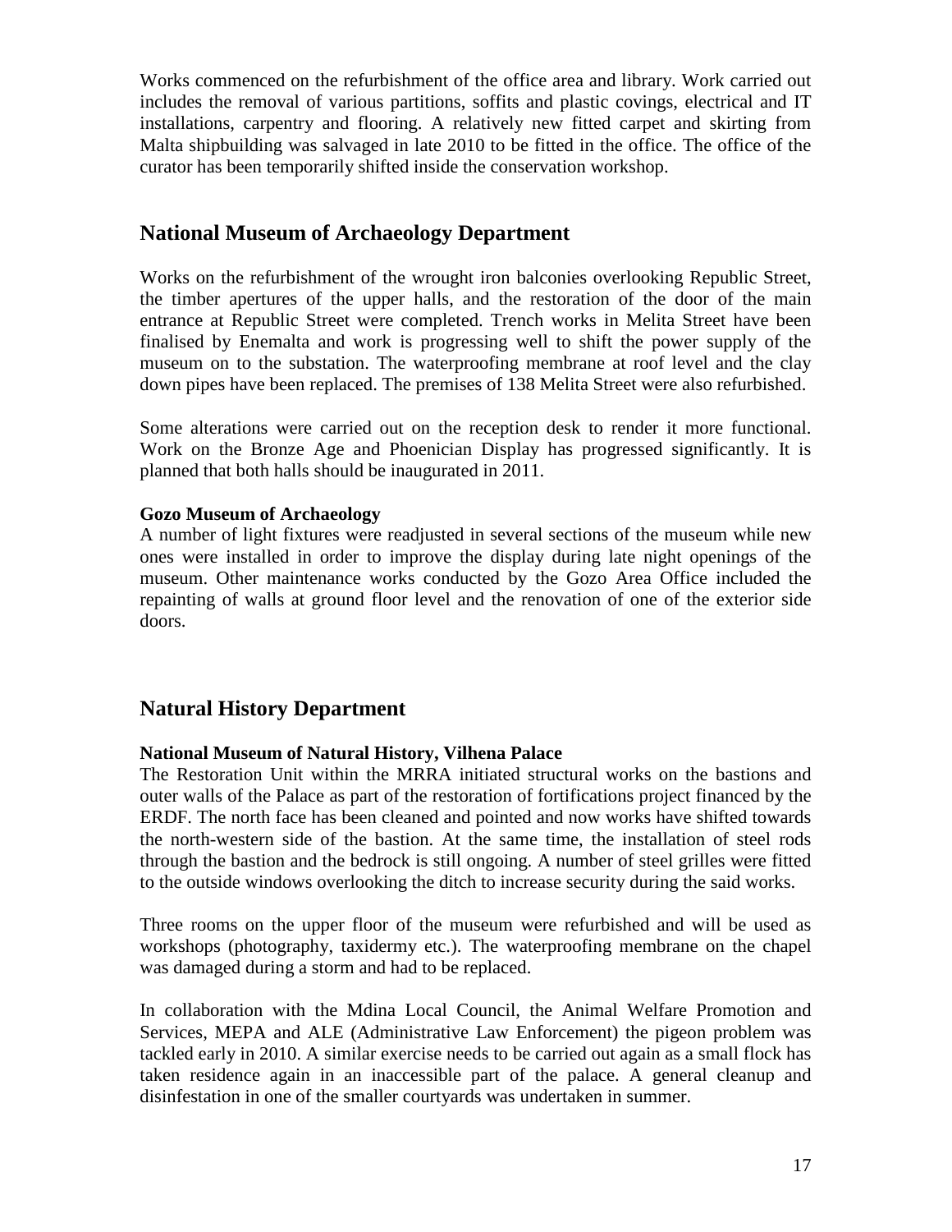Works commenced on the refurbishment of the office area and library. Work carried out includes the removal of various partitions, soffits and plastic covings, electrical and IT installations, carpentry and flooring. A relatively new fitted carpet and skirting from Malta shipbuilding was salvaged in late 2010 to be fitted in the office. The office of the curator has been temporarily shifted inside the conservation workshop.

## National Museum of Archaeology Department

Works on the refurbishment of the wrought iron balconies overlooking Republic Street, the timber apertures of the upper halls, and the restoration of the door of the main entrance at Republic Street were completed. Trench works in Melita Street have been finalised by Enemalta and work is progressing well to shift the power supply of the museum on to the substation. The waterproofing membrane at roof level and the clay down pipes have been replaced. The premises of 138 Melita Street were also refurbished.

Some alterations were carried out on the reception desk to render it more functional. Work on the Bronze Age and Phoenician Display has progressed significantly. It is planned that both halls should be inaugurated in 2011.

**Gozo Museum of Archaeology**

A number of light fixtures were readjusted in several sections of the museum while new ones were installed in order to improve the display during late night openings of the museum. Other maintenance works conducted by the Gozo Area Office included the repainting of walls at ground floor level and the renovation of one of the exterior side doors.

## Natural History Department

**National Museum of Natural History, Vilhena Palace**

The Restoration Unit within the MRRA initiated structural works on the bastions and outer walls of the Palace as part of the restoration of fortifications project financed by the ERDF. The north face has been cleaned and pointed and now works have shifted towards the north-western side of the bastion. At the same time, the installation of steel rods through the bastion and the bedrock is still ongoing. A number of steel grilles were fitted to the outside windows overlooking the ditch to increase security during the said works.

Three rooms on the upper floor of the museum were refurbished and will be used as workshops (photography, taxidermy etc.). The waterproofing membrane on the chapel was damaged during a storm and had to be replaced.

In collaboration with the Mdina Local Council, the Animal Welfare Promotion and Services, MEPA and ALE (Administrative Law Enforcement) the pigeon problem was tackled early in 2010. A similar exercise needs to be carried out again as a small flock has taken residence again in an inaccessible part of the palace. A general cleanup and disinfestation in one of the smaller courtyards was undertaken in summer.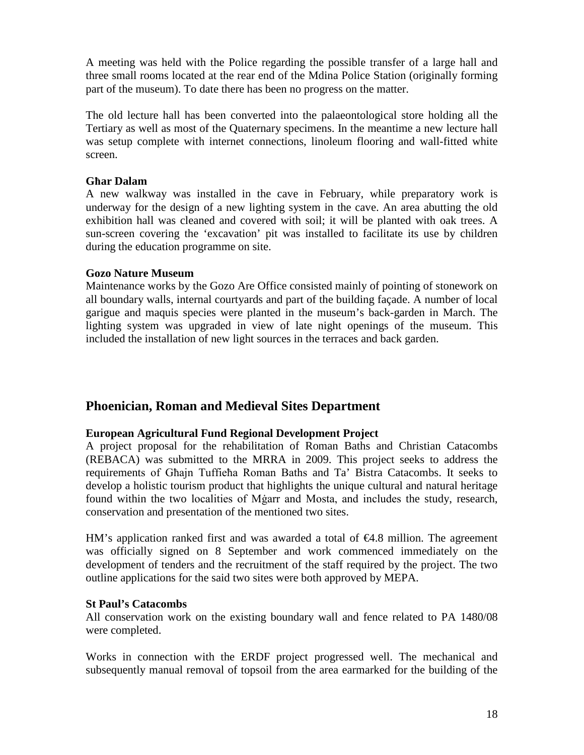A meeting was held with the Police regarding the possible transfer of a large hall and three small rooms located at the rear end of the Mdina Police Station (originally forming part of the museum). To date there has been no progress on the matter.

The old lecture hall has been converted into the palaeontological store holding all the Tertiary as well as most of the Quaternary specimens. In the meantime a new lecture hall was setup complete with internet connections, linoleum flooring and wall-fitted white screen.

**Għar Dalam**

A new walkway was installed in the cave in February, while preparatory work is underway for the design of a new lighting system in the cave. An area abutting the old exhibition hall was cleaned and covered with soil; it will be planted with oak trees. A sun-screen covering the 'excavation' pit was installed to facilitate its use by children during the education programme on site.

**Gozo Nature Museum**

Maintenance works by the Gozo Are Office consisted mainly of pointing of stonework on all boundary walls, internal courtyards and part of the building façade. A number of local garigue and maquis species were planted in the museum's back-garden in March. The lighting system was upgraded in view of late night openings of the museum. This included the installation of new light sources in the terraces and back garden.

## Phoenician, Roman and Medieval Sites Department

**European Agricultural Fund Regional Development Project**

A project proposal for the rehabilitation of Roman Baths and Christian Catacombs (REBACA) was submitted to the MRRA in 2009. This project seeks to address the requirements of Għajn Tuffieħa Roman Baths and Ta' Bistra Catacombs. It seeks to develop a holistic tourism product that highlights the unique cultural and natural heritage found within the two localities of Mġarr and Mosta, and includes the study, research, conservation and presentation of the mentioned two sites.

HM's application ranked first and was awarded a total of €4.8 million. The agreement was officially signed on 8 September and work commenced immediately on the development of tenders and the recruitment of the staff required by the project. The two outline applications for the said two sites were both approved by MEPA.

**St Paul's Catacombs**

All conservation work on the existing boundary wall and fence related to PA 1480/08 were completed.

Works in connection with the ERDF project progressed well. The mechanical and subsequently manual removal of topsoil from the area earmarked for the building of the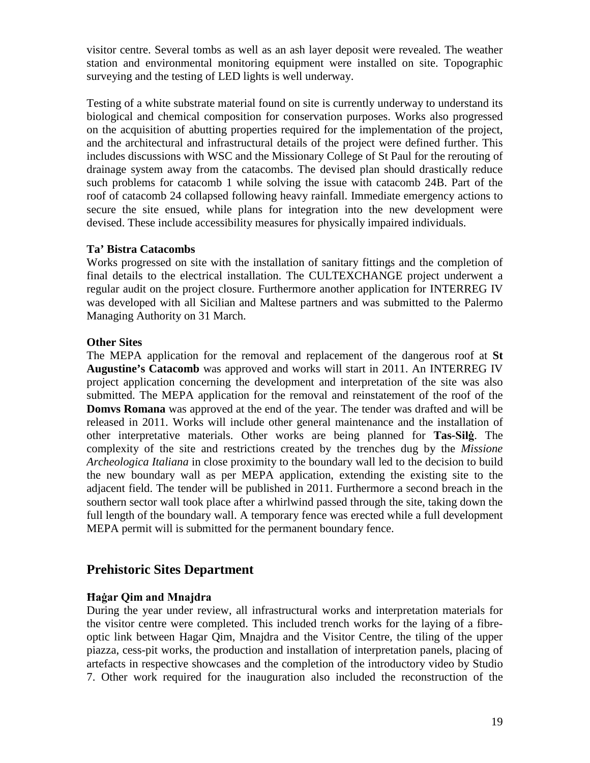visitor centre. Several tombs as well as an ash layer deposit were revealed. The weather station and environmental monitoring equipment were installed on site. Topographic surveying and the testing of LED lights is well underway.

Testing of a white substrate material found on site is currently underway to understand its biological and chemical composition for conservation purposes. Works also progressed on the acquisition of abutting properties required for the implementation of the project, and the architectural and infrastructural details of the project were defined further. This includes discussions with WSC and the Missionary College of St Paul for the rerouting of drainage system away from the catacombs. The devised plan should drastically reduce such problems for catacomb 1 while solving the issue with catacomb 24B. Part of the roof of catacomb 24 collapsed following heavy rainfall. Immediate emergency actions to secure the site ensued, while plans for integration into the new development were devised. These include accessibility measures for physically impaired individuals.

**Ta' Bistra Catacombs**

Works progressed on site with the installation of sanitary fittings and the completion of final details to the electrical installation. The CULTEXCHANGE project underwent a regular audit on the project closure. Furthermore another application for INTERREG IV was developed with all Sicilian and Maltese partners and was submitted to the Palermo Managing Authority on 31 March.

**Other Sites**

The MEPA application for the removal and replacement of the dangerous roof at **St Augustine's Catacomb** was approved and works will start in 2011. An INTERREG IV project application concerning the development and interpretation of the site was also submitted. The MEPA application for the removal and reinstatement of the roof of the **Domvs Romana** was approved at the end of the year. The tender was drafted and will be released in 2011. Works will include other general maintenance and the installation of other interpretative materials. Other works are being planned for **Tas-Silġ**. The complexity of the site and restrictions created by the trenches dug by the *Missione Archeologica Italiana* in close proximity to the boundary wall led to the decision to build the new boundary wall as per MEPA application, extending the existing site to the adjacent field. The tender will be published in 2011. Furthermore a second breach in the southern sector wall took place after a whirlwind passed through the site, taking down the full length of the boundary wall. A temporary fence was erected while a full development MEPA permit will is submitted for the permanent boundary fence.

## Prehistoric Sites Department

**Ħaġar Qim and Mnajdra**

During the year under review, all infrastructural works and interpretation materials for the visitor centre were completed. This included trench works for the laying of a fibre-optic link between Hagar Qim, Mnajdra and the Visitor Centre, the tiling of the upper piazza, cess-pit works, the production and installation of interpretation panels, placing of artefacts in respective showcases and the completion of the introductory video by Studio 7. Other work required for the inauguration also included the reconstruction of the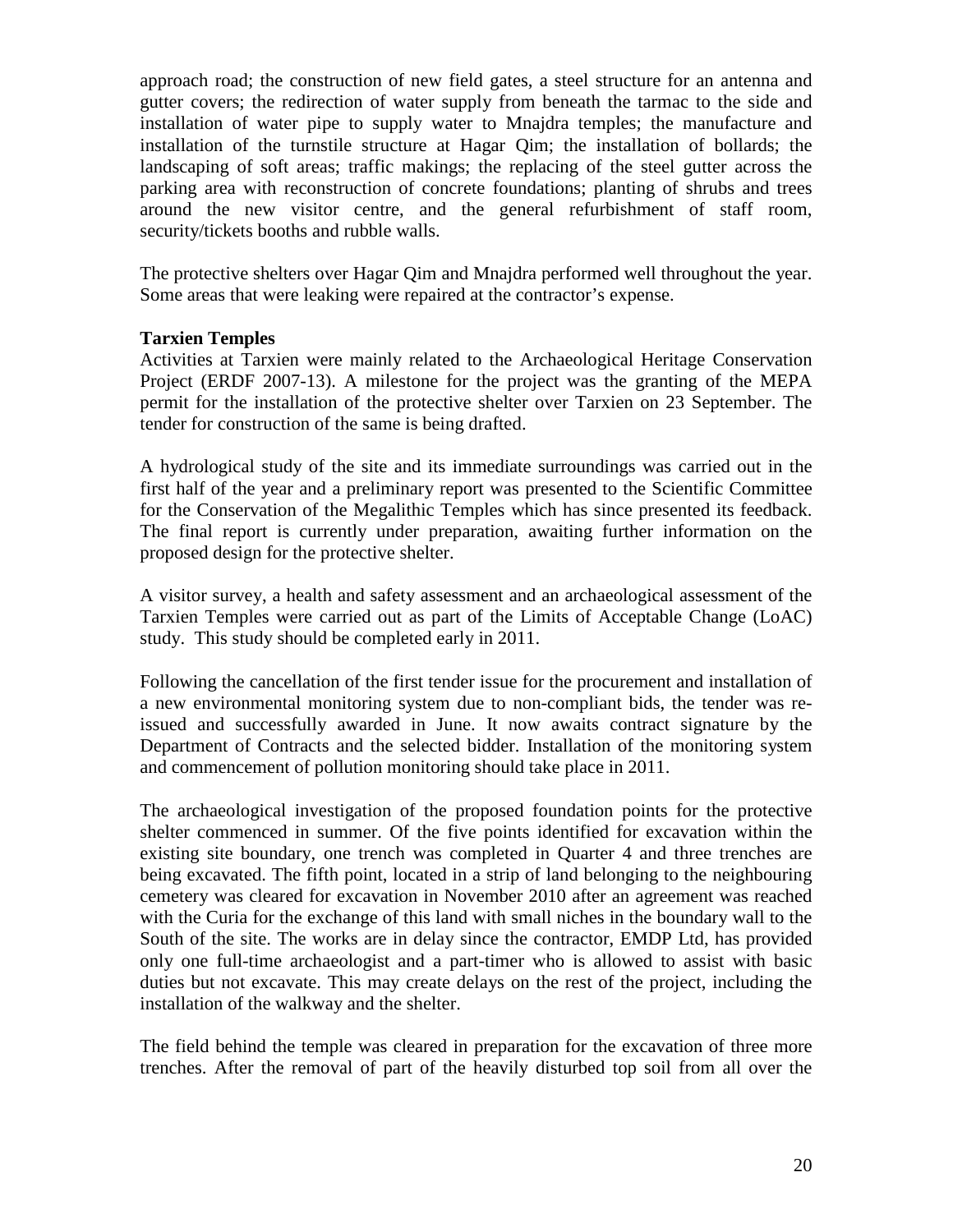approach road; the construction of new field gates, a steel structure for an antenna and gutter covers; the redirection of water supply from beneath the tarmac to the side and installation of water pipe to supply water to Mnajdra temples; the manufacture and installation of the turnstile structure at Hagar Qim; the installation of bollards; the landscaping of soft areas; traffic makings; the replacing of the steel gutter across the parking area with reconstruction of concrete foundations; planting of shrubs and trees around the new visitor centre, and the general refurbishment of staff room, security/tickets booths and rubble walls.

The protective shelters over Hagar Qim and Mnajdra performed well throughout the year. Some areas that were leaking were repaired at the contractor's expense.

**Tarxien Temples**

Activities at Tarxien were mainly related to the Archaeological Heritage Conservation Project (ERDF 2007-13). A milestone for the project was the granting of the MEPA permit for the installation of the protective shelter over Tarxien on 23 September. The tender for construction of the same is being drafted.

A hydrological study of the site and its immediate surroundings was carried out in the first half of the year and a preliminary report was presented to the Scientific Committee for the Conservation of the Megalithic Temples which has since presented its feedback. The final report is currently under preparation, awaiting further information on the proposed design for the protective shelter.

A visitor survey, a health and safety assessment and an archaeological assessment of the Tarxien Temples were carried out as part of the Limits of Acceptable Change (LoAC) study. This study should be completed early in 2011.

Following the cancellation of the first tender issue for the procurement and installation of a new environmental monitoring system due to non-compliant bids, the tender was re-issued and successfully awarded in June. It now awaits contract signature by the Department of Contracts and the selected bidder. Installation of the monitoring system and commencement of pollution monitoring should take place in 2011.

The archaeological investigation of the proposed foundation points for the protective shelter commenced in summer. Of the five points identified for excavation within the existing site boundary, one trench was completed in Quarter 4 and three trenches are being excavated. The fifth point, located in a strip of land belonging to the neighbouring cemetery was cleared for excavation in November 2010 after an agreement was reached with the Curia for the exchange of this land with small niches in the boundary wall to the South of the site. The works are in delay since the contractor, EMDP Ltd, has provided only one full-time archaeologist and a part-timer who is allowed to assist with basic duties but not excavate. This may create delays on the rest of the project, including the installation of the walkway and the shelter.

The field behind the temple was cleared in preparation for the excavation of three more trenches. After the removal of part of the heavily disturbed top soil from all over the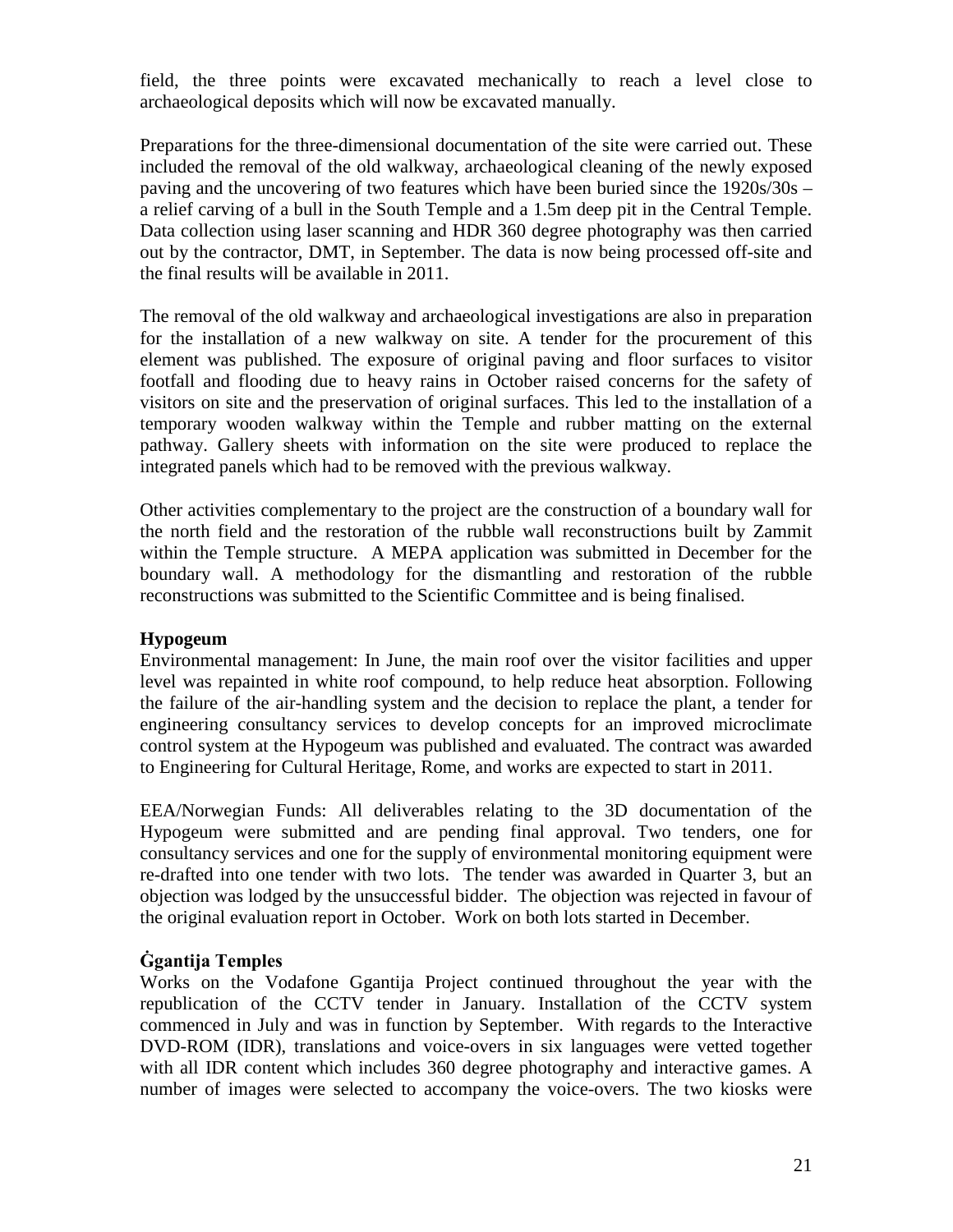field, the three points were excavated mechanically to reach a level close to archaeological deposits which will now be excavated manually.

Preparations for the three-dimensional documentation of the site were carried out. These included the removal of the old walkway, archaeological cleaning of the newly exposed paving and the uncovering of two features which have been buried since the 1920s/30s – a relief carving of a bull in the South Temple and a 1.5m deep pit in the Central Temple. Data collection using laser scanning and HDR 360 degree photography was then carried out by the contractor, DMT, in September. The data is now being processed off-site and the final results will be available in 2011.

The removal of the old walkway and archaeological investigations are also in preparation for the installation of a new walkway on site. A tender for the procurement of this element was published. The exposure of original paving and floor surfaces to visitor footfall and flooding due to heavy rains in October raised concerns for the safety of visitors on site and the preservation of original surfaces. This led to the installation of a temporary wooden walkway within the Temple and rubber matting on the external pathway. Gallery sheets with information on the site were produced to replace the integrated panels which had to be removed with the previous walkway.

Other activities complementary to the project are the construction of a boundary wall for the north field and the restoration of the rubble wall reconstructions built by Zammit within the Temple structure. A MEPA application was submitted in December for the boundary wall. A methodology for the dismantling and restoration of the rubble reconstructions was submitted to the Scientific Committee and is being finalised.

**Hypogeum**

Environmental management: In June, the main roof over the visitor facilities and upper level was repainted in white roof compound, to help reduce heat absorption. Following the failure of the air-handling system and the decision to replace the plant, a tender for engineering consultancy services to develop concepts for an improved microclimate control system at the Hypogeum was published and evaluated. The contract was awarded to Engineering for Cultural Heritage, Rome, and works are expected to start in 2011.

EEA/Norwegian Funds: All deliverables relating to the 3D documentation of the Hypogeum were submitted and are pending final approval. Two tenders, one for consultancy services and one for the supply of environmental monitoring equipment were re-drafted into one tender with two lots. The tender was awarded in Quarter 3, but an objection was lodged by the unsuccessful bidder. The objection was rejected in favour of the original evaluation report in October. Work on both lots started in December.

**Ġgantija Temples**

Works on the Vodafone Ggantija Project continued throughout the year with the republication of the CCTV tender in January. Installation of the CCTV system commenced in July and was in function by September. With regards to the Interactive DVD-ROM (IDR), translations and voice-overs in six languages were vetted together with all IDR content which includes 360 degree photography and interactive games. A number of images were selected to accompany the voice-overs. The two kiosks were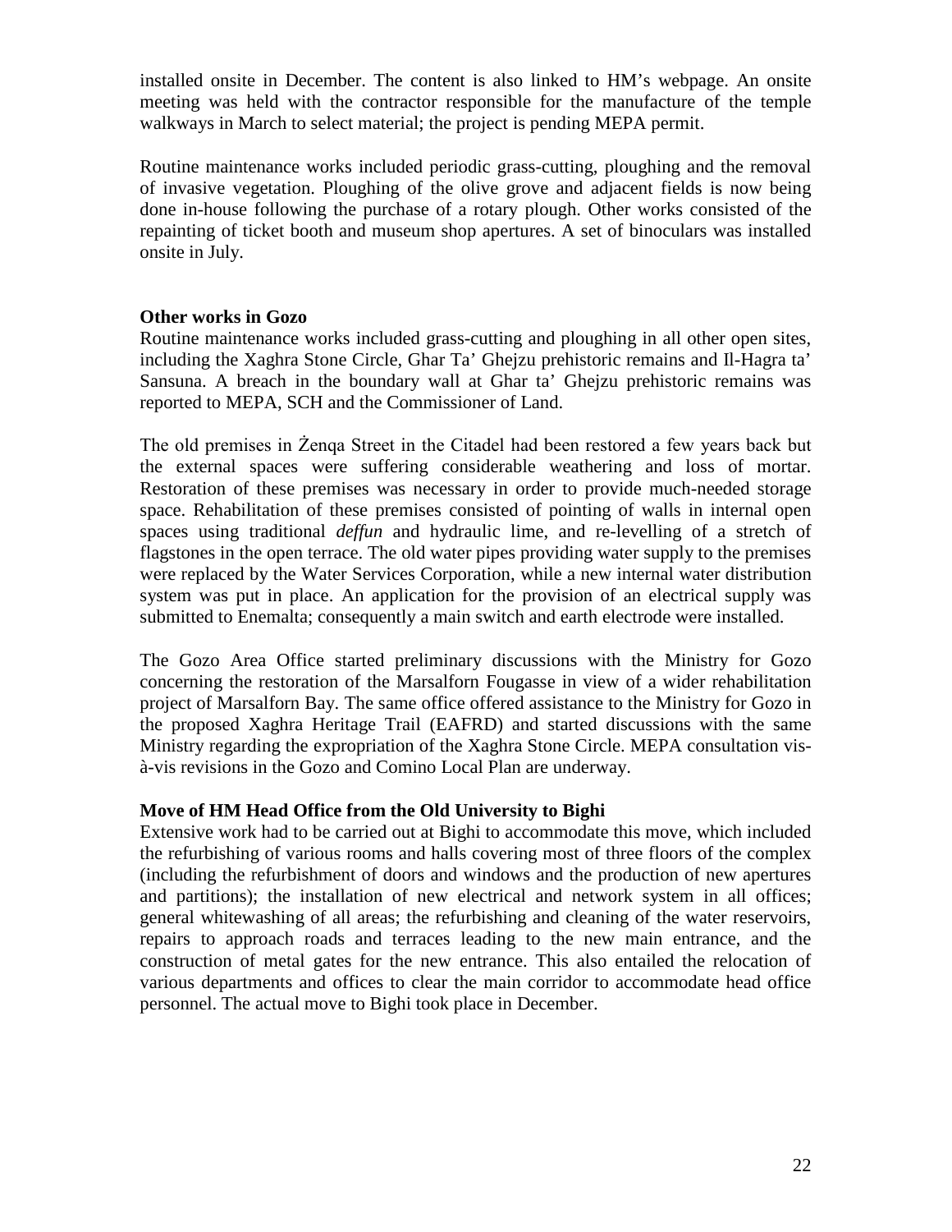installed onsite in December. The content is also linked to HM's webpage. An onsite meeting was held with the contractor responsible for the manufacture of the temple walkways in March to select material; the project is pending MEPA permit.

Routine maintenance works included periodic grass-cutting, ploughing and the removal of invasive vegetation. Ploughing of the olive grove and adjacent fields is now being done in-house following the purchase of a rotary plough. Other works consisted of the repainting of ticket booth and museum shop apertures. A set of binoculars was installed onsite in July.

**Other works in Gozo**

Routine maintenance works included grass-cutting and ploughing in all other open sites, including the Xaghra Stone Circle, Ghar Ta' Ghejzu prehistoric remains and Il-Hagra ta' Sansuna. A breach in the boundary wall at Ghar ta' Ghejzu prehistoric remains was reported to MEPA, SCH and the Commissioner of Land.

The old premises in Żenqa Street in the Citadel had been restored a few years back but the external spaces were suffering considerable weathering and loss of mortar. Restoration of these premises was necessary in order to provide much-needed storage space. Rehabilitation of these premises consisted of pointing of walls in internal open spaces using traditional *deffun* and hydraulic lime, and re-levelling of a stretch of flagstones in the open terrace. The old water pipes providing water supply to the premises were replaced by the Water Services Corporation, while a new internal water distribution system was put in place. An application for the provision of an electrical supply was submitted to Enemalta; consequently a main switch and earth electrode were installed.

The Gozo Area Office started preliminary discussions with the Ministry for Gozo concerning the restoration of the Marsalforn Fougasse in view of a wider rehabilitation project of Marsalforn Bay. The same office offered assistance to the Ministry for Gozo in the proposed Xaghra Heritage Trail (EAFRD) and started discussions with the same Ministry regarding the expropriation of the Xaghra Stone Circle. MEPA consultation vis-à-vis revisions in the Gozo and Comino Local Plan are underway.

**Move of HM Head Office from the Old University to Bighi**

Extensive work had to be carried out at Bighi to accommodate this move, which included the refurbishing of various rooms and halls covering most of three floors of the complex (including the refurbishment of doors and windows and the production of new apertures and partitions); the installation of new electrical and network system in all offices; general whitewashing of all areas; the refurbishing and cleaning of the water reservoirs, repairs to approach roads and terraces leading to the new main entrance, and the construction of metal gates for the new entrance. This also entailed the relocation of various departments and offices to clear the main corridor to accommodate head office personnel. The actual move to Bighi took place in December.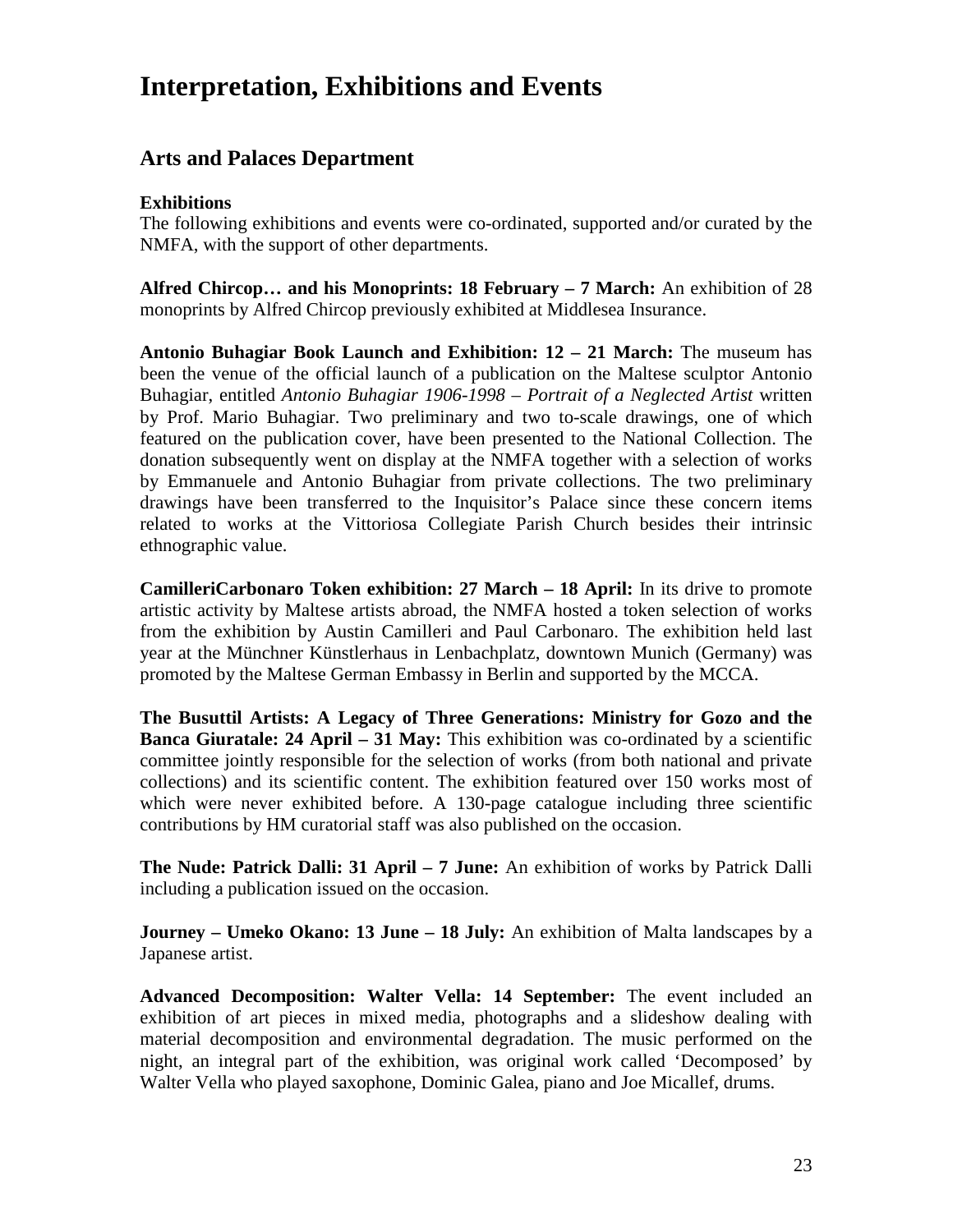# Interpretation, Exhibitions and Events

## Arts and Palaces Department

### Exhibitions

The following exhibitions and events were co-ordinated, supported and/or curated by the NMFA, with the support of other departments.

**Alfred Chircop… and his Monoprints: 18 February – 7 March:** An exhibition of 28 monoprints by Alfred Chircop previously exhibited at Middlesea Insurance.

**Antonio Buhagiar Book Launch and Exhibition: 12 – 21 March:** The museum has been the venue of the official launch of a publication on the Maltese sculptor Antonio Buhagiar, entitled *Antonio Buhagiar 1906-1998 – Portrait of a Neglected Artist* written by Prof. Mario Buhagiar. Two preliminary and two to-scale drawings, one of which featured on the publication cover, have been presented to the National Collection. The donation subsequently went on display at the NMFA together with a selection of works by Emmanuele and Antonio Buhagiar from private collections. The two preliminary drawings have been transferred to the Inquisitor's Palace since these concern items related to works at the Vittoriosa Collegiate Parish Church besides their intrinsic ethnographic value.

**CamilleriCarbonaro Token exhibition: 27 March – 18 April:** In its drive to promote artistic activity by Maltese artists abroad, the NMFA hosted a token selection of works from the exhibition by Austin Camilleri and Paul Carbonaro. The exhibition held last year at the Münchner Künstlerhaus in Lenbachplatz, downtown Munich (Germany) was promoted by the Maltese German Embassy in Berlin and supported by the MCCA.

**The Busuttil Artists: A Legacy of Three Generations: Ministry for Gozo and the Banca Giuratale: 24 April – 31 May:** This exhibition was co-ordinated by a scientific committee jointly responsible for the selection of works (from both national and private collections) and its scientific content. The exhibition featured over 150 works most of which were never exhibited before. A 130-page catalogue including three scientific contributions by HM curatorial staff was also published on the occasion.

**The Nude: Patrick Dalli: 31 April – 7 June:** An exhibition of works by Patrick Dalli including a publication issued on the occasion.

**Journey – Umeko Okano: 13 June – 18 July:** An exhibition of Malta landscapes by a Japanese artist.

**Advanced Decomposition: Walter Vella: 14 September:** The event included an exhibition of art pieces in mixed media, photographs and a slideshow dealing with material decomposition and environmental degradation. The music performed on the night, an integral part of the exhibition, was original work called 'Decomposed' by Walter Vella who played saxophone, Dominic Galea, piano and Joe Micallef, drums.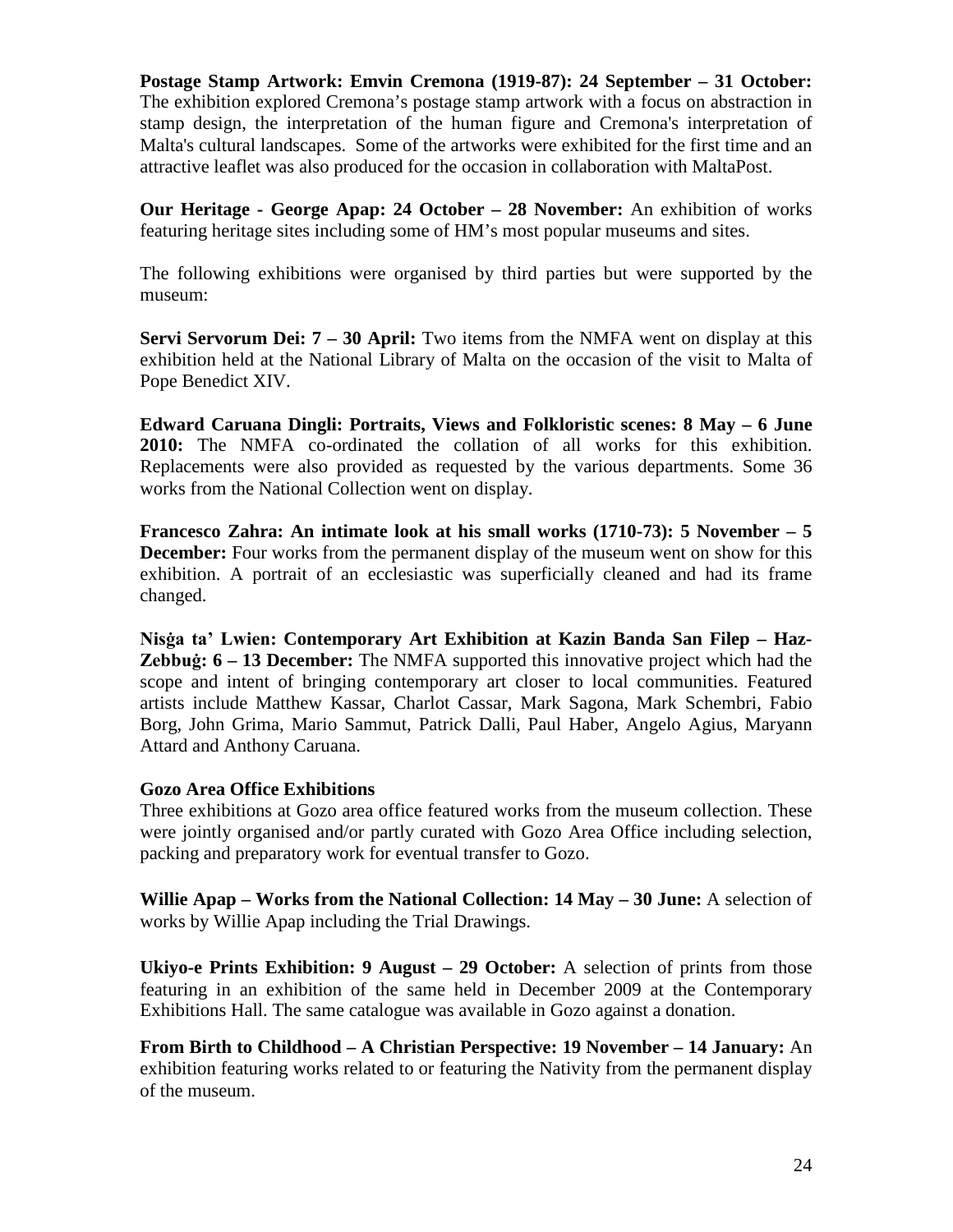**Postage Stamp Artwork: Emvin Cremona (1919-87): 24 September – 31 October:** The exhibition explored Cremona's postage stamp artwork with a focus on abstraction in stamp design, the interpretation of the human figure and Cremona's interpretation of Malta's cultural landscapes. Some of the artworks were exhibited for the first time and an attractive leaflet was also produced for the occasion in collaboration with MaltaPost.

**Our Heritage - George Apap: 24 October – 28 November:** An exhibition of works featuring heritage sites including some of HM's most popular museums and sites.

The following exhibitions were organised by third parties but were supported by the museum:

**Servi Servorum Dei: 7 – 30 April:** Two items from the NMFA went on display at this exhibition held at the National Library of Malta on the occasion of the visit to Malta of Pope Benedict XIV.

**Edward Caruana Dingli: Portraits, Views and Folkloristic scenes: 8 May – 6 June 2010:** The NMFA co-ordinated the collation of all works for this exhibition. Replacements were also provided as requested by the various departments. Some 36 works from the National Collection went on display.

**Francesco Zahra: An intimate look at his small works (1710-73): 5 November – 5 December:** Four works from the permanent display of the museum went on show for this exhibition. A portrait of an ecclesiastic was superficially cleaned and had its frame changed.

**Nisġa ta' Lwien: Contemporary Art Exhibition at Kazin Banda San Filep – Haz-Zebbuġ: 6 – 13 December:** The NMFA supported this innovative project which had the scope and intent of bringing contemporary art closer to local communities. Featured artists include Matthew Kassar, Charlot Cassar, Mark Sagona, Mark Schembri, Fabio Borg, John Grima, Mario Sammut, Patrick Dalli, Paul Haber, Angelo Agius, Maryann Attard and Anthony Caruana.

**Gozo Area Office Exhibitions**

Three exhibitions at Gozo area office featured works from the museum collection. These were jointly organised and/or partly curated with Gozo Area Office including selection, packing and preparatory work for eventual transfer to Gozo.

**Willie Apap – Works from the National Collection: 14 May – 30 June:** A selection of works by Willie Apap including the Trial Drawings.

**Ukiyo-e Prints Exhibition: 9 August – 29 October:** A selection of prints from those featuring in an exhibition of the same held in December 2009 at the Contemporary Exhibitions Hall. The same catalogue was available in Gozo against a donation.

**From Birth to Childhood – A Christian Perspective: 19 November – 14 January:** An exhibition featuring works related to or featuring the Nativity from the permanent display of the museum.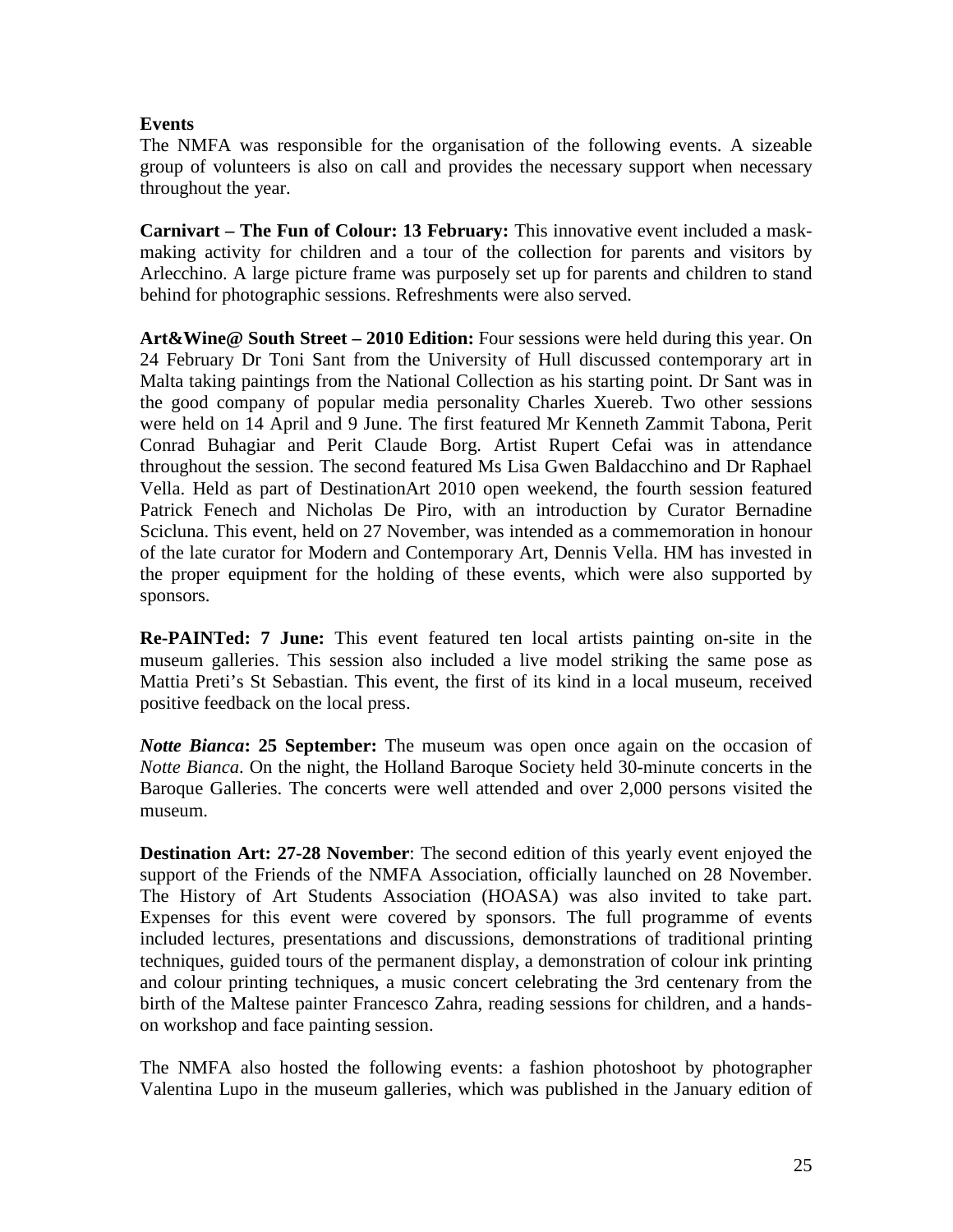**Events**

The NMFA was responsible for the organisation of the following events. A sizeable group of volunteers is also on call and provides the necessary support when necessary throughout the year.

**Carnivart – The Fun of Colour: 13 February:** This innovative event included a mask-making activity for children and a tour of the collection for parents and visitors by Arlecchino. A large picture frame was purposely set up for parents and children to stand behind for photographic sessions. Refreshments were also served.

**Art&Wine@ South Street – 2010 Edition:** Four sessions were held during this year. On 24 February Dr Toni Sant from the University of Hull discussed contemporary art in Malta taking paintings from the National Collection as his starting point. Dr Sant was in the good company of popular media personality Charles Xuereb. Two other sessions were held on 14 April and 9 June. The first featured Mr Kenneth Zammit Tabona, Perit Conrad Buhagiar and Perit Claude Borg. Artist Rupert Cefai was in attendance throughout the session. The second featured Ms Lisa Gwen Baldacchino and Dr Raphael Vella. Held as part of DestinationArt 2010 open weekend, the fourth session featured Patrick Fenech and Nicholas De Piro, with an introduction by Curator Bernadine Scicluna. This event, held on 27 November, was intended as a commemoration in honour of the late curator for Modern and Contemporary Art, Dennis Vella. HM has invested in the proper equipment for the holding of these events, which were also supported by sponsors.

**Re-PAINTed: 7 June:** This event featured ten local artists painting on-site in the museum galleries. This session also included a live model striking the same pose as Mattia Preti's St Sebastian. This event, the first of its kind in a local museum, received positive feedback on the local press.

***Notte Bianca*: 25 September:** The museum was open once again on the occasion of *Notte Bianca*. On the night, the Holland Baroque Society held 30-minute concerts in the Baroque Galleries. The concerts were well attended and over 2,000 persons visited the museum.

**Destination Art: 27-28 November**: The second edition of this yearly event enjoyed the support of the Friends of the NMFA Association, officially launched on 28 November. The History of Art Students Association (HOASA) was also invited to take part. Expenses for this event were covered by sponsors. The full programme of events included lectures, presentations and discussions, demonstrations of traditional printing techniques, guided tours of the permanent display, a demonstration of colour ink printing and colour printing techniques, a music concert celebrating the 3rd centenary from the birth of the Maltese painter Francesco Zahra, reading sessions for children, and a hands-on workshop and face painting session.

The NMFA also hosted the following events: a fashion photoshoot by photographer Valentina Lupo in the museum galleries, which was published in the January edition of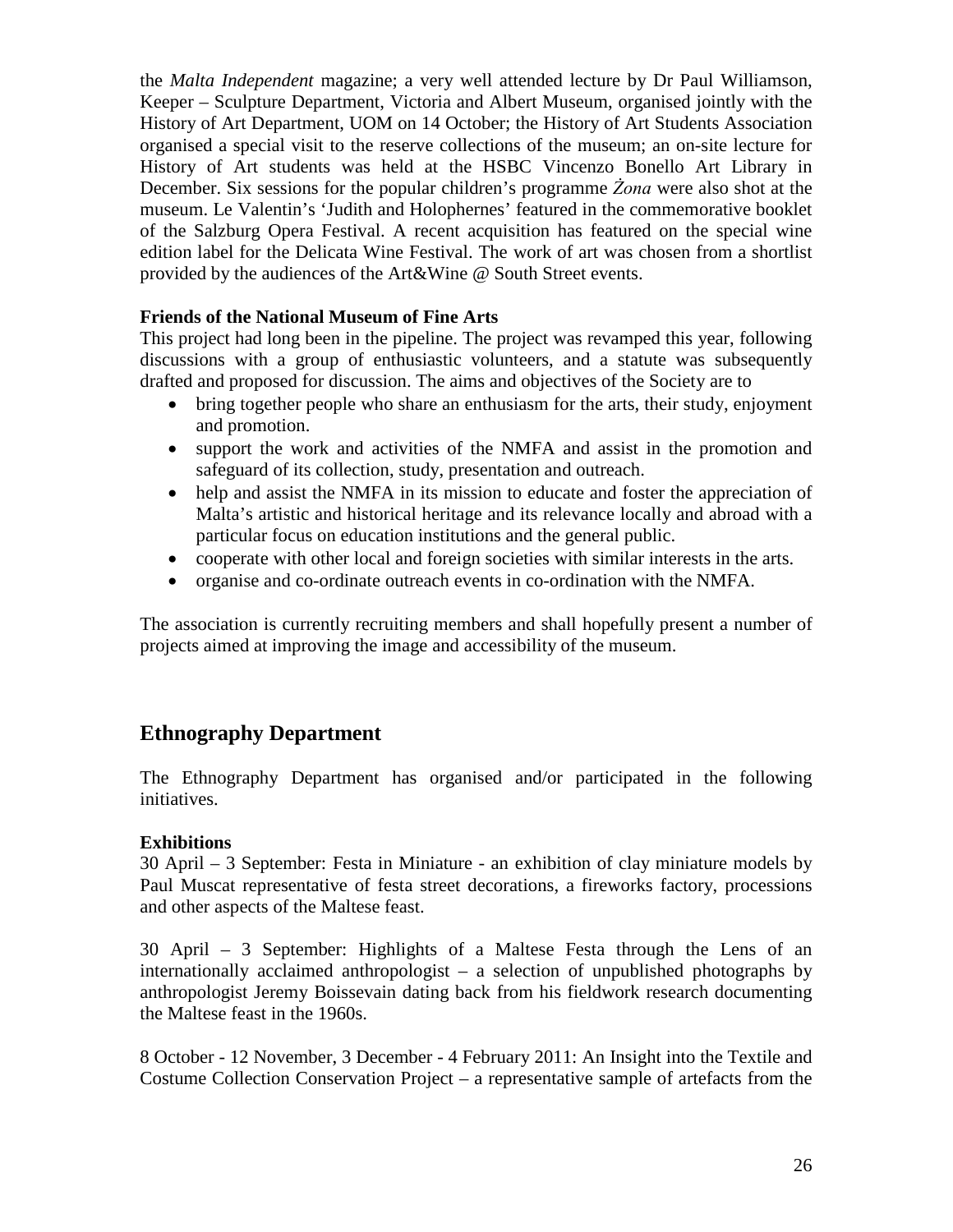the *Malta Independent* magazine; a very well attended lecture by Dr Paul Williamson, Keeper – Sculpture Department, Victoria and Albert Museum, organised jointly with the History of Art Department, UOM on 14 October; the History of Art Students Association organised a special visit to the reserve collections of the museum; an on-site lecture for History of Art students was held at the HSBC Vincenzo Bonello Art Library in December. Six sessions for the popular children's programme *Żona* were also shot at the museum. Le Valentin's 'Judith and Holophernes' featured in the commemorative booklet of the Salzburg Opera Festival. A recent acquisition has featured on the special wine edition label for the Delicata Wine Festival. The work of art was chosen from a shortlist provided by the audiences of the Art&Wine @ South Street events.

**Friends of the National Museum of Fine Arts**

This project had long been in the pipeline. The project was revamped this year, following discussions with a group of enthusiastic volunteers, and a statute was subsequently drafted and proposed for discussion. The aims and objectives of the Society are to

- bring together people who share an enthusiasm for the arts, their study, enjoyment and promotion.
- support the work and activities of the NMFA and assist in the promotion and safeguard of its collection, study, presentation and outreach.
- help and assist the NMFA in its mission to educate and foster the appreciation of Malta's artistic and historical heritage and its relevance locally and abroad with a particular focus on education institutions and the general public.
- cooperate with other local and foreign societies with similar interests in the arts.
- organise and co-ordinate outreach events in co-ordination with the NMFA.

The association is currently recruiting members and shall hopefully present a number of projects aimed at improving the image and accessibility of the museum.

## Ethnography Department

The Ethnography Department has organised and/or participated in the following initiatives.

**Exhibitions**

30 April – 3 September: Festa in Miniature - an exhibition of clay miniature models by Paul Muscat representative of festa street decorations, a fireworks factory, processions and other aspects of the Maltese feast.

30 April – 3 September: Highlights of a Maltese Festa through the Lens of an internationally acclaimed anthropologist – a selection of unpublished photographs by anthropologist Jeremy Boissevain dating back from his fieldwork research documenting the Maltese feast in the 1960s.

8 October - 12 November, 3 December - 4 February 2011: An Insight into the Textile and Costume Collection Conservation Project – a representative sample of artefacts from the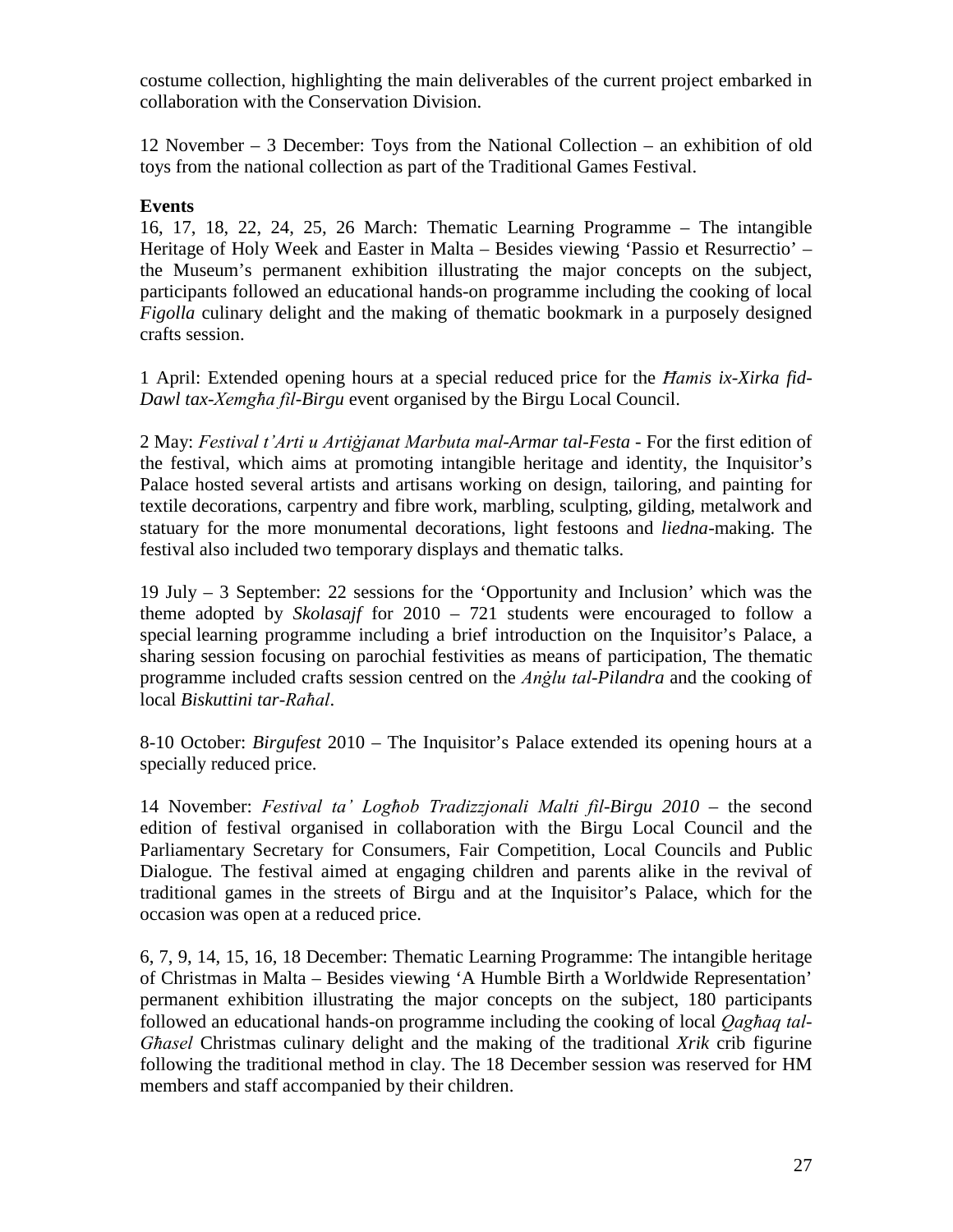costume collection, highlighting the main deliverables of the current project embarked in collaboration with the Conservation Division.

12 November – 3 December: Toys from the National Collection – an exhibition of old toys from the national collection as part of the Traditional Games Festival.

**Events**

16, 17, 18, 22, 24, 25, 26 March: Thematic Learning Programme – The intangible Heritage of Holy Week and Easter in Malta – Besides viewing 'Passio et Resurrectio' – the Museum's permanent exhibition illustrating the major concepts on the subject, participants followed an educational hands-on programme including the cooking of local *Figolla* culinary delight and the making of thematic bookmark in a purposely designed crafts session.

1 April: Extended opening hours at a special reduced price for the *Ħamis ix-Xirka fid-Dawl tax-Xemgħa fil-Birgu* event organised by the Birgu Local Council.

2 May: *Festival t'Arti u Artiġjanat Marbuta mal-Armar tal-Festa* - For the first edition of the festival, which aims at promoting intangible heritage and identity, the Inquisitor's Palace hosted several artists and artisans working on design, tailoring, and painting for textile decorations, carpentry and fibre work, marbling, sculpting, gilding, metalwork and statuary for the more monumental decorations, light festoons and *liedna*-making. The festival also included two temporary displays and thematic talks.

19 July – 3 September: 22 sessions for the 'Opportunity and Inclusion' which was the theme adopted by *Skolasajf* for 2010 – 721 students were encouraged to follow a special learning programme including a brief introduction on the Inquisitor's Palace, a sharing session focusing on parochial festivities as means of participation, The thematic programme included crafts session centred on the *Anġlu tal-Pilandra* and the cooking of local *Biskuttini tar-Raħal*.

8-10 October: *Birgufest* 2010 – The Inquisitor's Palace extended its opening hours at a specially reduced price.

14 November: *Festival ta' Logħob Tradizzjonali Malti fil-Birgu 2010* – the second edition of festival organised in collaboration with the Birgu Local Council and the Parliamentary Secretary for Consumers, Fair Competition, Local Councils and Public Dialogue. The festival aimed at engaging children and parents alike in the revival of traditional games in the streets of Birgu and at the Inquisitor's Palace, which for the occasion was open at a reduced price.

6, 7, 9, 14, 15, 16, 18 December: Thematic Learning Programme: The intangible heritage of Christmas in Malta – Besides viewing 'A Humble Birth a Worldwide Representation' permanent exhibition illustrating the major concepts on the subject, 180 participants followed an educational hands-on programme including the cooking of local *Qagħaq tal-Għasel* Christmas culinary delight and the making of the traditional *Xrik* crib figurine following the traditional method in clay. The 18 December session was reserved for HM members and staff accompanied by their children.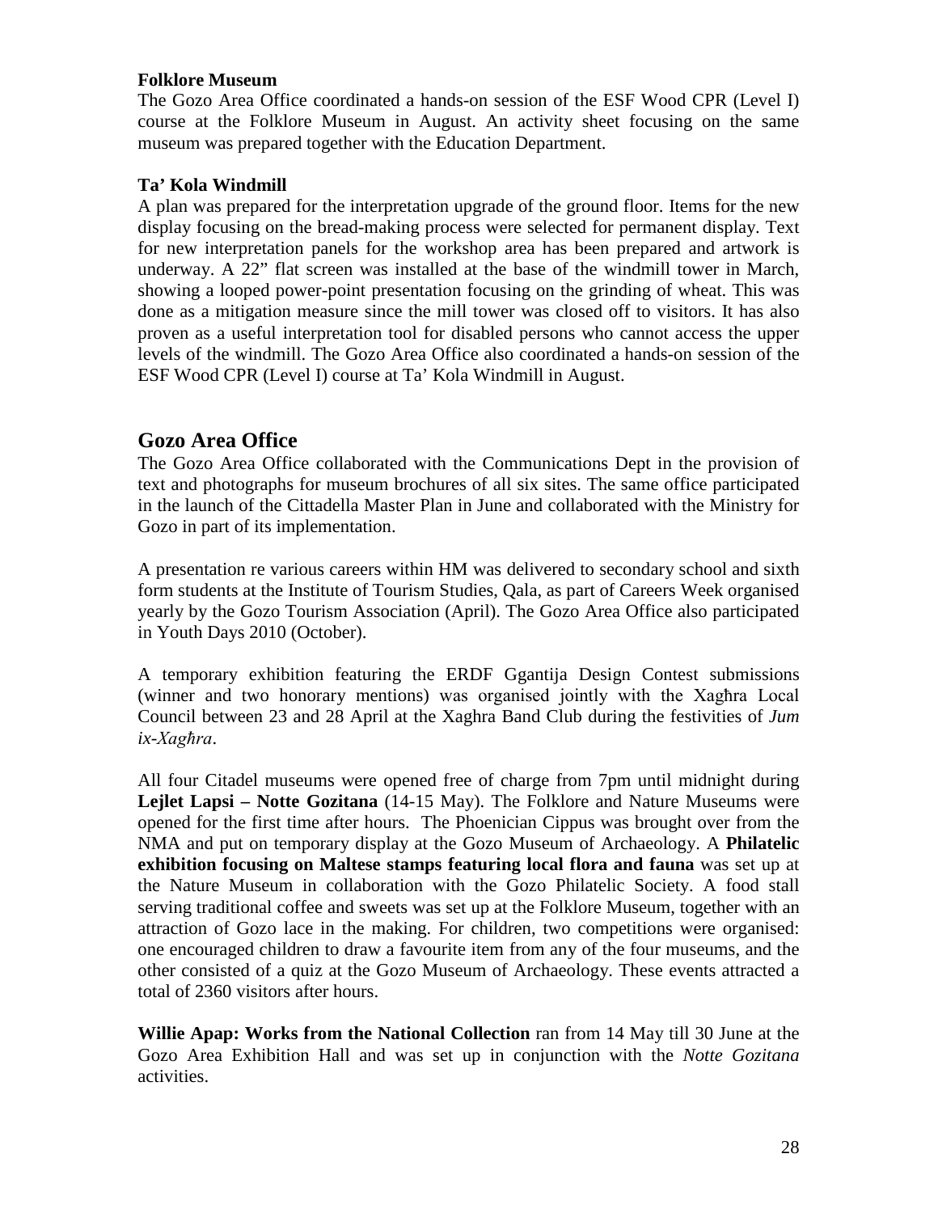**Folklore Museum**

The Gozo Area Office coordinated a hands-on session of the ESF Wood CPR (Level I) course at the Folklore Museum in August. An activity sheet focusing on the same museum was prepared together with the Education Department.

**Ta' Kola Windmill**

A plan was prepared for the interpretation upgrade of the ground floor. Items for the new display focusing on the bread-making process were selected for permanent display. Text for new interpretation panels for the workshop area has been prepared and artwork is underway. A 22" flat screen was installed at the base of the windmill tower in March, showing a looped power-point presentation focusing on the grinding of wheat. This was done as a mitigation measure since the mill tower was closed off to visitors. It has also proven as a useful interpretation tool for disabled persons who cannot access the upper levels of the windmill. The Gozo Area Office also coordinated a hands-on session of the ESF Wood CPR (Level I) course at Ta' Kola Windmill in August.

## Gozo Area Office

The Gozo Area Office collaborated with the Communications Dept in the provision of text and photographs for museum brochures of all six sites. The same office participated in the launch of the Cittadella Master Plan in June and collaborated with the Ministry for Gozo in part of its implementation.

A presentation re various careers within HM was delivered to secondary school and sixth form students at the Institute of Tourism Studies, Qala, as part of Careers Week organised yearly by the Gozo Tourism Association (April). The Gozo Area Office also participated in Youth Days 2010 (October).

A temporary exhibition featuring the ERDF Ggantija Design Contest submissions (winner and two honorary mentions) was organised jointly with the Xagħra Local Council between 23 and 28 April at the Xaghra Band Club during the festivities of *Jum ix-Xagħra*.

All four Citadel museums were opened free of charge from 7pm until midnight during **Lejlet Lapsi – Notte Gozitana** (14-15 May). The Folklore and Nature Museums were opened for the first time after hours. The Phoenician Cippus was brought over from the NMA and put on temporary display at the Gozo Museum of Archaeology. A **Philatelic exhibition focusing on Maltese stamps featuring local flora and fauna** was set up at the Nature Museum in collaboration with the Gozo Philatelic Society. A food stall serving traditional coffee and sweets was set up at the Folklore Museum, together with an attraction of Gozo lace in the making. For children, two competitions were organised: one encouraged children to draw a favourite item from any of the four museums, and the other consisted of a quiz at the Gozo Museum of Archaeology. These events attracted a total of 2360 visitors after hours.

**Willie Apap: Works from the National Collection** ran from 14 May till 30 June at the Gozo Area Exhibition Hall and was set up in conjunction with the *Notte Gozitana* activities.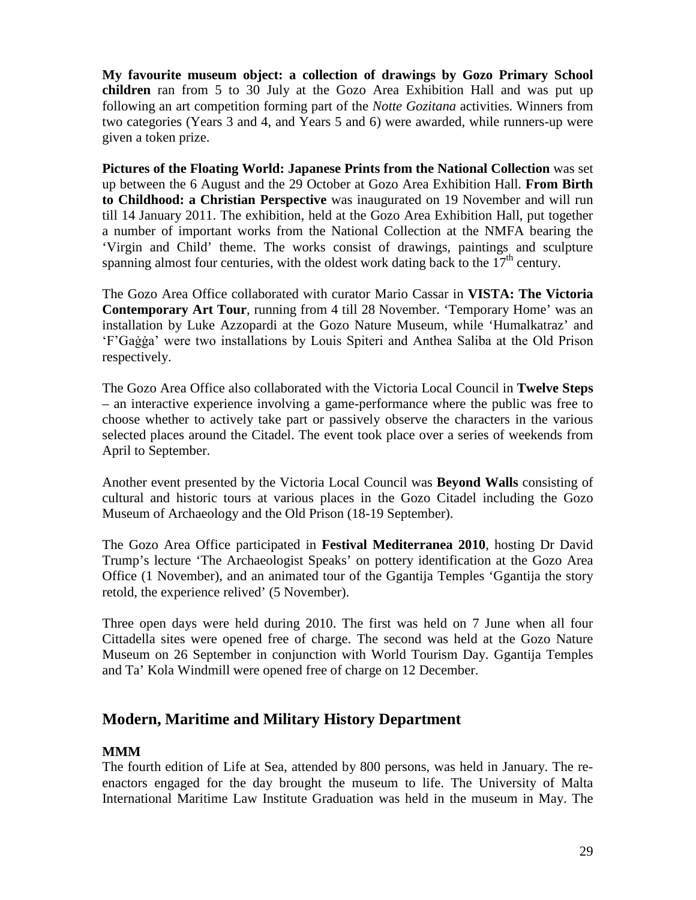**My favourite museum object: a collection of drawings by Gozo Primary School children** ran from 5 to 30 July at the Gozo Area Exhibition Hall and was put up following an art competition forming part of the *Notte Gozitana* activities. Winners from two categories (Years 3 and 4, and Years 5 and 6) were awarded, while runners-up were given a token prize.

**Pictures of the Floating World: Japanese Prints from the National Collection** was set up between the 6 August and the 29 October at Gozo Area Exhibition Hall. **From Birth to Childhood: a Christian Perspective** was inaugurated on 19 November and will run till 14 January 2011. The exhibition, held at the Gozo Area Exhibition Hall, put together a number of important works from the National Collection at the NMFA bearing the 'Virgin and Child' theme. The works consist of drawings, paintings and sculpture spanning almost four centuries, with the oldest work dating back to the 17th century.

The Gozo Area Office collaborated with curator Mario Cassar in **VISTA: The Victoria Contemporary Art Tour**, running from 4 till 28 November. 'Temporary Home' was an installation by Luke Azzopardi at the Gozo Nature Museum, while 'Humalkatraz' and 'F'Gaġġa' were two installations by Louis Spiteri and Anthea Saliba at the Old Prison respectively.

The Gozo Area Office also collaborated with the Victoria Local Council in **Twelve Steps** – an interactive experience involving a game-performance where the public was free to choose whether to actively take part or passively observe the characters in the various selected places around the Citadel. The event took place over a series of weekends from April to September.

Another event presented by the Victoria Local Council was **Beyond Walls** consisting of cultural and historic tours at various places in the Gozo Citadel including the Gozo Museum of Archaeology and the Old Prison (18-19 September).

The Gozo Area Office participated in **Festival Mediterranea 2010**, hosting Dr David Trump's lecture 'The Archaeologist Speaks' on pottery identification at the Gozo Area Office (1 November), and an animated tour of the Ggantija Temples 'Ggantija the story retold, the experience relived' (5 November).

Three open days were held during 2010. The first was held on 7 June when all four Cittadella sites were opened free of charge. The second was held at the Gozo Nature Museum on 26 September in conjunction with World Tourism Day. Ggantija Temples and Ta' Kola Windmill were opened free of charge on 12 December.

## Modern, Maritime and Military History Department

**MMM**

The fourth edition of Life at Sea, attended by 800 persons, was held in January. The re-enactors engaged for the day brought the museum to life. The University of Malta International Maritime Law Institute Graduation was held in the museum in May. The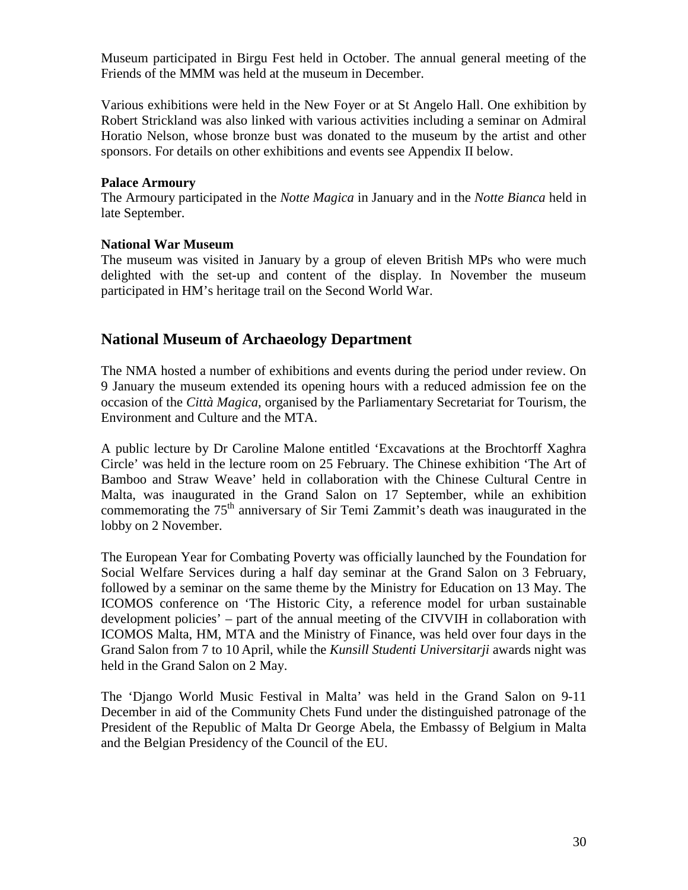Museum participated in Birgu Fest held in October. The annual general meeting of the Friends of the MMM was held at the museum in December.

Various exhibitions were held in the New Foyer or at St Angelo Hall. One exhibition by Robert Strickland was also linked with various activities including a seminar on Admiral Horatio Nelson, whose bronze bust was donated to the museum by the artist and other sponsors. For details on other exhibitions and events see Appendix II below.

**Palace Armoury**

The Armoury participated in the *Notte Magica* in January and in the *Notte Bianca* held in late September.

**National War Museum**

The museum was visited in January by a group of eleven British MPs who were much delighted with the set-up and content of the display. In November the museum participated in HM's heritage trail on the Second World War.

## National Museum of Archaeology Department

The NMA hosted a number of exhibitions and events during the period under review. On 9 January the museum extended its opening hours with a reduced admission fee on the occasion of the *Città Magica*, organised by the Parliamentary Secretariat for Tourism, the Environment and Culture and the MTA.

A public lecture by Dr Caroline Malone entitled 'Excavations at the Brochtorff Xaghra Circle' was held in the lecture room on 25 February. The Chinese exhibition 'The Art of Bamboo and Straw Weave' held in collaboration with the Chinese Cultural Centre in Malta, was inaugurated in the Grand Salon on 17 September, while an exhibition commemorating the 75th anniversary of Sir Temi Zammit's death was inaugurated in the lobby on 2 November.

The European Year for Combating Poverty was officially launched by the Foundation for Social Welfare Services during a half day seminar at the Grand Salon on 3 February, followed by a seminar on the same theme by the Ministry for Education on 13 May. The ICOMOS conference on 'The Historic City, a reference model for urban sustainable development policies' – part of the annual meeting of the CIVVIH in collaboration with ICOMOS Malta, HM, MTA and the Ministry of Finance, was held over four days in the Grand Salon from 7 to 10 April, while the *Kunsill Studenti Universitarji* awards night was held in the Grand Salon on 2 May.

The 'Django World Music Festival in Malta' was held in the Grand Salon on 9-11 December in aid of the Community Chets Fund under the distinguished patronage of the President of the Republic of Malta Dr George Abela, the Embassy of Belgium in Malta and the Belgian Presidency of the Council of the EU.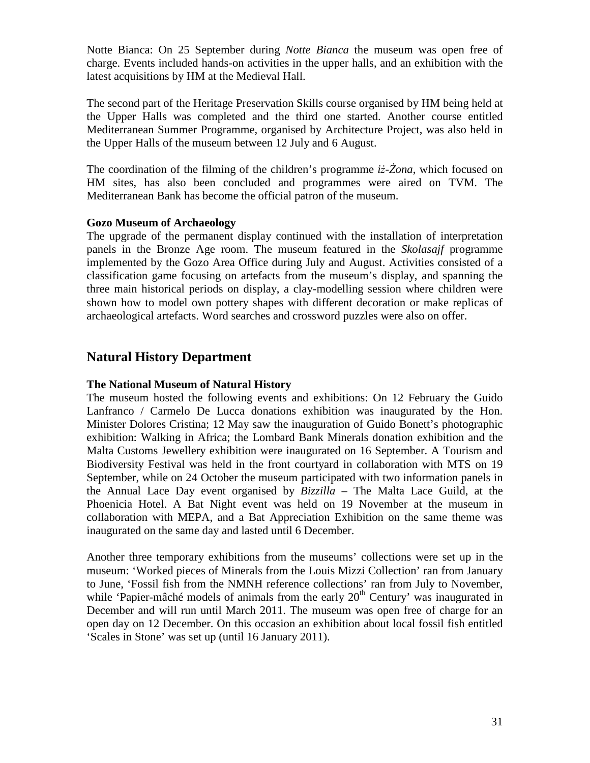Notte Bianca: On 25 September during *Notte Bianca* the museum was open free of charge. Events included hands-on activities in the upper halls, and an exhibition with the latest acquisitions by HM at the Medieval Hall.

The second part of the Heritage Preservation Skills course organised by HM being held at the Upper Halls was completed and the third one started. Another course entitled Mediterranean Summer Programme, organised by Architecture Project, was also held in the Upper Halls of the museum between 12 July and 6 August.

The coordination of the filming of the children's programme *iż-Żona*, which focused on HM sites, has also been concluded and programmes were aired on TVM. The Mediterranean Bank has become the official patron of the museum.

**Gozo Museum of Archaeology**

The upgrade of the permanent display continued with the installation of interpretation panels in the Bronze Age room. The museum featured in the *Skolasajf* programme implemented by the Gozo Area Office during July and August. Activities consisted of a classification game focusing on artefacts from the museum's display, and spanning the three main historical periods on display, a clay-modelling session where children were shown how to model own pottery shapes with different decoration or make replicas of archaeological artefacts. Word searches and crossword puzzles were also on offer.

## Natural History Department

**The National Museum of Natural History**

The museum hosted the following events and exhibitions: On 12 February the Guido Lanfranco / Carmelo De Lucca donations exhibition was inaugurated by the Hon. Minister Dolores Cristina; 12 May saw the inauguration of Guido Bonett's photographic exhibition: Walking in Africa; the Lombard Bank Minerals donation exhibition and the Malta Customs Jewellery exhibition were inaugurated on 16 September. A Tourism and Biodiversity Festival was held in the front courtyard in collaboration with MTS on 19 September, while on 24 October the museum participated with two information panels in the Annual Lace Day event organised by *Bizzilla* – The Malta Lace Guild, at the Phoenicia Hotel. A Bat Night event was held on 19 November at the museum in collaboration with MEPA, and a Bat Appreciation Exhibition on the same theme was inaugurated on the same day and lasted until 6 December.

Another three temporary exhibitions from the museums' collections were set up in the museum: 'Worked pieces of Minerals from the Louis Mizzi Collection' ran from January to June, 'Fossil fish from the NMNH reference collections' ran from July to November, while 'Papier-mâché models of animals from the early 20th Century' was inaugurated in December and will run until March 2011. The museum was open free of charge for an open day on 12 December. On this occasion an exhibition about local fossil fish entitled 'Scales in Stone' was set up (until 16 January 2011).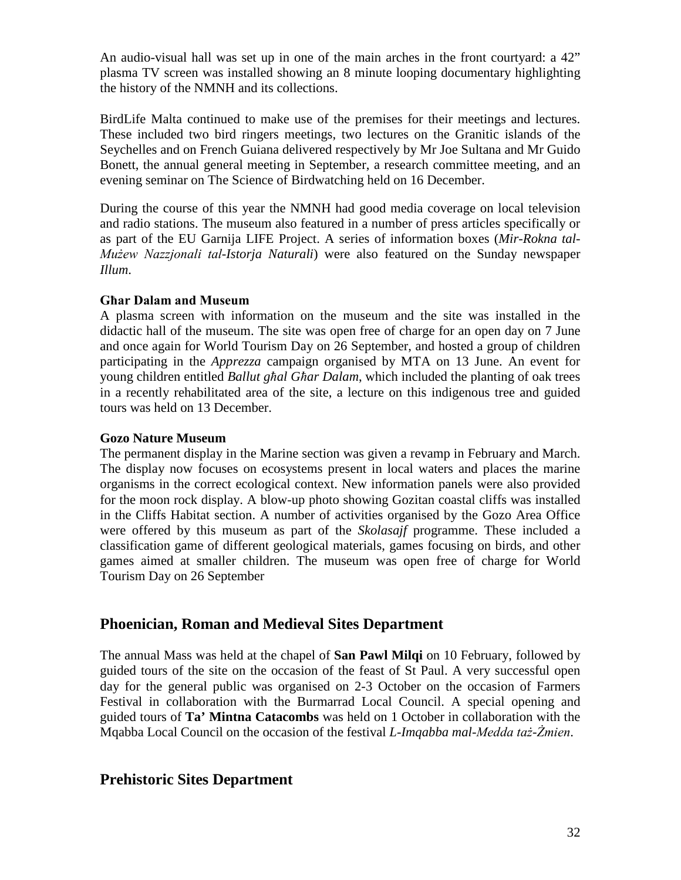An audio-visual hall was set up in one of the main arches in the front courtyard: a 42" plasma TV screen was installed showing an 8 minute looping documentary highlighting the history of the NMNH and its collections.

BirdLife Malta continued to make use of the premises for their meetings and lectures. These included two bird ringers meetings, two lectures on the Granitic islands of the Seychelles and on French Guiana delivered respectively by Mr Joe Sultana and Mr Guido Bonett, the annual general meeting in September, a research committee meeting, and an evening seminar on The Science of Birdwatching held on 16 December.

During the course of this year the NMNH had good media coverage on local television and radio stations. The museum also featured in a number of press articles specifically or as part of the EU Garnija LIFE Project. A series of information boxes (*Mir-Rokna tal-Mużew Nazzjonali tal-Istorja Naturali*) were also featured on the Sunday newspaper *Illum*.

### Għar Dalam and Museum

A plasma screen with information on the museum and the site was installed in the didactic hall of the museum. The site was open free of charge for an open day on 7 June and once again for World Tourism Day on 26 September, and hosted a group of children participating in the *Apprezza* campaign organised by MTA on 13 June. An event for young children entitled *Ballut għal Għar Dalam*, which included the planting of oak trees in a recently rehabilitated area of the site, a lecture on this indigenous tree and guided tours was held on 13 December.

### Gozo Nature Museum

The permanent display in the Marine section was given a revamp in February and March. The display now focuses on ecosystems present in local waters and places the marine organisms in the correct ecological context. New information panels were also provided for the moon rock display. A blow-up photo showing Gozitan coastal cliffs was installed in the Cliffs Habitat section. A number of activities organised by the Gozo Area Office were offered by this museum as part of the *Skolasajf* programme. These included a classification game of different geological materials, games focusing on birds, and other games aimed at smaller children. The museum was open free of charge for World Tourism Day on 26 September

## Phoenician, Roman and Medieval Sites Department

The annual Mass was held at the chapel of **San Pawl Milqi** on 10 February, followed by guided tours of the site on the occasion of the feast of St Paul. A very successful open day for the general public was organised on 2-3 October on the occasion of Farmers Festival in collaboration with the Burmarrad Local Council. A special opening and guided tours of **Ta' Mintna Catacombs** was held on 1 October in collaboration with the Mqabba Local Council on the occasion of the festival *L-Imqabba mal-Medda taż-Żmien*.

## Prehistoric Sites Department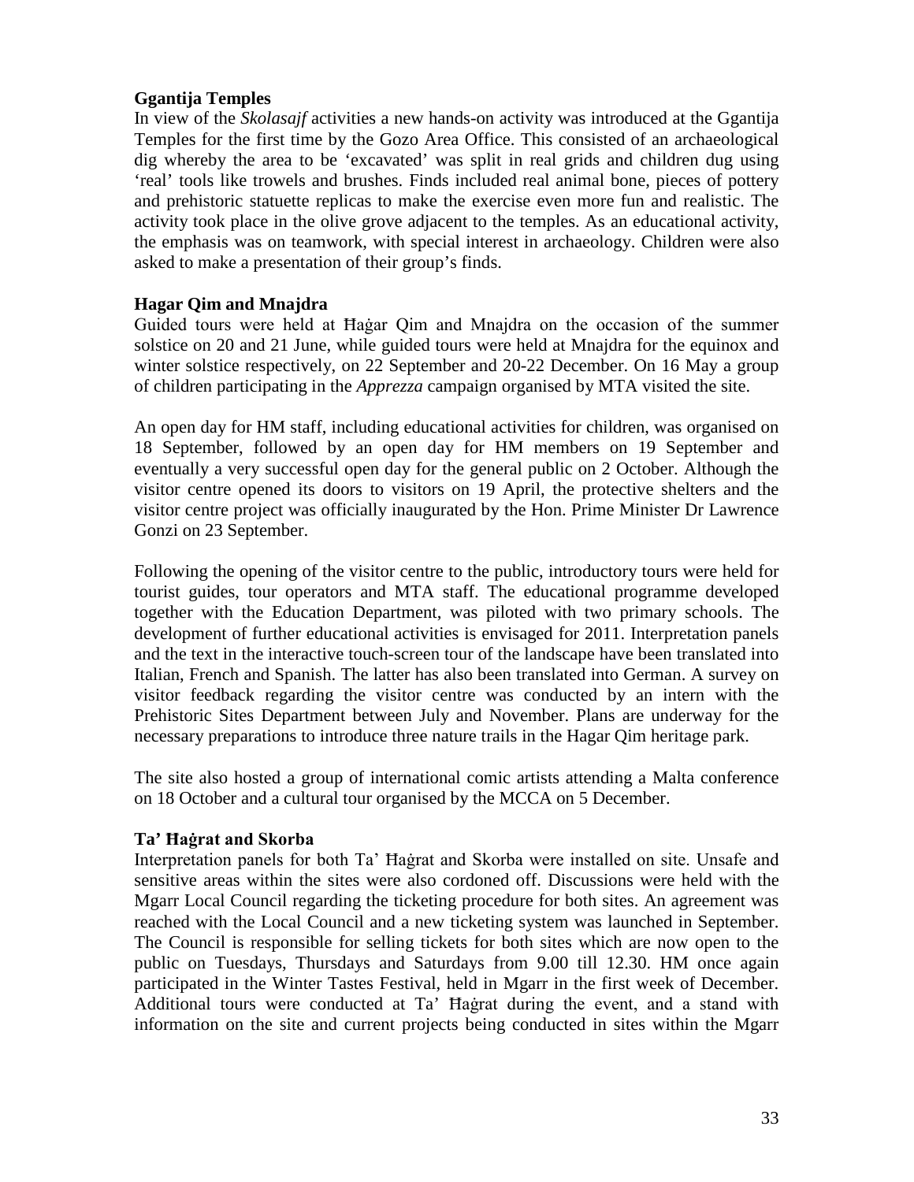**Ggantija Temples**

In view of the *Skolasajf* activities a new hands-on activity was introduced at the Ggantija Temples for the first time by the Gozo Area Office. This consisted of an archaeological dig whereby the area to be 'excavated' was split in real grids and children dug using 'real' tools like trowels and brushes. Finds included real animal bone, pieces of pottery and prehistoric statuette replicas to make the exercise even more fun and realistic. The activity took place in the olive grove adjacent to the temples. As an educational activity, the emphasis was on teamwork, with special interest in archaeology. Children were also asked to make a presentation of their group's finds.

**Hagar Qim and Mnajdra**

Guided tours were held at Ħaġar Qim and Mnajdra on the occasion of the summer solstice on 20 and 21 June, while guided tours were held at Mnajdra for the equinox and winter solstice respectively, on 22 September and 20-22 December. On 16 May a group of children participating in the *Apprezza* campaign organised by MTA visited the site.

An open day for HM staff, including educational activities for children, was organised on 18 September, followed by an open day for HM members on 19 September and eventually a very successful open day for the general public on 2 October. Although the visitor centre opened its doors to visitors on 19 April, the protective shelters and the visitor centre project was officially inaugurated by the Hon. Prime Minister Dr Lawrence Gonzi on 23 September.

Following the opening of the visitor centre to the public, introductory tours were held for tourist guides, tour operators and MTA staff. The educational programme developed together with the Education Department, was piloted with two primary schools. The development of further educational activities is envisaged for 2011. Interpretation panels and the text in the interactive touch-screen tour of the landscape have been translated into Italian, French and Spanish. The latter has also been translated into German. A survey on visitor feedback regarding the visitor centre was conducted by an intern with the Prehistoric Sites Department between July and November. Plans are underway for the necessary preparations to introduce three nature trails in the Hagar Qim heritage park.

The site also hosted a group of international comic artists attending a Malta conference on 18 October and a cultural tour organised by the MCCA on 5 December.

**Ta' Ħaġrat and Skorba**

Interpretation panels for both Ta' Ħaġrat and Skorba were installed on site. Unsafe and sensitive areas within the sites were also cordoned off. Discussions were held with the Mgarr Local Council regarding the ticketing procedure for both sites. An agreement was reached with the Local Council and a new ticketing system was launched in September. The Council is responsible for selling tickets for both sites which are now open to the public on Tuesdays, Thursdays and Saturdays from 9.00 till 12.30. HM once again participated in the Winter Tastes Festival, held in Mgarr in the first week of December. Additional tours were conducted at Ta' Ħaġrat during the event, and a stand with information on the site and current projects being conducted in sites within the Mgarr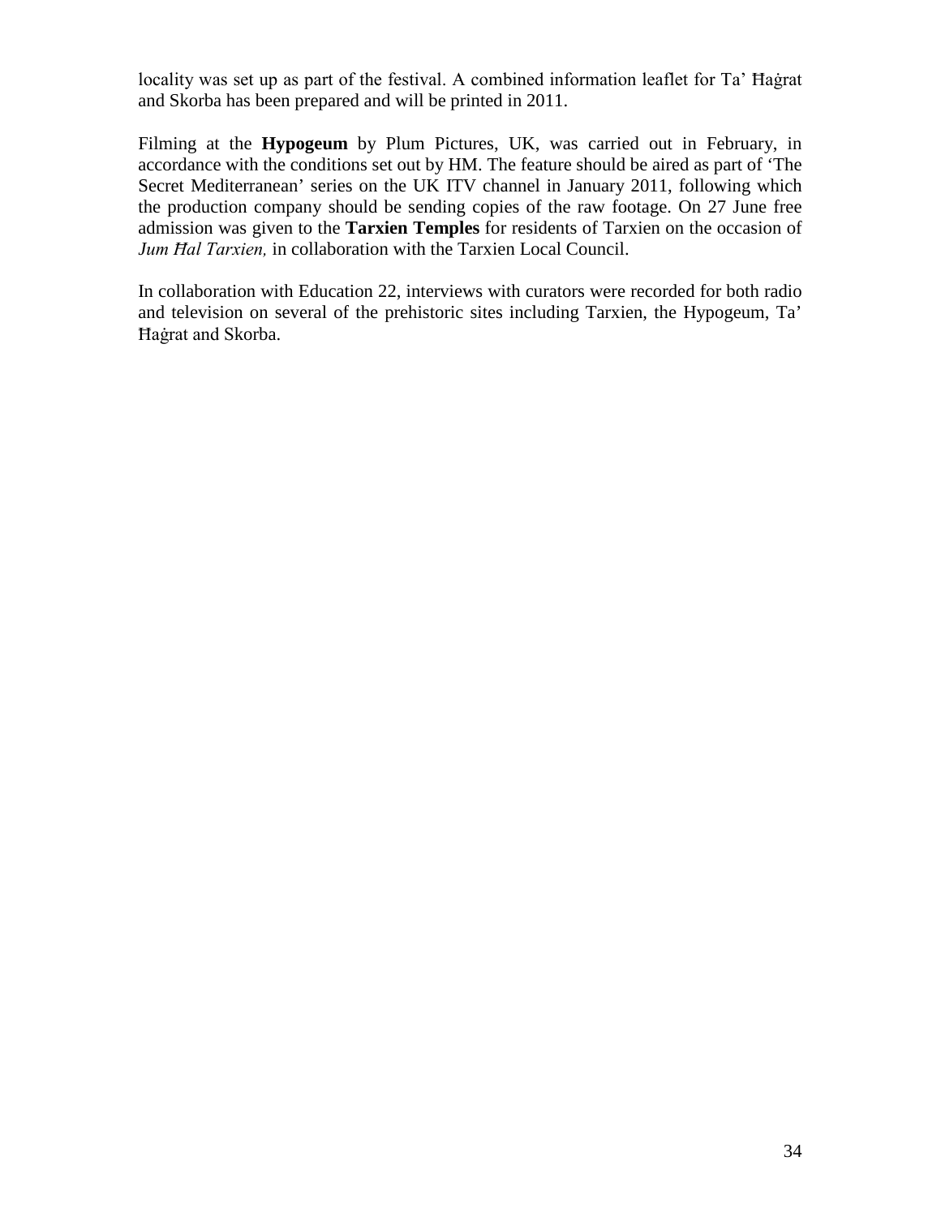locality was set up as part of the festival. A combined information leaflet for Ta' Ħaġrat and Skorba has been prepared and will be printed in 2011.

Filming at the **Hypogeum** by Plum Pictures, UK, was carried out in February, in accordance with the conditions set out by HM. The feature should be aired as part of 'The Secret Mediterranean' series on the UK ITV channel in January 2011, following which the production company should be sending copies of the raw footage. On 27 June free admission was given to the **Tarxien Temples** for residents of Tarxien on the occasion of *Jum Ħal Tarxien,* in collaboration with the Tarxien Local Council.

In collaboration with Education 22, interviews with curators were recorded for both radio and television on several of the prehistoric sites including Tarxien, the Hypogeum, Ta' Ħaġrat and Skorba.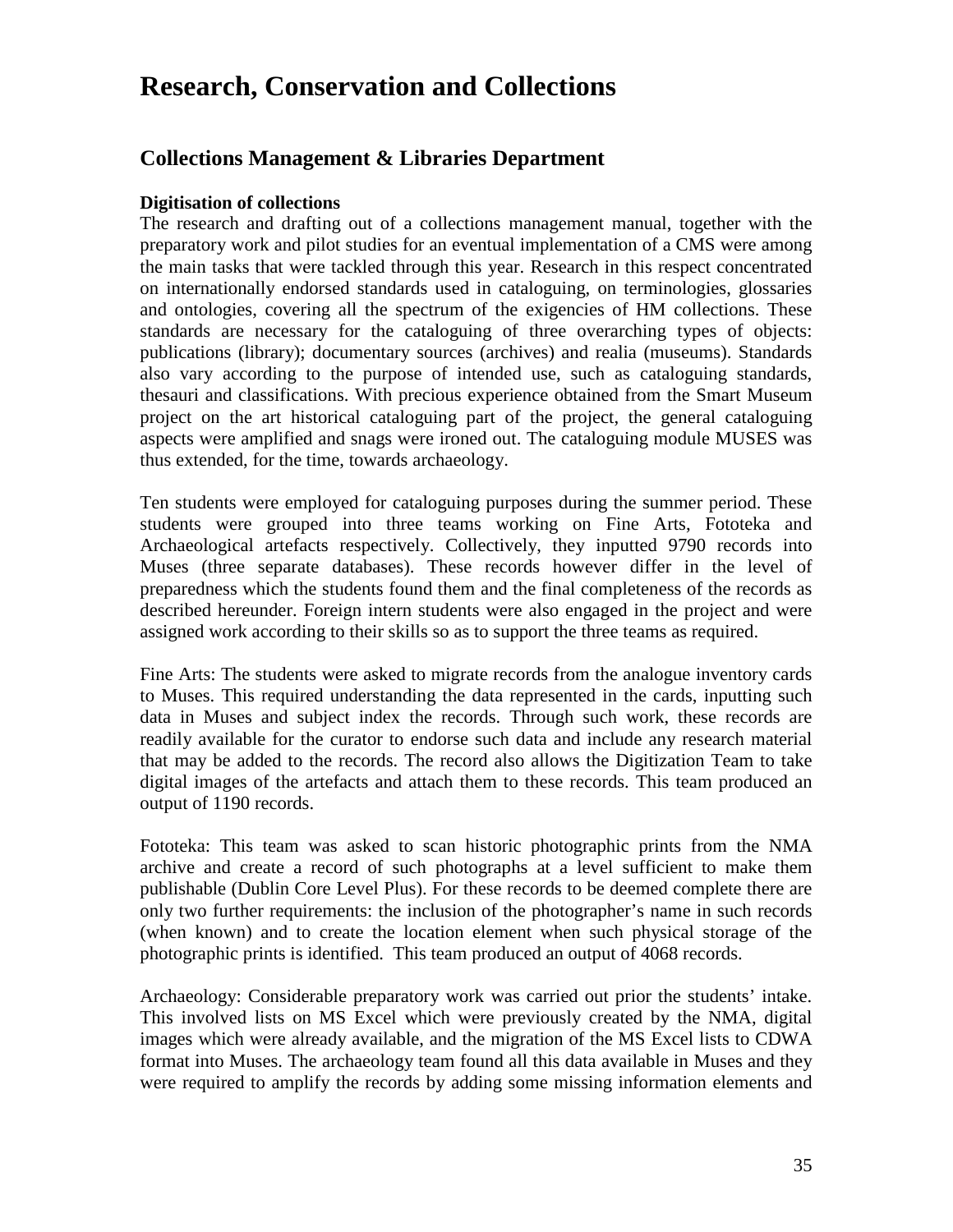# Research, Conservation and Collections

## Collections Management & Libraries Department

**Digitisation of collections**

The research and drafting out of a collections management manual, together with the preparatory work and pilot studies for an eventual implementation of a CMS were among the main tasks that were tackled through this year. Research in this respect concentrated on internationally endorsed standards used in cataloguing, on terminologies, glossaries and ontologies, covering all the spectrum of the exigencies of HM collections. These standards are necessary for the cataloguing of three overarching types of objects: publications (library); documentary sources (archives) and realia (museums). Standards also vary according to the purpose of intended use, such as cataloguing standards, thesauri and classifications. With precious experience obtained from the Smart Museum project on the art historical cataloguing part of the project, the general cataloguing aspects were amplified and snags were ironed out. The cataloguing module MUSES was thus extended, for the time, towards archaeology.

Ten students were employed for cataloguing purposes during the summer period. These students were grouped into three teams working on Fine Arts, Fototeka and Archaeological artefacts respectively. Collectively, they inputted 9790 records into Muses (three separate databases). These records however differ in the level of preparedness which the students found them and the final completeness of the records as described hereunder. Foreign intern students were also engaged in the project and were assigned work according to their skills so as to support the three teams as required.

Fine Arts: The students were asked to migrate records from the analogue inventory cards to Muses. This required understanding the data represented in the cards, inputting such data in Muses and subject index the records. Through such work, these records are readily available for the curator to endorse such data and include any research material that may be added to the records. The record also allows the Digitization Team to take digital images of the artefacts and attach them to these records. This team produced an output of 1190 records.

Fototeka: This team was asked to scan historic photographic prints from the NMA archive and create a record of such photographs at a level sufficient to make them publishable (Dublin Core Level Plus). For these records to be deemed complete there are only two further requirements: the inclusion of the photographer's name in such records (when known) and to create the location element when such physical storage of the photographic prints is identified. This team produced an output of 4068 records.

Archaeology: Considerable preparatory work was carried out prior the students' intake. This involved lists on MS Excel which were previously created by the NMA, digital images which were already available, and the migration of the MS Excel lists to CDWA format into Muses. The archaeology team found all this data available in Muses and they were required to amplify the records by adding some missing information elements and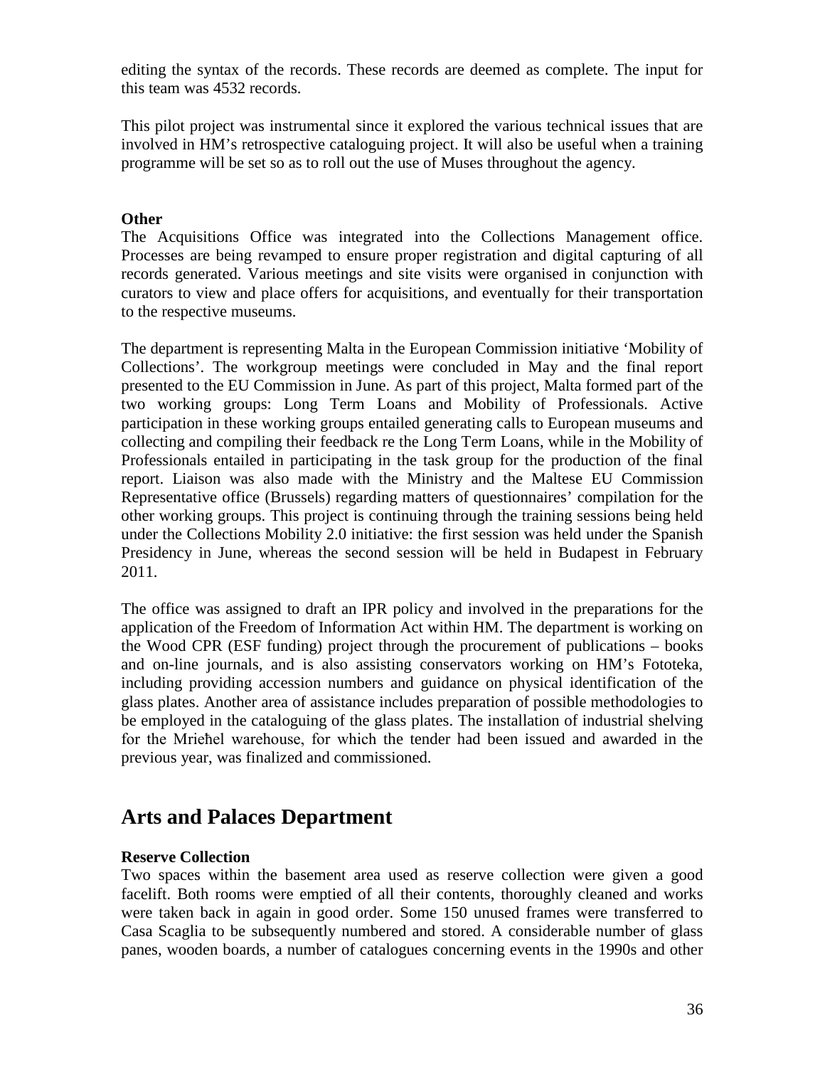editing the syntax of the records. These records are deemed as complete. The input for this team was 4532 records.

This pilot project was instrumental since it explored the various technical issues that are involved in HM's retrospective cataloguing project. It will also be useful when a training programme will be set so as to roll out the use of Muses throughout the agency.

**Other**

The Acquisitions Office was integrated into the Collections Management office. Processes are being revamped to ensure proper registration and digital capturing of all records generated. Various meetings and site visits were organised in conjunction with curators to view and place offers for acquisitions, and eventually for their transportation to the respective museums.

The department is representing Malta in the European Commission initiative 'Mobility of Collections'. The workgroup meetings were concluded in May and the final report presented to the EU Commission in June. As part of this project, Malta formed part of the two working groups: Long Term Loans and Mobility of Professionals. Active participation in these working groups entailed generating calls to European museums and collecting and compiling their feedback re the Long Term Loans, while in the Mobility of Professionals entailed in participating in the task group for the production of the final report. Liaison was also made with the Ministry and the Maltese EU Commission Representative office (Brussels) regarding matters of questionnaires' compilation for the other working groups. This project is continuing through the training sessions being held under the Collections Mobility 2.0 initiative: the first session was held under the Spanish Presidency in June, whereas the second session will be held in Budapest in February 2011.

The office was assigned to draft an IPR policy and involved in the preparations for the application of the Freedom of Information Act within HM. The department is working on the Wood CPR (ESF funding) project through the procurement of publications – books and on-line journals, and is also assisting conservators working on HM's Fototeka, including providing accession numbers and guidance on physical identification of the glass plates. Another area of assistance includes preparation of possible methodologies to be employed in the cataloguing of the glass plates. The installation of industrial shelving for the Mrieħel warehouse, for which the tender had been issued and awarded in the previous year, was finalized and commissioned.

## Arts and Palaces Department

**Reserve Collection**

Two spaces within the basement area used as reserve collection were given a good facelift. Both rooms were emptied of all their contents, thoroughly cleaned and works were taken back in again in good order. Some 150 unused frames were transferred to Casa Scaglia to be subsequently numbered and stored. A considerable number of glass panes, wooden boards, a number of catalogues concerning events in the 1990s and other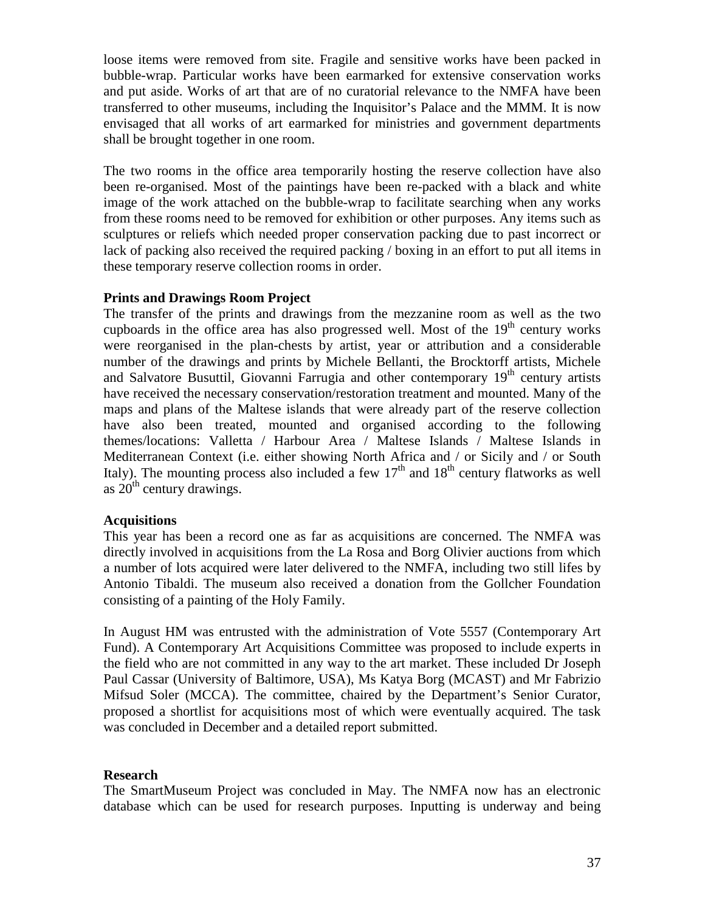loose items were removed from site. Fragile and sensitive works have been packed in bubble-wrap. Particular works have been earmarked for extensive conservation works and put aside. Works of art that are of no curatorial relevance to the NMFA have been transferred to other museums, including the Inquisitor's Palace and the MMM. It is now envisaged that all works of art earmarked for ministries and government departments shall be brought together in one room.

The two rooms in the office area temporarily hosting the reserve collection have also been re-organised. Most of the paintings have been re-packed with a black and white image of the work attached on the bubble-wrap to facilitate searching when any works from these rooms need to be removed for exhibition or other purposes. Any items such as sculptures or reliefs which needed proper conservation packing due to past incorrect or lack of packing also received the required packing / boxing in an effort to put all items in these temporary reserve collection rooms in order.

**Prints and Drawings Room Project**

The transfer of the prints and drawings from the mezzanine room as well as the two cupboards in the office area has also progressed well. Most of the 19th century works were reorganised in the plan-chests by artist, year or attribution and a considerable number of the drawings and prints by Michele Bellanti, the Brocktorff artists, Michele and Salvatore Busuttil, Giovanni Farrugia and other contemporary 19th century artists have received the necessary conservation/restoration treatment and mounted. Many of the maps and plans of the Maltese islands that were already part of the reserve collection have also been treated, mounted and organised according to the following themes/locations: Valletta / Harbour Area / Maltese Islands / Maltese Islands in Mediterranean Context (i.e. either showing North Africa and / or Sicily and / or South Italy). The mounting process also included a few 17th and 18th century flatworks as well as 20th century drawings.

**Acquisitions**

This year has been a record one as far as acquisitions are concerned. The NMFA was directly involved in acquisitions from the La Rosa and Borg Olivier auctions from which a number of lots acquired were later delivered to the NMFA, including two still lifes by Antonio Tibaldi. The museum also received a donation from the Gollcher Foundation consisting of a painting of the Holy Family.

In August HM was entrusted with the administration of Vote 5557 (Contemporary Art Fund). A Contemporary Art Acquisitions Committee was proposed to include experts in the field who are not committed in any way to the art market. These included Dr Joseph Paul Cassar (University of Baltimore, USA), Ms Katya Borg (MCAST) and Mr Fabrizio Mifsud Soler (MCCA). The committee, chaired by the Department's Senior Curator, proposed a shortlist for acquisitions most of which were eventually acquired. The task was concluded in December and a detailed report submitted.

**Research**

The SmartMuseum Project was concluded in May. The NMFA now has an electronic database which can be used for research purposes. Inputting is underway and being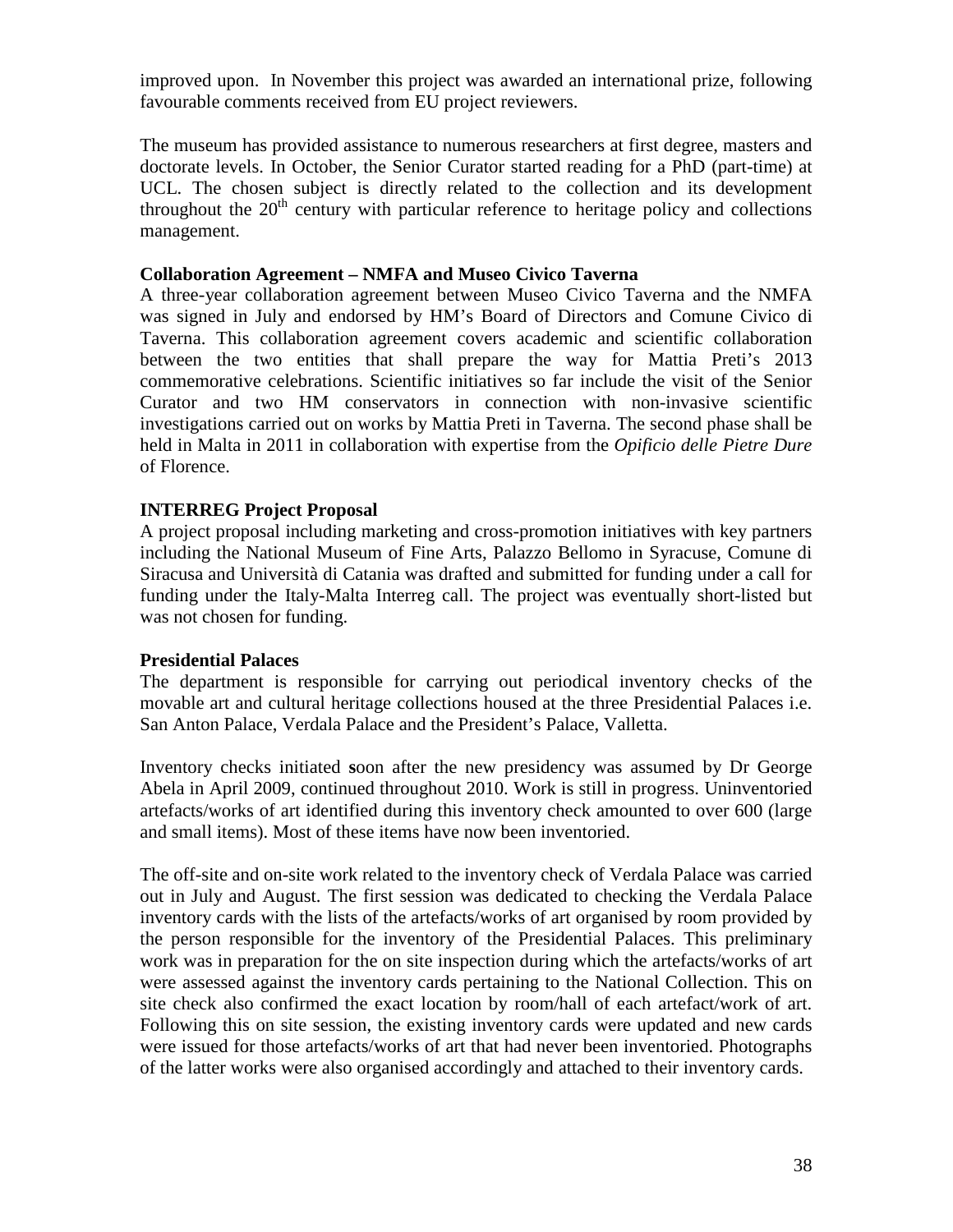improved upon. In November this project was awarded an international prize, following favourable comments received from EU project reviewers.

The museum has provided assistance to numerous researchers at first degree, masters and doctorate levels. In October, the Senior Curator started reading for a PhD (part-time) at UCL. The chosen subject is directly related to the collection and its development throughout the 20th century with particular reference to heritage policy and collections management.

**Collaboration Agreement – NMFA and Museo Civico Taverna**

A three-year collaboration agreement between Museo Civico Taverna and the NMFA was signed in July and endorsed by HM's Board of Directors and Comune Civico di Taverna. This collaboration agreement covers academic and scientific collaboration between the two entities that shall prepare the way for Mattia Preti's 2013 commemorative celebrations. Scientific initiatives so far include the visit of the Senior Curator and two HM conservators in connection with non-invasive scientific investigations carried out on works by Mattia Preti in Taverna. The second phase shall be held in Malta in 2011 in collaboration with expertise from the *Opificio delle Pietre Dure* of Florence.

**INTERREG Project Proposal**

A project proposal including marketing and cross-promotion initiatives with key partners including the National Museum of Fine Arts, Palazzo Bellomo in Syracuse, Comune di Siracusa and Università di Catania was drafted and submitted for funding under a call for funding under the Italy-Malta Interreg call. The project was eventually short-listed but was not chosen for funding.

**Presidential Palaces**

The department is responsible for carrying out periodical inventory checks of the movable art and cultural heritage collections housed at the three Presidential Palaces i.e. San Anton Palace, Verdala Palace and the President's Palace, Valletta.

Inventory checks initiated soon after the new presidency was assumed by Dr George Abela in April 2009, continued throughout 2010. Work is still in progress. Uninventoried artefacts/works of art identified during this inventory check amounted to over 600 (large and small items). Most of these items have now been inventoried.

The off-site and on-site work related to the inventory check of Verdala Palace was carried out in July and August. The first session was dedicated to checking the Verdala Palace inventory cards with the lists of the artefacts/works of art organised by room provided by the person responsible for the inventory of the Presidential Palaces. This preliminary work was in preparation for the on site inspection during which the artefacts/works of art were assessed against the inventory cards pertaining to the National Collection. This on site check also confirmed the exact location by room/hall of each artefact/work of art. Following this on site session, the existing inventory cards were updated and new cards were issued for those artefacts/works of art that had never been inventoried. Photographs of the latter works were also organised accordingly and attached to their inventory cards.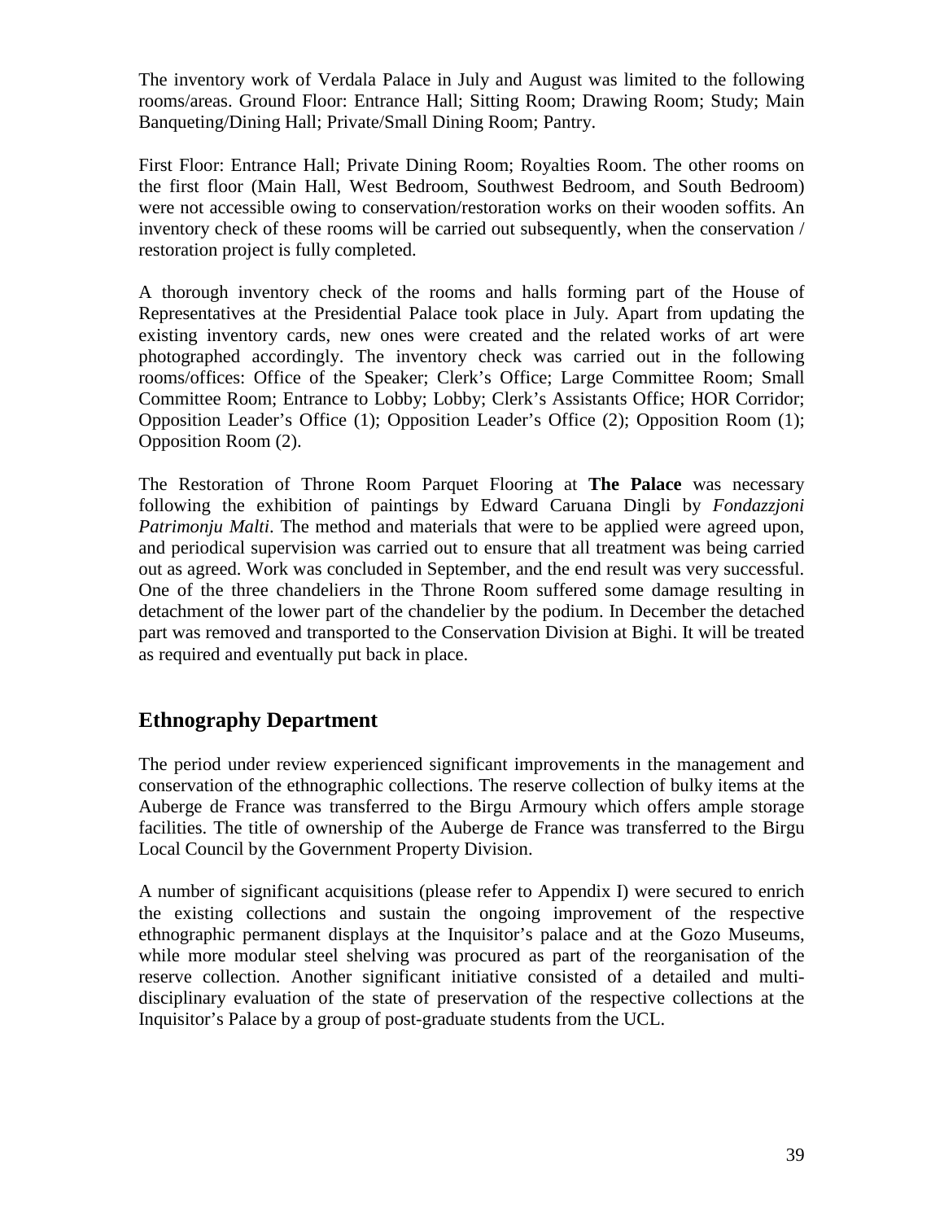The inventory work of Verdala Palace in July and August was limited to the following rooms/areas. Ground Floor: Entrance Hall; Sitting Room; Drawing Room; Study; Main Banqueting/Dining Hall; Private/Small Dining Room; Pantry.

First Floor: Entrance Hall; Private Dining Room; Royalties Room. The other rooms on the first floor (Main Hall, West Bedroom, Southwest Bedroom, and South Bedroom) were not accessible owing to conservation/restoration works on their wooden soffits. An inventory check of these rooms will be carried out subsequently, when the conservation / restoration project is fully completed.

A thorough inventory check of the rooms and halls forming part of the House of Representatives at the Presidential Palace took place in July. Apart from updating the existing inventory cards, new ones were created and the related works of art were photographed accordingly. The inventory check was carried out in the following rooms/offices: Office of the Speaker; Clerk's Office; Large Committee Room; Small Committee Room; Entrance to Lobby; Lobby; Clerk's Assistants Office; HOR Corridor; Opposition Leader's Office (1); Opposition Leader's Office (2); Opposition Room (1); Opposition Room (2).

The Restoration of Throne Room Parquet Flooring at **The Palace** was necessary following the exhibition of paintings by Edward Caruana Dingli by *Fondazzjoni Patrimonju Malti*. The method and materials that were to be applied were agreed upon, and periodical supervision was carried out to ensure that all treatment was being carried out as agreed. Work was concluded in September, and the end result was very successful. One of the three chandeliers in the Throne Room suffered some damage resulting in detachment of the lower part of the chandelier by the podium. In December the detached part was removed and transported to the Conservation Division at Bighi. It will be treated as required and eventually put back in place.

## Ethnography Department

The period under review experienced significant improvements in the management and conservation of the ethnographic collections. The reserve collection of bulky items at the Auberge de France was transferred to the Birgu Armoury which offers ample storage facilities. The title of ownership of the Auberge de France was transferred to the Birgu Local Council by the Government Property Division.

A number of significant acquisitions (please refer to Appendix I) were secured to enrich the existing collections and sustain the ongoing improvement of the respective ethnographic permanent displays at the Inquisitor's palace and at the Gozo Museums, while more modular steel shelving was procured as part of the reorganisation of the reserve collection. Another significant initiative consisted of a detailed and multi-disciplinary evaluation of the state of preservation of the respective collections at the Inquisitor's Palace by a group of post-graduate students from the UCL.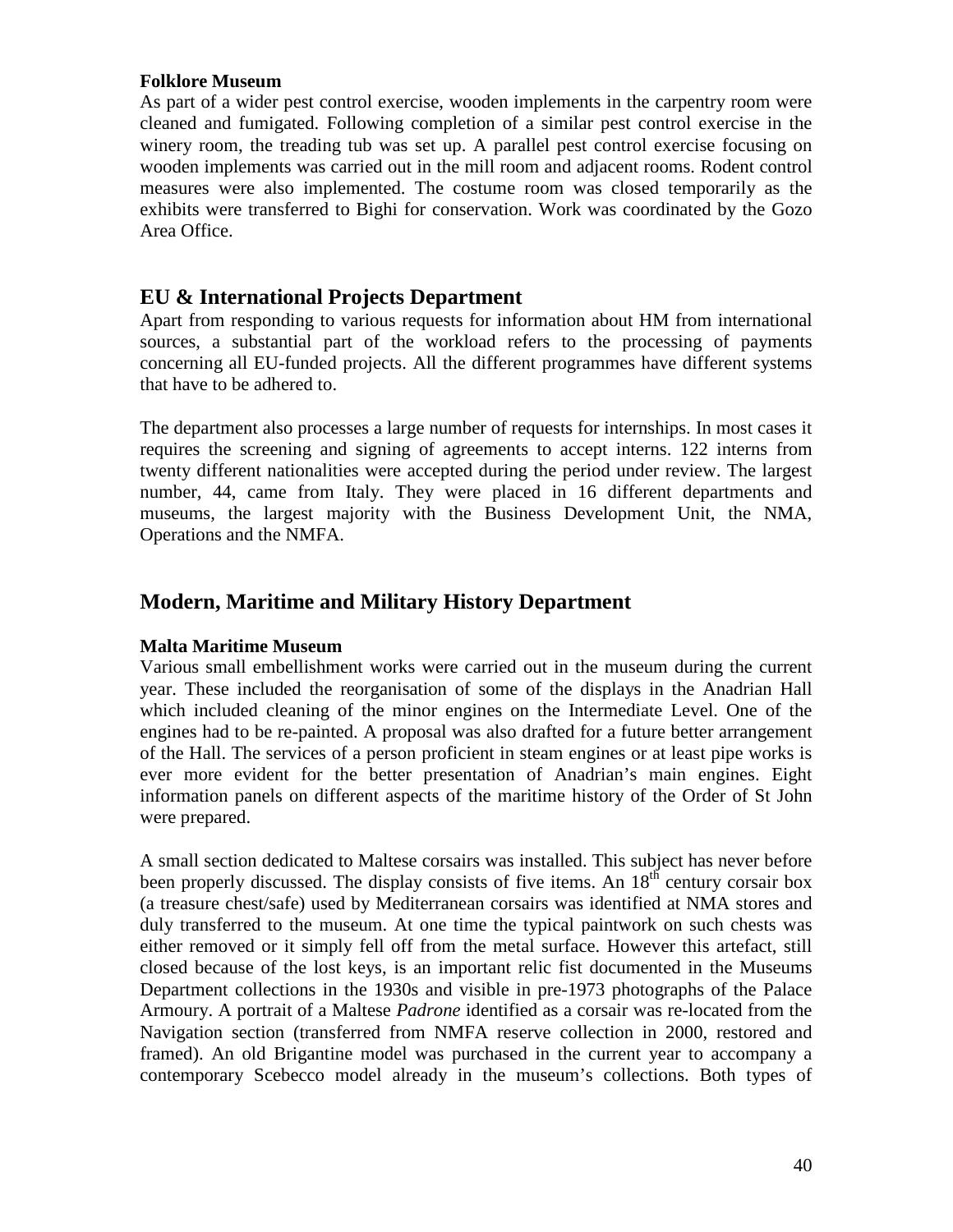**Folklore Museum**

As part of a wider pest control exercise, wooden implements in the carpentry room were cleaned and fumigated. Following completion of a similar pest control exercise in the winery room, the treading tub was set up. A parallel pest control exercise focusing on wooden implements was carried out in the mill room and adjacent rooms. Rodent control measures were also implemented. The costume room was closed temporarily as the exhibits were transferred to Bighi for conservation. Work was coordinated by the Gozo Area Office.

## EU & International Projects Department

Apart from responding to various requests for information about HM from international sources, a substantial part of the workload refers to the processing of payments concerning all EU-funded projects. All the different programmes have different systems that have to be adhered to.

The department also processes a large number of requests for internships. In most cases it requires the screening and signing of agreements to accept interns. 122 interns from twenty different nationalities were accepted during the period under review. The largest number, 44, came from Italy. They were placed in 16 different departments and museums, the largest majority with the Business Development Unit, the NMA, Operations and the NMFA.

## Modern, Maritime and Military History Department

**Malta Maritime Museum**

Various small embellishment works were carried out in the museum during the current year. These included the reorganisation of some of the displays in the Anadrian Hall which included cleaning of the minor engines on the Intermediate Level. One of the engines had to be re-painted. A proposal was also drafted for a future better arrangement of the Hall. The services of a person proficient in steam engines or at least pipe works is ever more evident for the better presentation of Anadrian's main engines. Eight information panels on different aspects of the maritime history of the Order of St John were prepared.

A small section dedicated to Maltese corsairs was installed. This subject has never before been properly discussed. The display consists of five items. An 18th century corsair box (a treasure chest/safe) used by Mediterranean corsairs was identified at NMA stores and duly transferred to the museum. At one time the typical paintwork on such chests was either removed or it simply fell off from the metal surface. However this artefact, still closed because of the lost keys, is an important relic fist documented in the Museums Department collections in the 1930s and visible in pre-1973 photographs of the Palace Armoury. A portrait of a Maltese *Padrone* identified as a corsair was re-located from the Navigation section (transferred from NMFA reserve collection in 2000, restored and framed). An old Brigantine model was purchased in the current year to accompany a contemporary Scebecco model already in the museum's collections. Both types of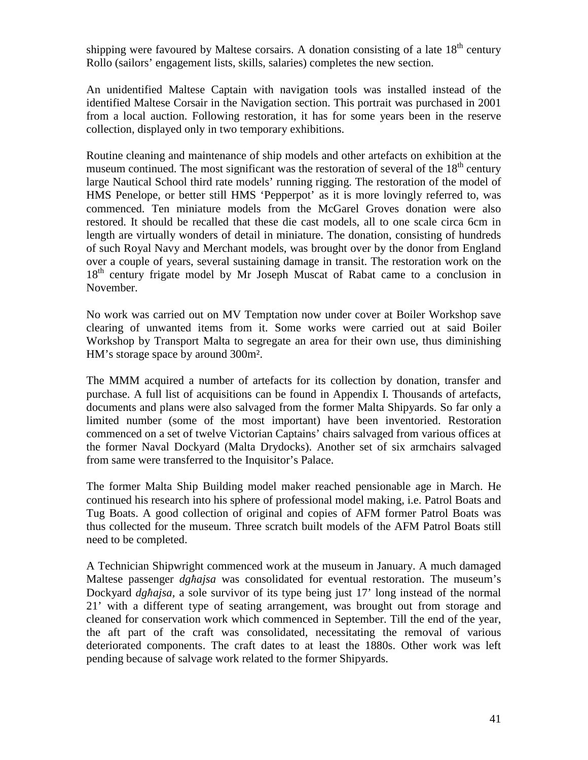shipping were favoured by Maltese corsairs. A donation consisting of a late 18th century Rollo (sailors' engagement lists, skills, salaries) completes the new section.

An unidentified Maltese Captain with navigation tools was installed instead of the identified Maltese Corsair in the Navigation section. This portrait was purchased in 2001 from a local auction. Following restoration, it has for some years been in the reserve collection, displayed only in two temporary exhibitions.

Routine cleaning and maintenance of ship models and other artefacts on exhibition at the museum continued. The most significant was the restoration of several of the 18th century large Nautical School third rate models' running rigging. The restoration of the model of HMS Penelope, or better still HMS 'Pepperpot' as it is more lovingly referred to, was commenced. Ten miniature models from the McGarel Groves donation were also restored. It should be recalled that these die cast models, all to one scale circa 6cm in length are virtually wonders of detail in miniature. The donation, consisting of hundreds of such Royal Navy and Merchant models, was brought over by the donor from England over a couple of years, several sustaining damage in transit. The restoration work on the 18th century frigate model by Mr Joseph Muscat of Rabat came to a conclusion in November.

No work was carried out on MV Temptation now under cover at Boiler Workshop save clearing of unwanted items from it. Some works were carried out at said Boiler Workshop by Transport Malta to segregate an area for their own use, thus diminishing HM's storage space by around 300m².

The MMM acquired a number of artefacts for its collection by donation, transfer and purchase. A full list of acquisitions can be found in Appendix I. Thousands of artefacts, documents and plans were also salvaged from the former Malta Shipyards. So far only a limited number (some of the most important) have been inventoried. Restoration commenced on a set of twelve Victorian Captains' chairs salvaged from various offices at the former Naval Dockyard (Malta Drydocks). Another set of six armchairs salvaged from same were transferred to the Inquisitor's Palace.

The former Malta Ship Building model maker reached pensionable age in March. He continued his research into his sphere of professional model making, i.e. Patrol Boats and Tug Boats. A good collection of original and copies of AFM former Patrol Boats was thus collected for the museum. Three scratch built models of the AFM Patrol Boats still need to be completed.

A Technician Shipwright commenced work at the museum in January. A much damaged Maltese passenger *dgħajsa* was consolidated for eventual restoration. The museum's Dockyard *dgħajsa*, a sole survivor of its type being just 17' long instead of the normal 21' with a different type of seating arrangement, was brought out from storage and cleaned for conservation work which commenced in September. Till the end of the year, the aft part of the craft was consolidated, necessitating the removal of various deteriorated components. The craft dates to at least the 1880s. Other work was left pending because of salvage work related to the former Shipyards.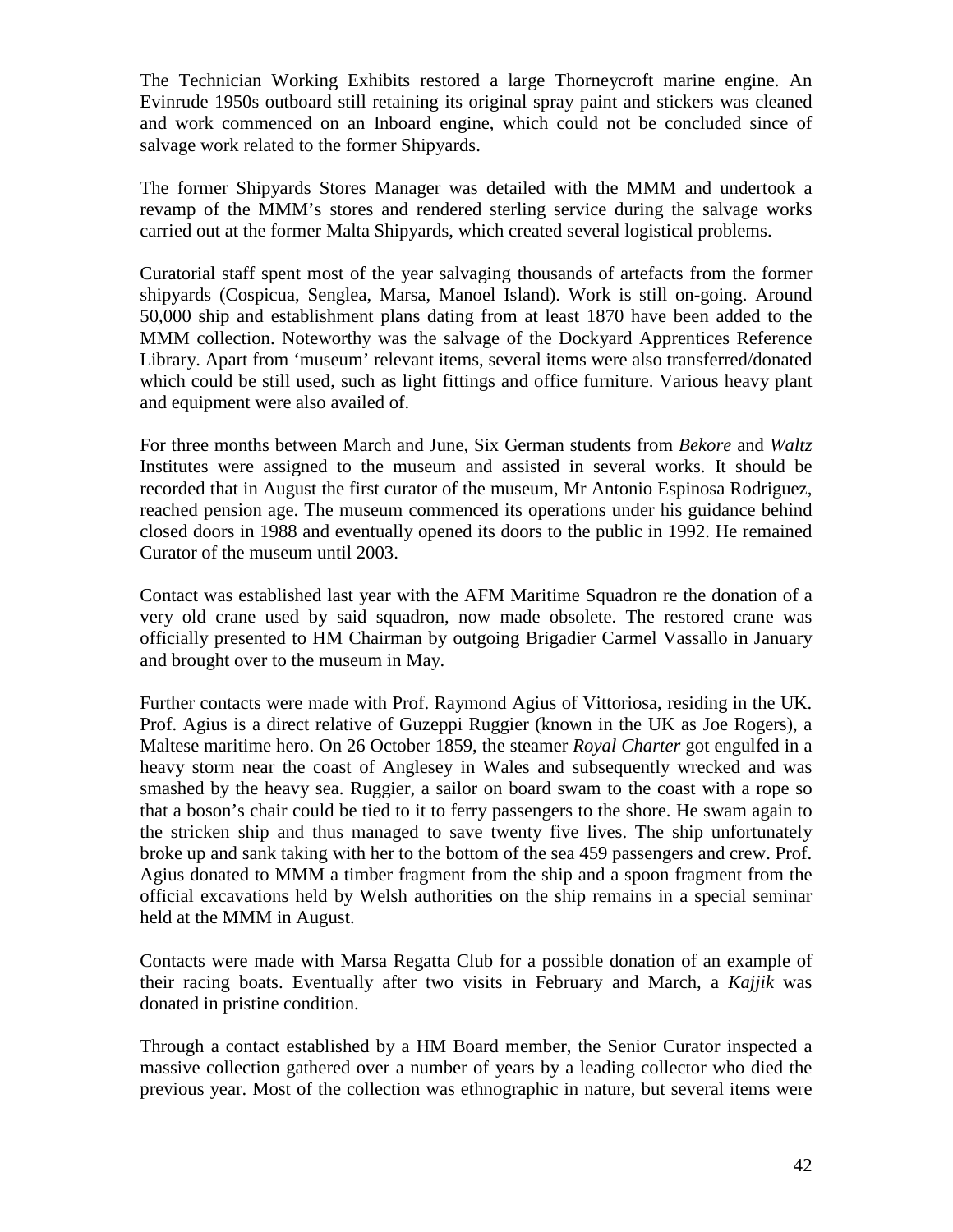The Technician Working Exhibits restored a large Thorneycroft marine engine. An Evinrude 1950s outboard still retaining its original spray paint and stickers was cleaned and work commenced on an Inboard engine, which could not be concluded since of salvage work related to the former Shipyards.

The former Shipyards Stores Manager was detailed with the MMM and undertook a revamp of the MMM's stores and rendered sterling service during the salvage works carried out at the former Malta Shipyards, which created several logistical problems.

Curatorial staff spent most of the year salvaging thousands of artefacts from the former shipyards (Cospicua, Senglea, Marsa, Manoel Island). Work is still on-going. Around 50,000 ship and establishment plans dating from at least 1870 have been added to the MMM collection. Noteworthy was the salvage of the Dockyard Apprentices Reference Library. Apart from 'museum' relevant items, several items were also transferred/donated which could be still used, such as light fittings and office furniture. Various heavy plant and equipment were also availed of.

For three months between March and June, Six German students from *Bekore* and *Waltz* Institutes were assigned to the museum and assisted in several works. It should be recorded that in August the first curator of the museum, Mr Antonio Espinosa Rodriguez, reached pension age. The museum commenced its operations under his guidance behind closed doors in 1988 and eventually opened its doors to the public in 1992. He remained Curator of the museum until 2003.

Contact was established last year with the AFM Maritime Squadron re the donation of a very old crane used by said squadron, now made obsolete. The restored crane was officially presented to HM Chairman by outgoing Brigadier Carmel Vassallo in January and brought over to the museum in May.

Further contacts were made with Prof. Raymond Agius of Vittoriosa, residing in the UK. Prof. Agius is a direct relative of Guzeppi Ruggier (known in the UK as Joe Rogers), a Maltese maritime hero. On 26 October 1859, the steamer *Royal Charter* got engulfed in a heavy storm near the coast of Anglesey in Wales and subsequently wrecked and was smashed by the heavy sea. Ruggier, a sailor on board swam to the coast with a rope so that a boson's chair could be tied to it to ferry passengers to the shore. He swam again to the stricken ship and thus managed to save twenty five lives. The ship unfortunately broke up and sank taking with her to the bottom of the sea 459 passengers and crew. Prof. Agius donated to MMM a timber fragment from the ship and a spoon fragment from the official excavations held by Welsh authorities on the ship remains in a special seminar held at the MMM in August.

Contacts were made with Marsa Regatta Club for a possible donation of an example of their racing boats. Eventually after two visits in February and March, a *Kajjik* was donated in pristine condition.

Through a contact established by a HM Board member, the Senior Curator inspected a massive collection gathered over a number of years by a leading collector who died the previous year. Most of the collection was ethnographic in nature, but several items were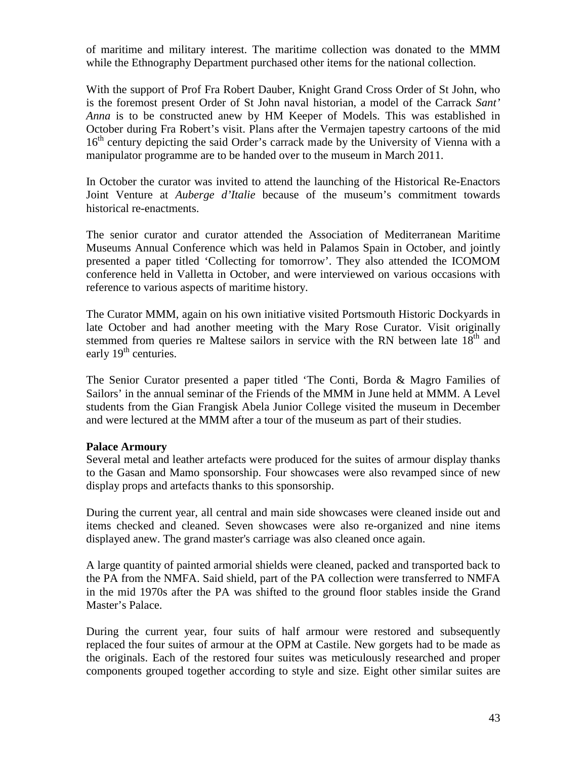of maritime and military interest. The maritime collection was donated to the MMM while the Ethnography Department purchased other items for the national collection.

With the support of Prof Fra Robert Dauber, Knight Grand Cross Order of St John, who is the foremost present Order of St John naval historian, a model of the Carrack *Sant' Anna* is to be constructed anew by HM Keeper of Models. This was established in October during Fra Robert's visit. Plans after the Vermajen tapestry cartoons of the mid 16th century depicting the said Order's carrack made by the University of Vienna with a manipulator programme are to be handed over to the museum in March 2011.

In October the curator was invited to attend the launching of the Historical Re-Enactors Joint Venture at *Auberge d'Italie* because of the museum's commitment towards historical re-enactments.

The senior curator and curator attended the Association of Mediterranean Maritime Museums Annual Conference which was held in Palamos Spain in October, and jointly presented a paper titled 'Collecting for tomorrow'. They also attended the ICOMOM conference held in Valletta in October, and were interviewed on various occasions with reference to various aspects of maritime history.

The Curator MMM, again on his own initiative visited Portsmouth Historic Dockyards in late October and had another meeting with the Mary Rose Curator. Visit originally stemmed from queries re Maltese sailors in service with the RN between late 18th and early 19th centuries.

The Senior Curator presented a paper titled 'The Conti, Borda & Magro Families of Sailors' in the annual seminar of the Friends of the MMM in June held at MMM. A Level students from the Gian Frangisk Abela Junior College visited the museum in December and were lectured at the MMM after a tour of the museum as part of their studies.

**Palace Armoury**

Several metal and leather artefacts were produced for the suites of armour display thanks to the Gasan and Mamo sponsorship. Four showcases were also revamped since of new display props and artefacts thanks to this sponsorship.

During the current year, all central and main side showcases were cleaned inside out and items checked and cleaned. Seven showcases were also re-organized and nine items displayed anew. The grand master's carriage was also cleaned once again.

A large quantity of painted armorial shields were cleaned, packed and transported back to the PA from the NMFA. Said shield, part of the PA collection were transferred to NMFA in the mid 1970s after the PA was shifted to the ground floor stables inside the Grand Master's Palace.

During the current year, four suits of half armour were restored and subsequently replaced the four suites of armour at the OPM at Castile. New gorgets had to be made as the originals. Each of the restored four suites was meticulously researched and proper components grouped together according to style and size. Eight other similar suites are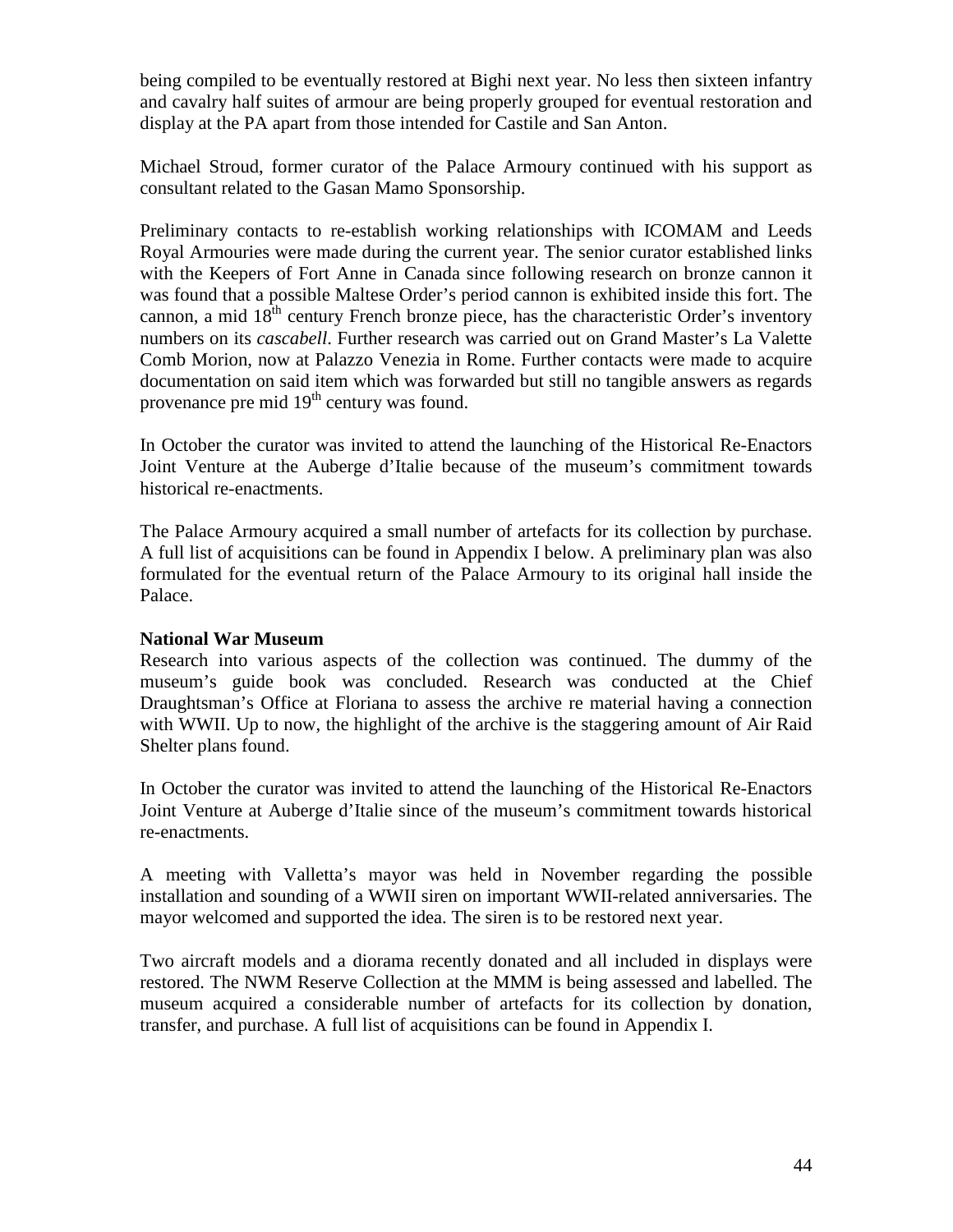being compiled to be eventually restored at Bighi next year. No less then sixteen infantry and cavalry half suites of armour are being properly grouped for eventual restoration and display at the PA apart from those intended for Castile and San Anton.

Michael Stroud, former curator of the Palace Armoury continued with his support as consultant related to the Gasan Mamo Sponsorship.

Preliminary contacts to re-establish working relationships with ICOMAM and Leeds Royal Armouries were made during the current year. The senior curator established links with the Keepers of Fort Anne in Canada since following research on bronze cannon it was found that a possible Maltese Order's period cannon is exhibited inside this fort. The cannon, a mid 18th century French bronze piece, has the characteristic Order's inventory numbers on its *cascabell*. Further research was carried out on Grand Master's La Valette Comb Morion, now at Palazzo Venezia in Rome. Further contacts were made to acquire documentation on said item which was forwarded but still no tangible answers as regards provenance pre mid 19th century was found.

In October the curator was invited to attend the launching of the Historical Re-Enactors Joint Venture at the Auberge d'Italie because of the museum's commitment towards historical re-enactments.

The Palace Armoury acquired a small number of artefacts for its collection by purchase. A full list of acquisitions can be found in Appendix I below. A preliminary plan was also formulated for the eventual return of the Palace Armoury to its original hall inside the Palace.

**National War Museum**

Research into various aspects of the collection was continued. The dummy of the museum's guide book was concluded. Research was conducted at the Chief Draughtsman's Office at Floriana to assess the archive re material having a connection with WWII. Up to now, the highlight of the archive is the staggering amount of Air Raid Shelter plans found.

In October the curator was invited to attend the launching of the Historical Re-Enactors Joint Venture at Auberge d'Italie since of the museum's commitment towards historical re-enactments.

A meeting with Valletta's mayor was held in November regarding the possible installation and sounding of a WWII siren on important WWII-related anniversaries. The mayor welcomed and supported the idea. The siren is to be restored next year.

Two aircraft models and a diorama recently donated and all included in displays were restored. The NWM Reserve Collection at the MMM is being assessed and labelled. The museum acquired a considerable number of artefacts for its collection by donation, transfer, and purchase. A full list of acquisitions can be found in Appendix I.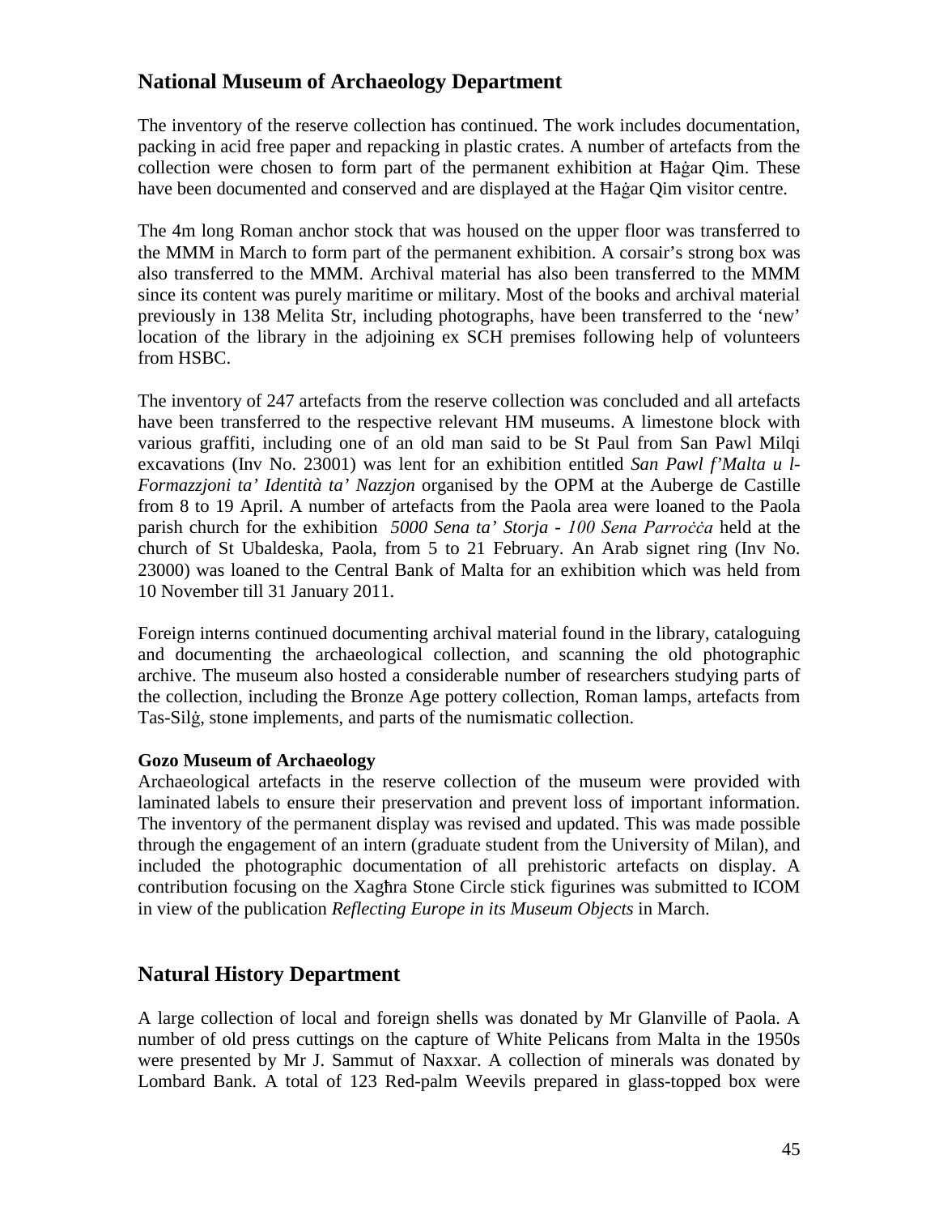## National Museum of Archaeology Department

The inventory of the reserve collection has continued. The work includes documentation, packing in acid free paper and repacking in plastic crates. A number of artefacts from the collection were chosen to form part of the permanent exhibition at Ħaġar Qim. These have been documented and conserved and are displayed at the Ħaġar Qim visitor centre.

The 4m long Roman anchor stock that was housed on the upper floor was transferred to the MMM in March to form part of the permanent exhibition. A corsair's strong box was also transferred to the MMM. Archival material has also been transferred to the MMM since its content was purely maritime or military. Most of the books and archival material previously in 138 Melita Str, including photographs, have been transferred to the 'new' location of the library in the adjoining ex SCH premises following help of volunteers from HSBC.

The inventory of 247 artefacts from the reserve collection was concluded and all artefacts have been transferred to the respective relevant HM museums. A limestone block with various graffiti, including one of an old man said to be St Paul from San Pawl Milqi excavations (Inv No. 23001) was lent for an exhibition entitled *San Pawl f'Malta u l-Formazzjoni ta' Identità ta' Nazzjon* organised by the OPM at the Auberge de Castille from 8 to 19 April. A number of artefacts from the Paola area were loaned to the Paola parish church for the exhibition *5000 Sena ta' Storja - 100 Sena Parroċċa* held at the church of St Ubaldeska, Paola, from 5 to 21 February. An Arab signet ring (Inv No. 23000) was loaned to the Central Bank of Malta for an exhibition which was held from 10 November till 31 January 2011.

Foreign interns continued documenting archival material found in the library, cataloguing and documenting the archaeological collection, and scanning the old photographic archive. The museum also hosted a considerable number of researchers studying parts of the collection, including the Bronze Age pottery collection, Roman lamps, artefacts from Tas-Silġ, stone implements, and parts of the numismatic collection.

**Gozo Museum of Archaeology**

Archaeological artefacts in the reserve collection of the museum were provided with laminated labels to ensure their preservation and prevent loss of important information. The inventory of the permanent display was revised and updated. This was made possible through the engagement of an intern (graduate student from the University of Milan), and included the photographic documentation of all prehistoric artefacts on display. A contribution focusing on the Xagħra Stone Circle stick figurines was submitted to ICOM in view of the publication *Reflecting Europe in its Museum Objects* in March.

## Natural History Department

A large collection of local and foreign shells was donated by Mr Glanville of Paola. A number of old press cuttings on the capture of White Pelicans from Malta in the 1950s were presented by Mr J. Sammut of Naxxar. A collection of minerals was donated by Lombard Bank. A total of 123 Red-palm Weevils prepared in glass-topped box were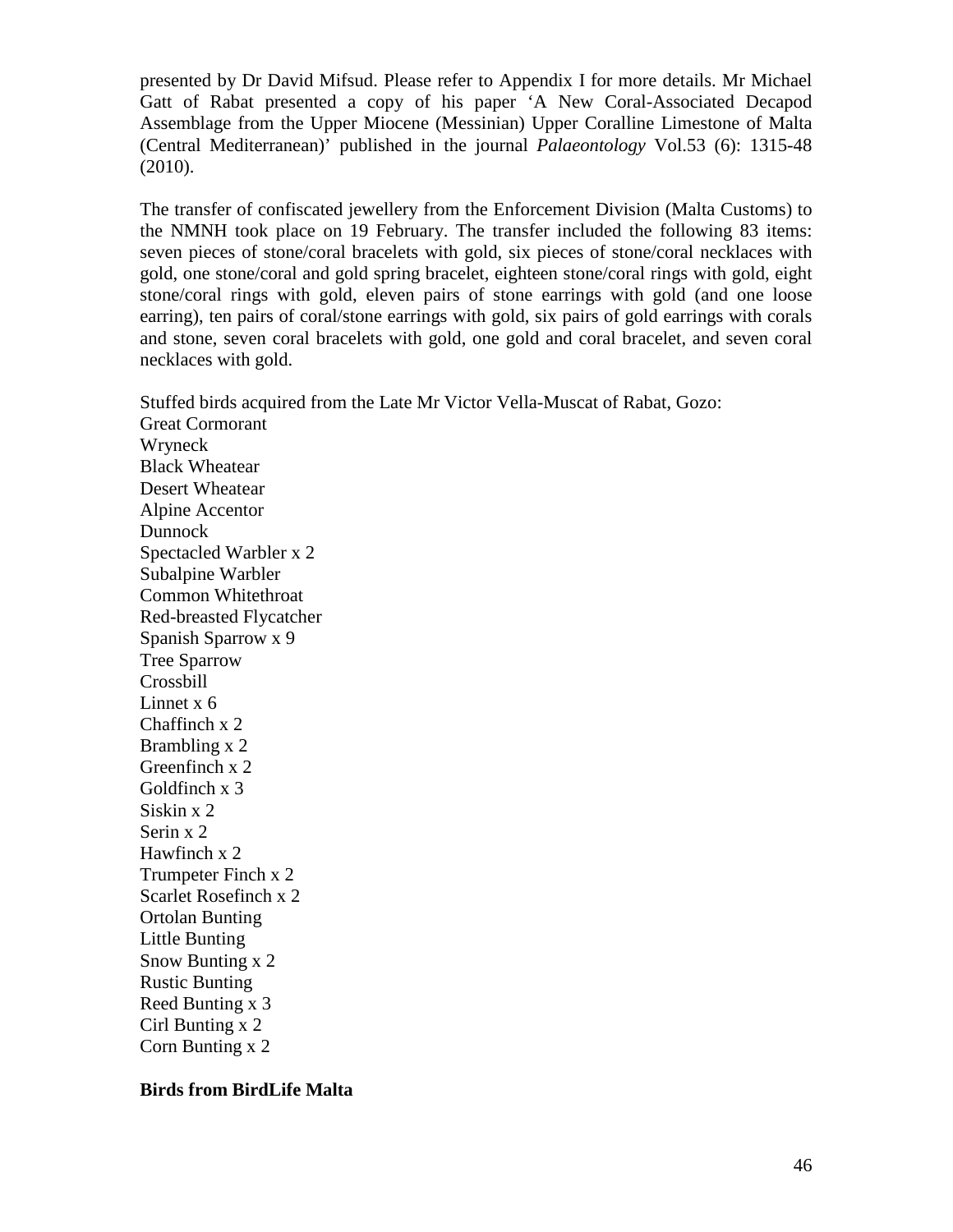presented by Dr David Mifsud. Please refer to Appendix I for more details. Mr Michael Gatt of Rabat presented a copy of his paper 'A New Coral-Associated Decapod Assemblage from the Upper Miocene (Messinian) Upper Coralline Limestone of Malta (Central Mediterranean)' published in the journal *Palaeontology* Vol.53 (6): 1315-48 (2010).

The transfer of confiscated jewellery from the Enforcement Division (Malta Customs) to the NMNH took place on 19 February. The transfer included the following 83 items: seven pieces of stone/coral bracelets with gold, six pieces of stone/coral necklaces with gold, one stone/coral and gold spring bracelet, eighteen stone/coral rings with gold, eight stone/coral rings with gold, eleven pairs of stone earrings with gold (and one loose earring), ten pairs of coral/stone earrings with gold, six pairs of gold earrings with corals and stone, seven coral bracelets with gold, one gold and coral bracelet, and seven coral necklaces with gold.

Stuffed birds acquired from the Late Mr Victor Vella-Muscat of Rabat, Gozo:
Great Cormorant
Wryneck
Black Wheatear
Desert Wheatear
Alpine Accentor
Dunnock
Spectacled Warbler x 2
Subalpine Warbler
Common Whitethroat
Red-breasted Flycatcher
Spanish Sparrow x 9
Tree Sparrow
Crossbill
Linnet x 6
Chaffinch x 2
Brambling x 2
Greenfinch x 2
Goldfinch x 3
Siskin x 2
Serin x 2
Hawfinch x 2
Trumpeter Finch x 2
Scarlet Rosefinch x 2
Ortolan Bunting
Little Bunting
Snow Bunting x 2
Rustic Bunting
Reed Bunting x 3
Cirl Bunting x 2
Corn Bunting x 2

**Birds from BirdLife Malta**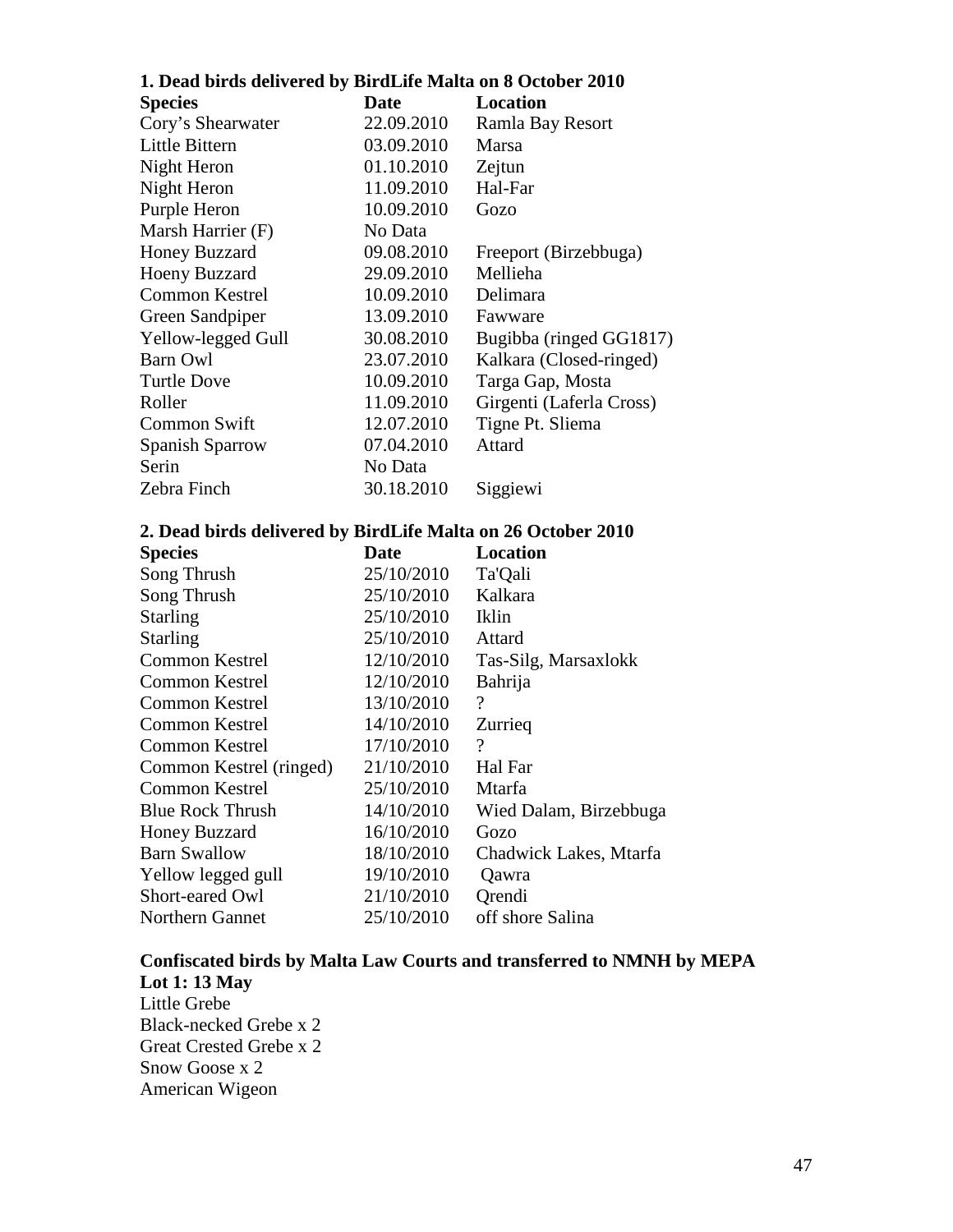### 1. Dead birds delivered by BirdLife Malta on 8 October 2010

| Species | Date | Location |
| --- | --- | --- |
| Cory's Shearwater | 22.09.2010 | Ramla Bay Resort |
| Little Bittern | 03.09.2010 | Marsa |
| Night Heron | 01.10.2010 | Zejtun |
| Night Heron | 11.09.2010 | Hal-Far |
| Purple Heron | 10.09.2010 | Gozo |
| Marsh Harrier (F) | No Data | |
| Honey Buzzard | 09.08.2010 | Freeport (Birzebbuga) |
| Hoeny Buzzard | 29.09.2010 | Mellieha |
| Common Kestrel | 10.09.2010 | Delimara |
| Green Sandpiper | 13.09.2010 | Fawware |
| Yellow-legged Gull | 30.08.2010 | Bugibba (ringed GG1817) |
| Barn Owl | 23.07.2010 | Kalkara (Closed-ringed) |
| Turtle Dove | 10.09.2010 | Targa Gap, Mosta |
| Roller | 11.09.2010 | Girgenti (Laferla Cross) |
| Common Swift | 12.07.2010 | Tigne Pt. Sliema |
| Spanish Sparrow | 07.04.2010 | Attard |
| Serin | No Data | |
| Zebra Finch | 30.18.2010 | Siggiewi |

### 2. Dead birds delivered by BirdLife Malta on 26 October 2010

| Species | Date | Location |
| --- | --- | --- |
| Song Thrush | 25/10/2010 | Ta'Qali |
| Song Thrush | 25/10/2010 | Kalkara |
| Starling | 25/10/2010 | Iklin |
| Starling | 25/10/2010 | Attard |
| Common Kestrel | 12/10/2010 | Tas-Silg, Marsaxlokk |
| Common Kestrel | 12/10/2010 | Bahrija |
| Common Kestrel | 13/10/2010 | ? |
| Common Kestrel | 14/10/2010 | Zurrieq |
| Common Kestrel | 17/10/2010 | ? |
| Common Kestrel (ringed) | 21/10/2010 | Hal Far |
| Common Kestrel | 25/10/2010 | Mtarfa |
| Blue Rock Thrush | 14/10/2010 | Wied Dalam, Birzebbuga |
| Honey Buzzard | 16/10/2010 | Gozo |
| Barn Swallow | 18/10/2010 | Chadwick Lakes, Mtarfa |
| Yellow legged gull | 19/10/2010 | Qawra |
| Short-eared Owl | 21/10/2010 | Qrendi |
| Northern Gannet | 25/10/2010 | off shore Salina |

### Confiscated birds by Malta Law Courts and transferred to NMNH by MEPA

**Lot 1: 13 May**

Little Grebe
Black-necked Grebe x 2
Great Crested Grebe x 2
Snow Goose x 2
American Wigeon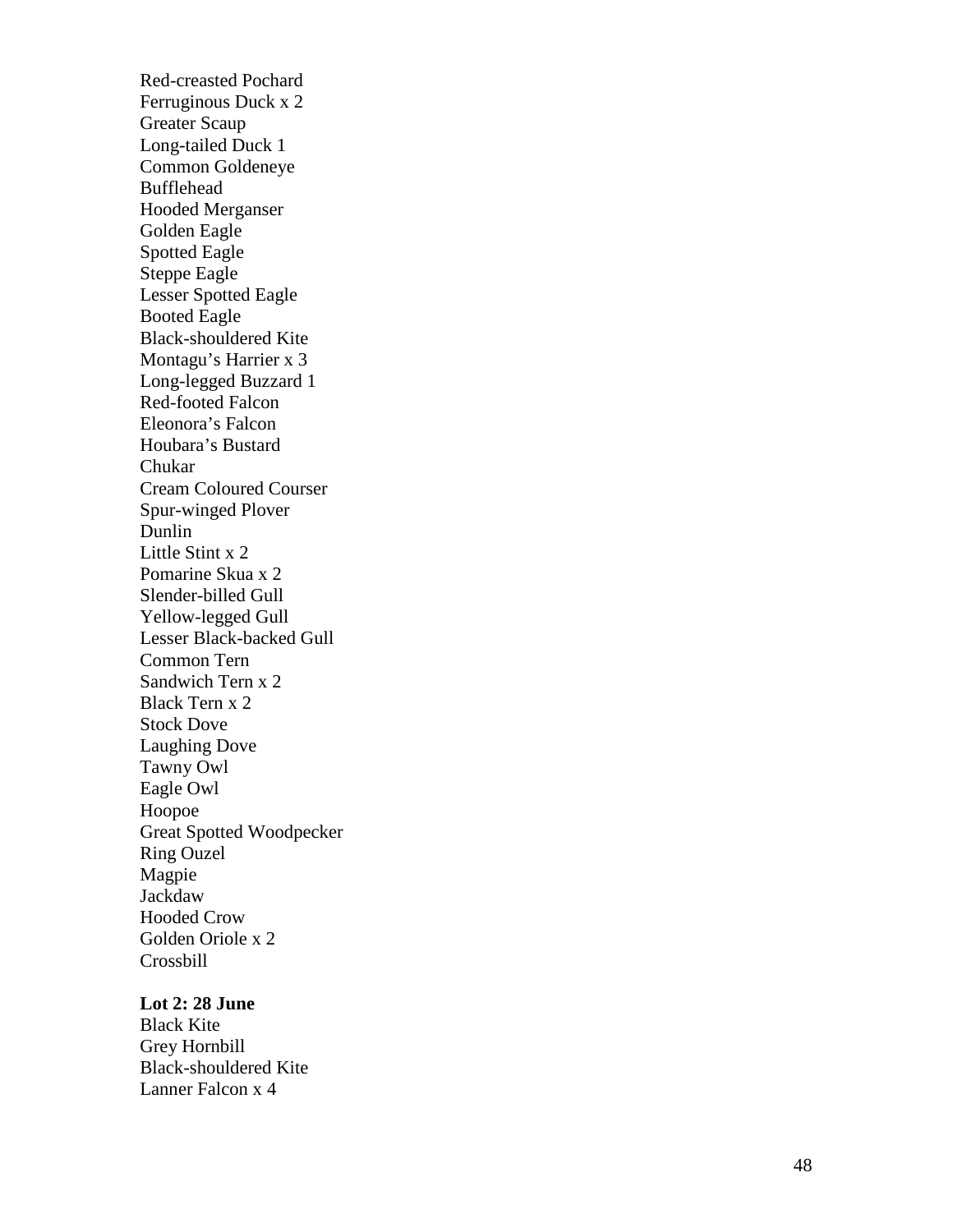Red-creasted Pochard
Ferruginous Duck x 2
Greater Scaup
Long-tailed Duck 1
Common Goldeneye
Bufflehead
Hooded Merganser
Golden Eagle
Spotted Eagle
Steppe Eagle
Lesser Spotted Eagle
Booted Eagle
Black-shouldered Kite
Montagu's Harrier x 3
Long-legged Buzzard 1
Red-footed Falcon
Eleonora's Falcon
Houbara's Bustard
Chukar
Cream Coloured Courser
Spur-winged Plover
Dunlin
Little Stint x 2
Pomarine Skua x 2
Slender-billed Gull
Yellow-legged Gull
Lesser Black-backed Gull
Common Tern
Sandwich Tern x 2
Black Tern x 2
Stock Dove
Laughing Dove
Tawny Owl
Eagle Owl
Hoopoe
Great Spotted Woodpecker
Ring Ouzel
Magpie
Jackdaw
Hooded Crow
Golden Oriole x 2
Crossbill

**Lot 2: 28 June**
Black Kite
Grey Hornbill
Black-shouldered Kite
Lanner Falcon x 4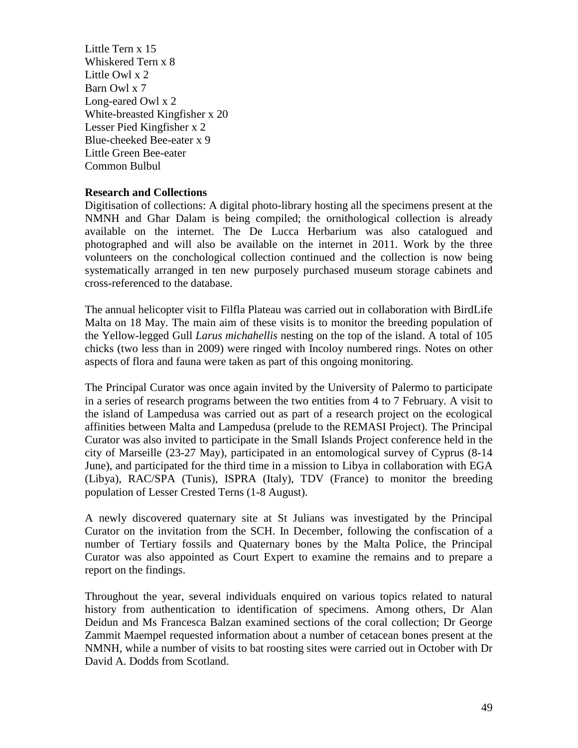Little Tern x 15
Whiskered Tern x 8
Little Owl x 2
Barn Owl x 7
Long-eared Owl x 2
White-breasted Kingfisher x 20
Lesser Pied Kingfisher x 2
Blue-cheeked Bee-eater x 9
Little Green Bee-eater
Common Bulbul

**Research and Collections**

Digitisation of collections: A digital photo-library hosting all the specimens present at the NMNH and Għar Dalam is being compiled; the ornithological collection is already available on the internet. The De Lucca Herbarium was also catalogued and photographed and will also be available on the internet in 2011. Work by the three volunteers on the conchological collection continued and the collection is now being systematically arranged in ten new purposely purchased museum storage cabinets and cross-referenced to the database.

The annual helicopter visit to Filfla Plateau was carried out in collaboration with BirdLife Malta on 18 May. The main aim of these visits is to monitor the breeding population of the Yellow-legged Gull *Larus michahellis* nesting on the top of the island. A total of 105 chicks (two less than in 2009) were ringed with Incoloy numbered rings. Notes on other aspects of flora and fauna were taken as part of this ongoing monitoring.

The Principal Curator was once again invited by the University of Palermo to participate in a series of research programs between the two entities from 4 to 7 February. A visit to the island of Lampedusa was carried out as part of a research project on the ecological affinities between Malta and Lampedusa (prelude to the REMASI Project). The Principal Curator was also invited to participate in the Small Islands Project conference held in the city of Marseille (23-27 May), participated in an entomological survey of Cyprus (8-14 June), and participated for the third time in a mission to Libya in collaboration with EGA (Libya), RAC/SPA (Tunis), ISPRA (Italy), TDV (France) to monitor the breeding population of Lesser Crested Terns (1-8 August).

A newly discovered quaternary site at St Julians was investigated by the Principal Curator on the invitation from the SCH. In December, following the confiscation of a number of Tertiary fossils and Quaternary bones by the Malta Police, the Principal Curator was also appointed as Court Expert to examine the remains and to prepare a report on the findings.

Throughout the year, several individuals enquired on various topics related to natural history from authentication to identification of specimens. Among others, Dr Alan Deidun and Ms Francesca Balzan examined sections of the coral collection; Dr George Zammit Maempel requested information about a number of cetacean bones present at the NMNH, while a number of visits to bat roosting sites were carried out in October with Dr David A. Dodds from Scotland.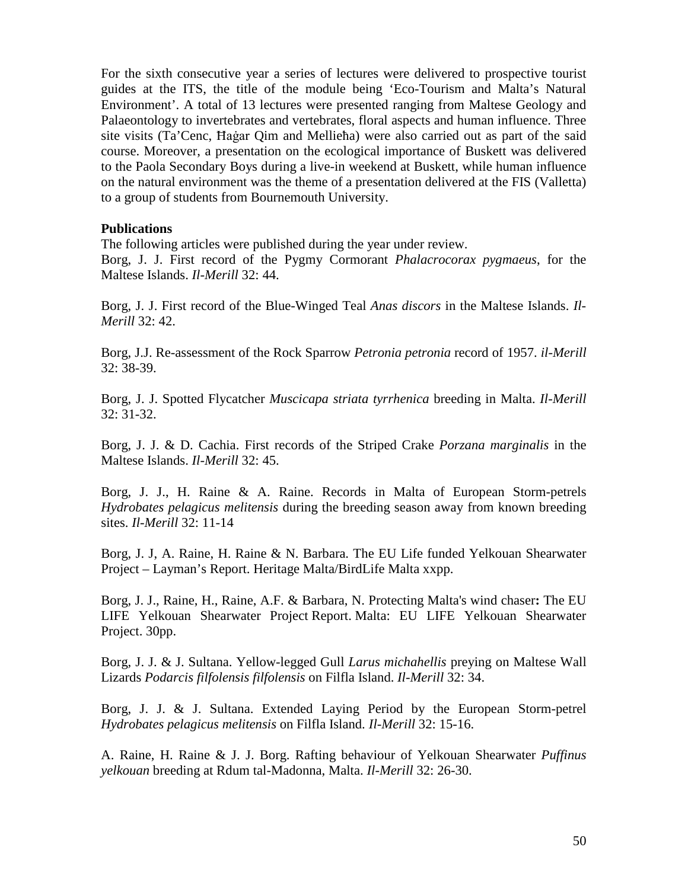For the sixth consecutive year a series of lectures were delivered to prospective tourist guides at the ITS, the title of the module being ‘Eco-Tourism and Malta’s Natural Environment’. A total of 13 lectures were presented ranging from Maltese Geology and Palaeontology to invertebrates and vertebrates, floral aspects and human influence. Three site visits (Ta’Cenc, Ħaġar Qim and Mellieħa) were also carried out as part of the said course. Moreover, a presentation on the ecological importance of Buskett was delivered to the Paola Secondary Boys during a live-in weekend at Buskett, while human influence on the natural environment was the theme of a presentation delivered at the FIS (Valletta) to a group of students from Bournemouth University.

**Publications**

The following articles were published during the year under review.

Borg, J. J. First record of the Pygmy Cormorant *Phalacrocorax pygmaeus*, for the Maltese Islands. *Il-Merill* 32: 44.

Borg, J. J. First record of the Blue-Winged Teal *Anas discors* in the Maltese Islands. *Il-Merill* 32: 42.

Borg, J.J. Re-assessment of the Rock Sparrow *Petronia petronia* record of 1957. *il-Merill* 32: 38-39.

Borg, J. J. Spotted Flycatcher *Muscicapa striata tyrrhenica* breeding in Malta. *Il-Merill* 32: 31-32.

Borg, J. J. & D. Cachia. First records of the Striped Crake *Porzana marginalis* in the Maltese Islands. *Il-Merill* 32: 45.

Borg, J. J., H. Raine & A. Raine. Records in Malta of European Storm-petrels *Hydrobates pelagicus melitensis* during the breeding season away from known breeding sites. *Il-Merill* 32: 11-14

Borg, J. J, A. Raine, H. Raine & N. Barbara. The EU Life funded Yelkouan Shearwater Project – Layman’s Report. Heritage Malta/BirdLife Malta xxpp.

Borg, J. J., Raine, H., Raine, A.F. & Barbara, N. Protecting Malta's wind chaser**:** The EU LIFE Yelkouan Shearwater Project Report. Malta: EU LIFE Yelkouan Shearwater Project. 30pp.

Borg, J. J. & J. Sultana. Yellow-legged Gull *Larus michahellis* preying on Maltese Wall Lizards *Podarcis filfolensis filfolensis* on Filfla Island. *Il-Merill* 32: 34.

Borg, J. J. & J. Sultana. Extended Laying Period by the European Storm-petrel *Hydrobates pelagicus melitensis* on Filfla Island. *Il-Merill* 32: 15-16.

A. Raine, H. Raine & J. J. Borg. Rafting behaviour of Yelkouan Shearwater *Puffinus yelkouan* breeding at Rdum tal-Madonna, Malta. *Il-Merill* 32: 26-30.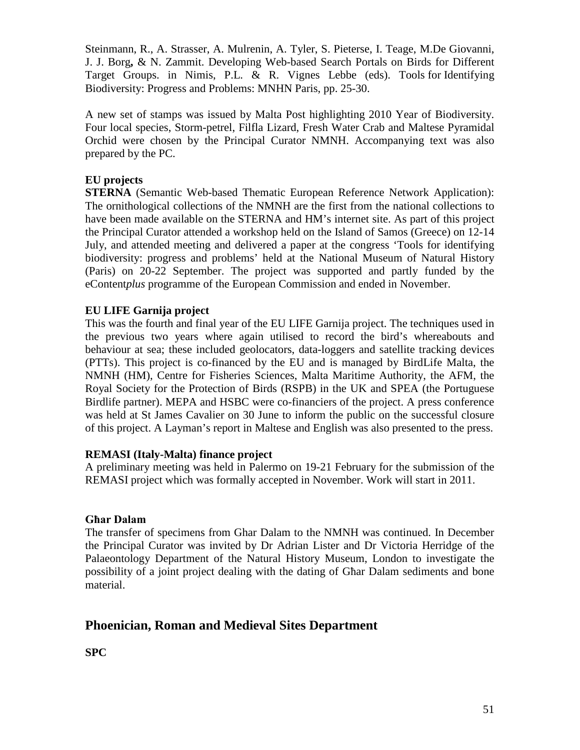Steinmann, R., A. Strasser, A. Mulrenin, A. Tyler, S. Pieterse, I. Teage, M.De Giovanni, J. J. Borg**,** & N. Zammit. Developing Web-based Search Portals on Birds for Different Target Groups. in Nimis, P.L. & R. Vignes Lebbe (eds). Tools for Identifying Biodiversity: Progress and Problems: MNHN Paris, pp. 25-30.

A new set of stamps was issued by Malta Post highlighting 2010 Year of Biodiversity. Four local species, Storm-petrel, Filfla Lizard, Fresh Water Crab and Maltese Pyramidal Orchid were chosen by the Principal Curator NMNH. Accompanying text was also prepared by the PC.

**EU projects**

**STERNA** (Semantic Web-based Thematic European Reference Network Application): The ornithological collections of the NMNH are the first from the national collections to have been made available on the STERNA and HM's internet site. As part of this project the Principal Curator attended a workshop held on the Island of Samos (Greece) on 12-14 July, and attended meeting and delivered a paper at the congress 'Tools for identifying biodiversity: progress and problems' held at the National Museum of Natural History (Paris) on 20-22 September. The project was supported and partly funded by the eContent*plus* programme of the European Commission and ended in November.

**EU LIFE Garnija project**

This was the fourth and final year of the EU LIFE Garnija project. The techniques used in the previous two years where again utilised to record the bird's whereabouts and behaviour at sea; these included geolocators, data-loggers and satellite tracking devices (PTTs). This project is co-financed by the EU and is managed by BirdLife Malta, the NMNH (HM), Centre for Fisheries Sciences, Malta Maritime Authority, the AFM, the Royal Society for the Protection of Birds (RSPB) in the UK and SPEA (the Portuguese Birdlife partner). MEPA and HSBC were co-financiers of the project. A press conference was held at St James Cavalier on 30 June to inform the public on the successful closure of this project. A Layman's report in Maltese and English was also presented to the press.

**REMASI (Italy-Malta) finance project**

A preliminary meeting was held in Palermo on 19-21 February for the submission of the REMASI project which was formally accepted in November. Work will start in 2011.

**Għar Dalam**

The transfer of specimens from Ghar Dalam to the NMNH was continued. In December the Principal Curator was invited by Dr Adrian Lister and Dr Victoria Herridge of the Palaeontology Department of the Natural History Museum, London to investigate the possibility of a joint project dealing with the dating of Għar Dalam sediments and bone material.

## Phoenician, Roman and Medieval Sites Department

**SPC**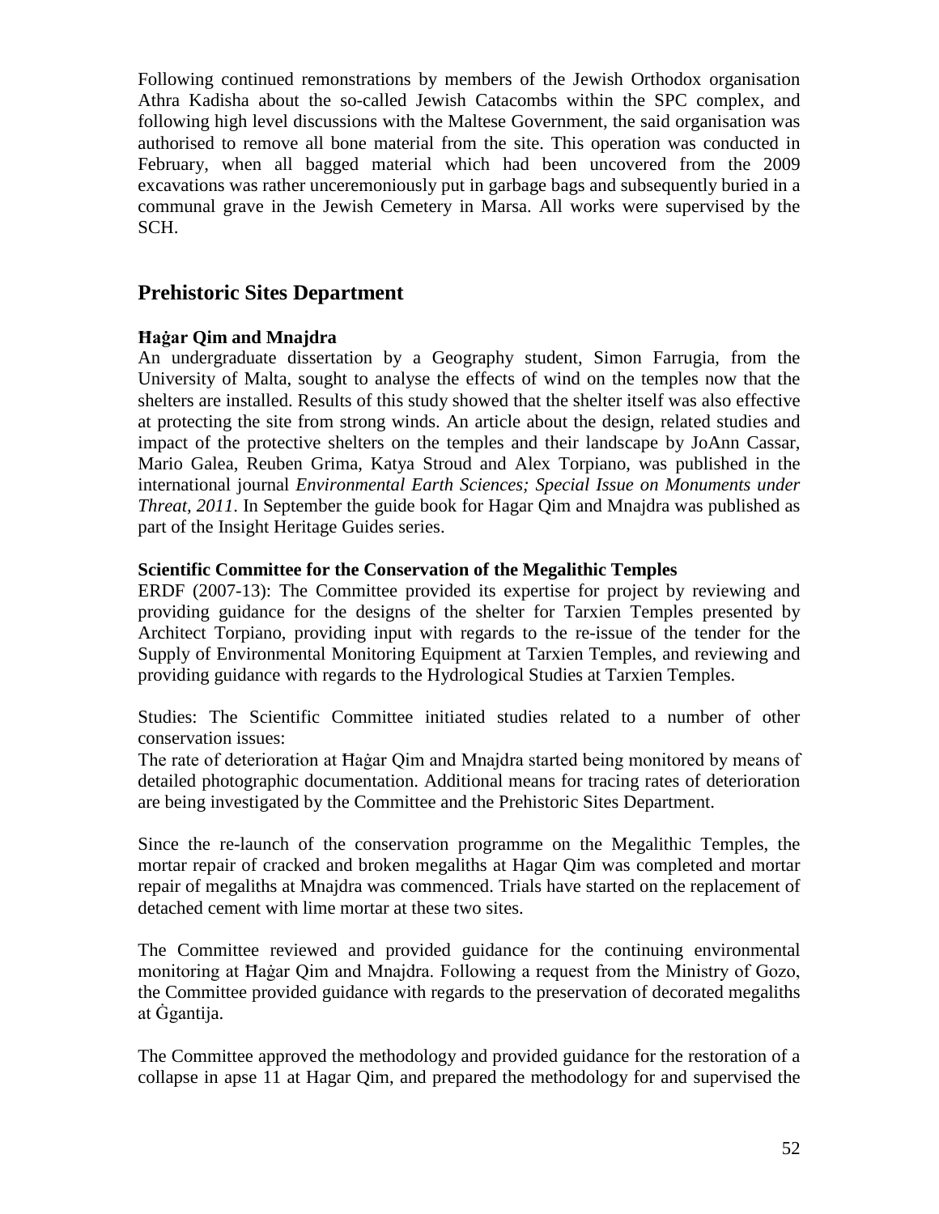Following continued remonstrations by members of the Jewish Orthodox organisation Athra Kadisha about the so-called Jewish Catacombs within the SPC complex, and following high level discussions with the Maltese Government, the said organisation was authorised to remove all bone material from the site. This operation was conducted in February, when all bagged material which had been uncovered from the 2009 excavations was rather unceremoniously put in garbage bags and subsequently buried in a communal grave in the Jewish Cemetery in Marsa. All works were supervised by the SCH.

## Prehistoric Sites Department

**Ħaġar Qim and Mnajdra**

An undergraduate dissertation by a Geography student, Simon Farrugia, from the University of Malta, sought to analyse the effects of wind on the temples now that the shelters are installed. Results of this study showed that the shelter itself was also effective at protecting the site from strong winds. An article about the design, related studies and impact of the protective shelters on the temples and their landscape by JoAnn Cassar, Mario Galea, Reuben Grima, Katya Stroud and Alex Torpiano, was published in the international journal *Environmental Earth Sciences; Special Issue on Monuments under Threat, 2011*. In September the guide book for Hagar Qim and Mnajdra was published as part of the Insight Heritage Guides series.

**Scientific Committee for the Conservation of the Megalithic Temples**

ERDF (2007-13): The Committee provided its expertise for project by reviewing and providing guidance for the designs of the shelter for Tarxien Temples presented by Architect Torpiano, providing input with regards to the re-issue of the tender for the Supply of Environmental Monitoring Equipment at Tarxien Temples, and reviewing and providing guidance with regards to the Hydrological Studies at Tarxien Temples.

Studies: The Scientific Committee initiated studies related to a number of other conservation issues:

The rate of deterioration at Ħaġar Qim and Mnajdra started being monitored by means of detailed photographic documentation. Additional means for tracing rates of deterioration are being investigated by the Committee and the Prehistoric Sites Department.

Since the re-launch of the conservation programme on the Megalithic Temples, the mortar repair of cracked and broken megaliths at Hagar Qim was completed and mortar repair of megaliths at Mnajdra was commenced. Trials have started on the replacement of detached cement with lime mortar at these two sites.

The Committee reviewed and provided guidance for the continuing environmental monitoring at Ħaġar Qim and Mnajdra. Following a request from the Ministry of Gozo, the Committee provided guidance with regards to the preservation of decorated megaliths at Ġgantija.

The Committee approved the methodology and provided guidance for the restoration of a collapse in apse 11 at Hagar Qim, and prepared the methodology for and supervised the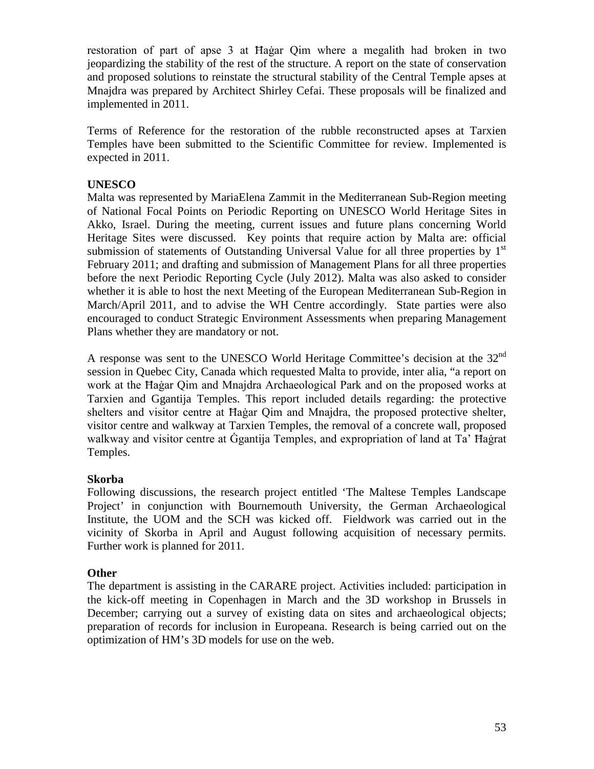restoration of part of apse 3 at Ħaġar Qim where a megalith had broken in two jeopardizing the stability of the rest of the structure. A report on the state of conservation and proposed solutions to reinstate the structural stability of the Central Temple apses at Mnajdra was prepared by Architect Shirley Cefai. These proposals will be finalized and implemented in 2011.

Terms of Reference for the restoration of the rubble reconstructed apses at Tarxien Temples have been submitted to the Scientific Committee for review. Implemented is expected in 2011.

**UNESCO**

Malta was represented by MariaElena Zammit in the Mediterranean Sub-Region meeting of National Focal Points on Periodic Reporting on UNESCO World Heritage Sites in Akko, Israel. During the meeting, current issues and future plans concerning World Heritage Sites were discussed. Key points that require action by Malta are: official submission of statements of Outstanding Universal Value for all three properties by 1st February 2011; and drafting and submission of Management Plans for all three properties before the next Periodic Reporting Cycle (July 2012). Malta was also asked to consider whether it is able to host the next Meeting of the European Mediterranean Sub-Region in March/April 2011, and to advise the WH Centre accordingly. State parties were also encouraged to conduct Strategic Environment Assessments when preparing Management Plans whether they are mandatory or not.

A response was sent to the UNESCO World Heritage Committee's decision at the 32nd session in Quebec City, Canada which requested Malta to provide, inter alia, "a report on work at the Ħaġar Qim and Mnajdra Archaeological Park and on the proposed works at Tarxien and Ggantija Temples. This report included details regarding: the protective shelters and visitor centre at Ħaġar Qim and Mnajdra, the proposed protective shelter, visitor centre and walkway at Tarxien Temples, the removal of a concrete wall, proposed walkway and visitor centre at Ġgantija Temples, and expropriation of land at Ta' Ħaġrat Temples.

**Skorba**

Following discussions, the research project entitled 'The Maltese Temples Landscape Project' in conjunction with Bournemouth University, the German Archaeological Institute, the UOM and the SCH was kicked off. Fieldwork was carried out in the vicinity of Skorba in April and August following acquisition of necessary permits. Further work is planned for 2011.

**Other**

The department is assisting in the CARARE project. Activities included: participation in the kick-off meeting in Copenhagen in March and the 3D workshop in Brussels in December; carrying out a survey of existing data on sites and archaeological objects; preparation of records for inclusion in Europeana. Research is being carried out on the optimization of HM's 3D models for use on the web.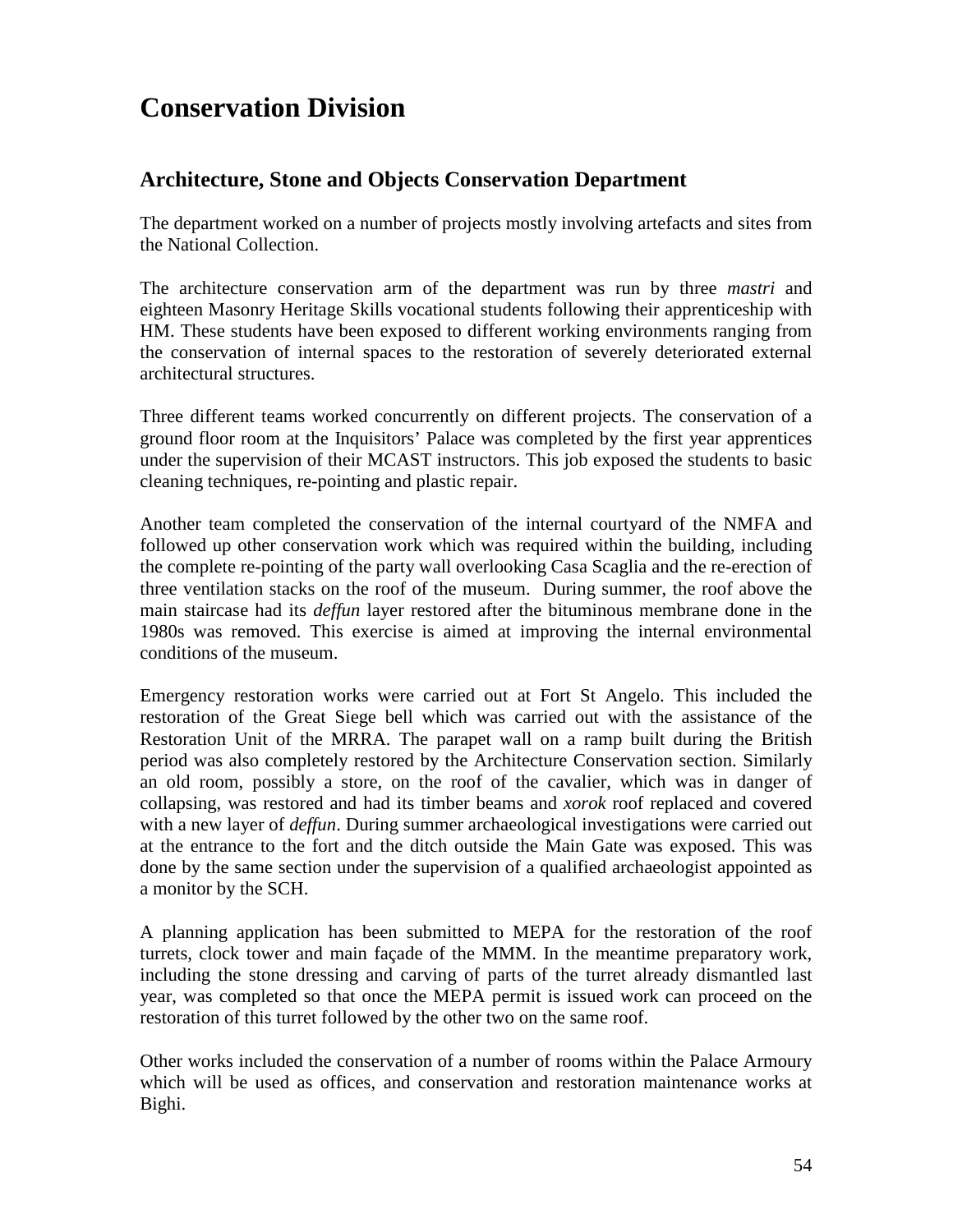# Conservation Division

## Architecture, Stone and Objects Conservation Department

The department worked on a number of projects mostly involving artefacts and sites from the National Collection.

The architecture conservation arm of the department was run by three *mastri* and eighteen Masonry Heritage Skills vocational students following their apprenticeship with HM. These students have been exposed to different working environments ranging from the conservation of internal spaces to the restoration of severely deteriorated external architectural structures.

Three different teams worked concurrently on different projects. The conservation of a ground floor room at the Inquisitors' Palace was completed by the first year apprentices under the supervision of their MCAST instructors. This job exposed the students to basic cleaning techniques, re-pointing and plastic repair.

Another team completed the conservation of the internal courtyard of the NMFA and followed up other conservation work which was required within the building, including the complete re-pointing of the party wall overlooking Casa Scaglia and the re-erection of three ventilation stacks on the roof of the museum. During summer, the roof above the main staircase had its *deffun* layer restored after the bituminous membrane done in the 1980s was removed. This exercise is aimed at improving the internal environmental conditions of the museum.

Emergency restoration works were carried out at Fort St Angelo. This included the restoration of the Great Siege bell which was carried out with the assistance of the Restoration Unit of the MRRA. The parapet wall on a ramp built during the British period was also completely restored by the Architecture Conservation section. Similarly an old room, possibly a store, on the roof of the cavalier, which was in danger of collapsing, was restored and had its timber beams and *xorok* roof replaced and covered with a new layer of *deffun*. During summer archaeological investigations were carried out at the entrance to the fort and the ditch outside the Main Gate was exposed. This was done by the same section under the supervision of a qualified archaeologist appointed as a monitor by the SCH.

A planning application has been submitted to MEPA for the restoration of the roof turrets, clock tower and main façade of the MMM. In the meantime preparatory work, including the stone dressing and carving of parts of the turret already dismantled last year, was completed so that once the MEPA permit is issued work can proceed on the restoration of this turret followed by the other two on the same roof.

Other works included the conservation of a number of rooms within the Palace Armoury which will be used as offices, and conservation and restoration maintenance works at Bighi.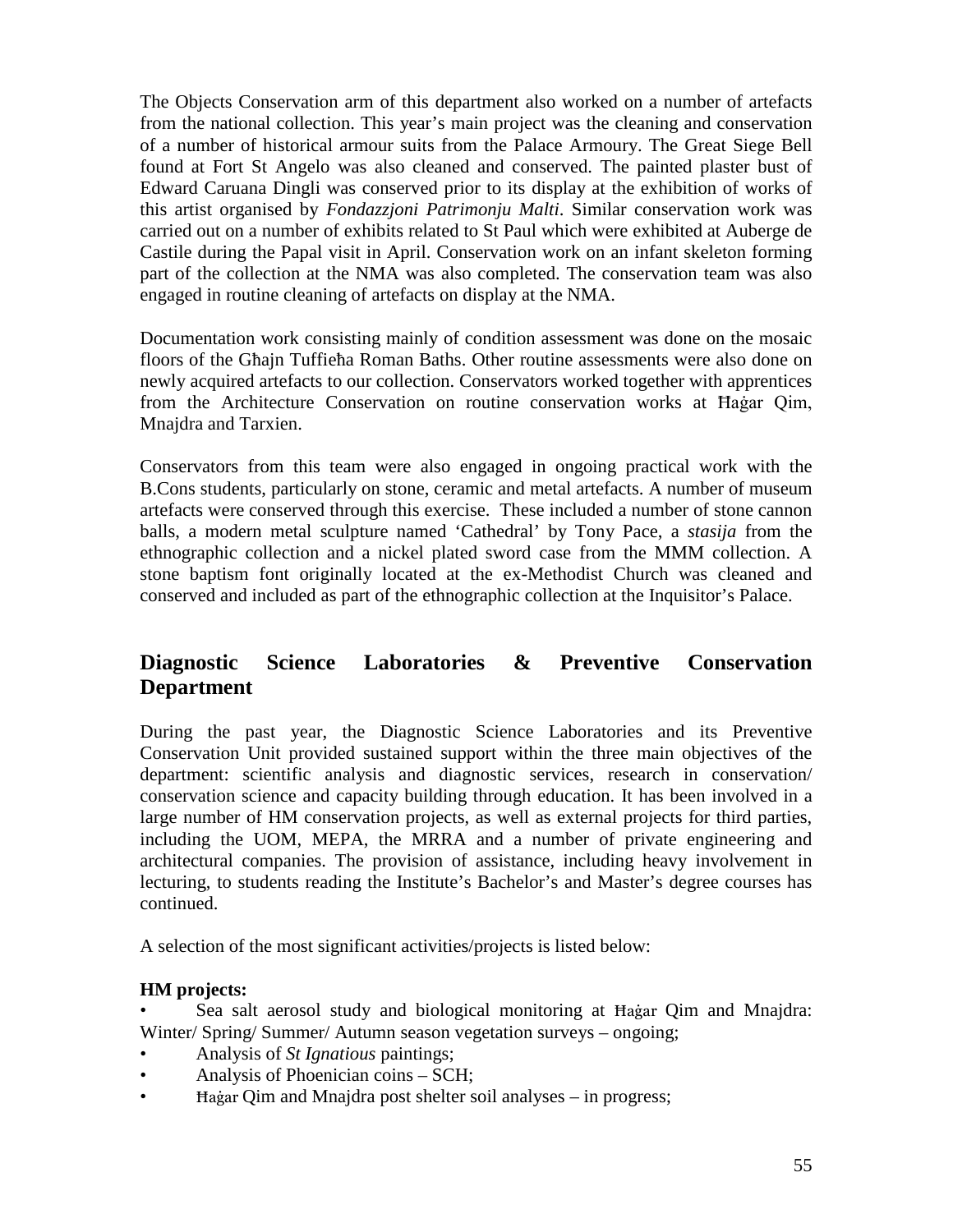The Objects Conservation arm of this department also worked on a number of artefacts from the national collection. This year's main project was the cleaning and conservation of a number of historical armour suits from the Palace Armoury. The Great Siege Bell found at Fort St Angelo was also cleaned and conserved. The painted plaster bust of Edward Caruana Dingli was conserved prior to its display at the exhibition of works of this artist organised by *Fondazzjoni Patrimonju Malti*. Similar conservation work was carried out on a number of exhibits related to St Paul which were exhibited at Auberge de Castile during the Papal visit in April. Conservation work on an infant skeleton forming part of the collection at the NMA was also completed. The conservation team was also engaged in routine cleaning of artefacts on display at the NMA.

Documentation work consisting mainly of condition assessment was done on the mosaic floors of the Għajn Tuffieħa Roman Baths. Other routine assessments were also done on newly acquired artefacts to our collection. Conservators worked together with apprentices from the Architecture Conservation on routine conservation works at Ħaġar Qim, Mnajdra and Tarxien.

Conservators from this team were also engaged in ongoing practical work with the B.Cons students, particularly on stone, ceramic and metal artefacts. A number of museum artefacts were conserved through this exercise. These included a number of stone cannon balls, a modern metal sculpture named 'Cathedral' by Tony Pace, a *stasija* from the ethnographic collection and a nickel plated sword case from the MMM collection. A stone baptism font originally located at the ex-Methodist Church was cleaned and conserved and included as part of the ethnographic collection at the Inquisitor's Palace.

## Diagnostic Science Laboratories & Preventive Conservation Department

During the past year, the Diagnostic Science Laboratories and its Preventive Conservation Unit provided sustained support within the three main objectives of the department: scientific analysis and diagnostic services, research in conservation/ conservation science and capacity building through education. It has been involved in a large number of HM conservation projects, as well as external projects for third parties, including the UOM, MEPA, the MRRA and a number of private engineering and architectural companies. The provision of assistance, including heavy involvement in lecturing, to students reading the Institute's Bachelor's and Master's degree courses has continued.

A selection of the most significant activities/projects is listed below:

**HM projects:**

- Sea salt aerosol study and biological monitoring at Ħaġar Qim and Mnajdra: Winter/ Spring/ Summer/ Autumn season vegetation surveys – ongoing;
- Analysis of *St Ignatious* paintings;
- Analysis of Phoenician coins – SCH;
- Ħaġar Qim and Mnajdra post shelter soil analyses – in progress;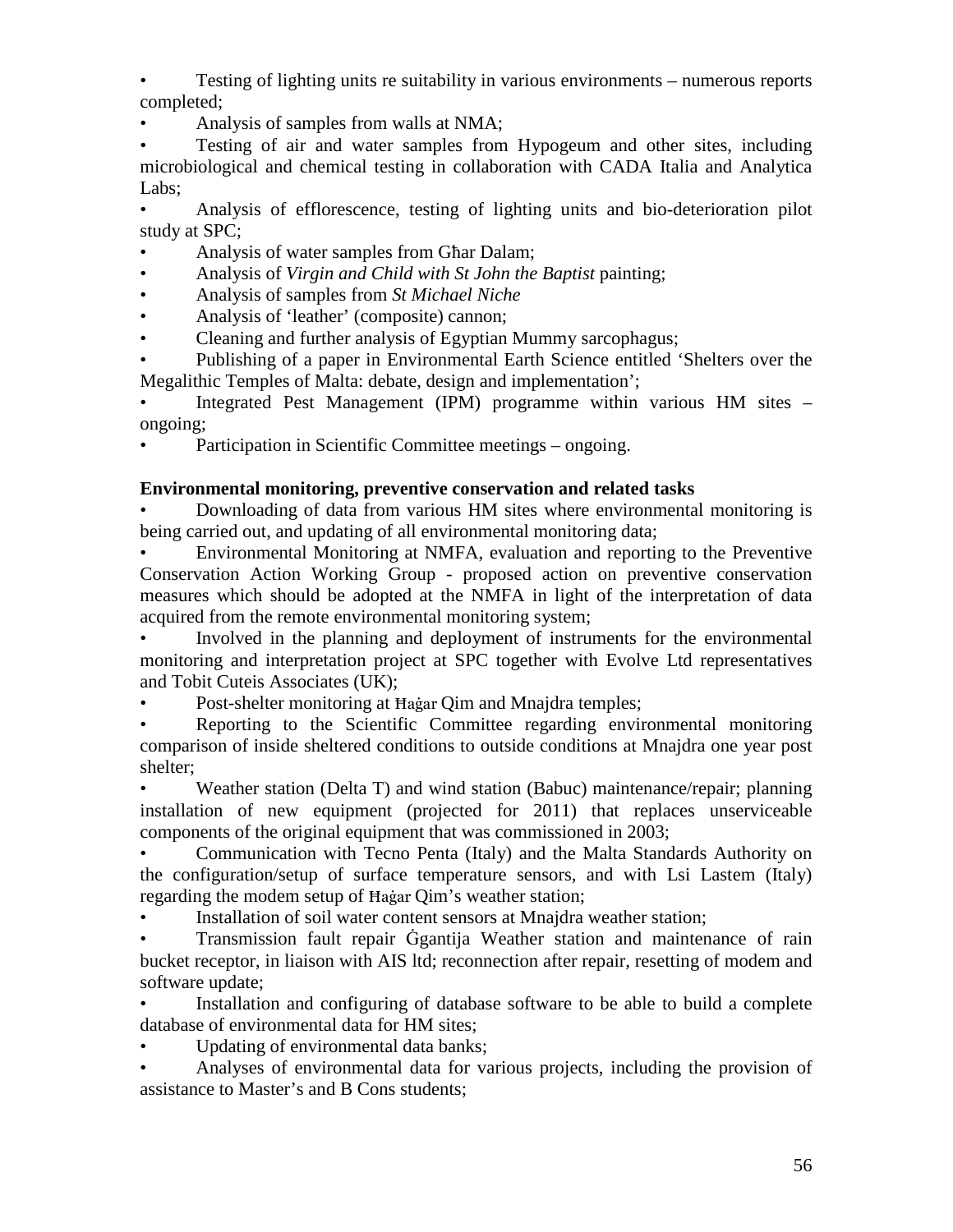- Testing of lighting units re suitability in various environments – numerous reports completed;
- Analysis of samples from walls at NMA;
- Testing of air and water samples from Hypogeum and other sites, including microbiological and chemical testing in collaboration with CADA Italia and Analytica Labs;
- Analysis of efflorescence, testing of lighting units and bio-deterioration pilot study at SPC;
- Analysis of water samples from Għar Dalam;
- Analysis of *Virgin and Child with St John the Baptist* painting;
- Analysis of samples from *St Michael Niche*
- Analysis of 'leather' (composite) cannon;
- Cleaning and further analysis of Egyptian Mummy sarcophagus;
- Publishing of a paper in Environmental Earth Science entitled 'Shelters over the Megalithic Temples of Malta: debate, design and implementation';
- Integrated Pest Management (IPM) programme within various HM sites – ongoing;
- Participation in Scientific Committee meetings – ongoing.

**Environmental monitoring, preventive conservation and related tasks**

- Downloading of data from various HM sites where environmental monitoring is being carried out, and updating of all environmental monitoring data;
- Environmental Monitoring at NMFA, evaluation and reporting to the Preventive Conservation Action Working Group - proposed action on preventive conservation measures which should be adopted at the NMFA in light of the interpretation of data acquired from the remote environmental monitoring system;
- Involved in the planning and deployment of instruments for the environmental monitoring and interpretation project at SPC together with Evolve Ltd representatives and Tobit Cuteis Associates (UK);
- Post-shelter monitoring at Ħaġar Qim and Mnajdra temples;
- Reporting to the Scientific Committee regarding environmental monitoring comparison of inside sheltered conditions to outside conditions at Mnajdra one year post shelter;
- Weather station (Delta T) and wind station (Babuc) maintenance/repair; planning installation of new equipment (projected for 2011) that replaces unserviceable components of the original equipment that was commissioned in 2003;
- Communication with Tecno Penta (Italy) and the Malta Standards Authority on the configuration/setup of surface temperature sensors, and with Lsi Lastem (Italy) regarding the modem setup of Ħaġar Qim's weather station;
- Installation of soil water content sensors at Mnajdra weather station;
- Transmission fault repair Ġgantija Weather station and maintenance of rain bucket receptor, in liaison with AIS ltd; reconnection after repair, resetting of modem and software update;
- Installation and configuring of database software to be able to build a complete database of environmental data for HM sites;
- Updating of environmental data banks;
- Analyses of environmental data for various projects, including the provision of assistance to Master's and B Cons students;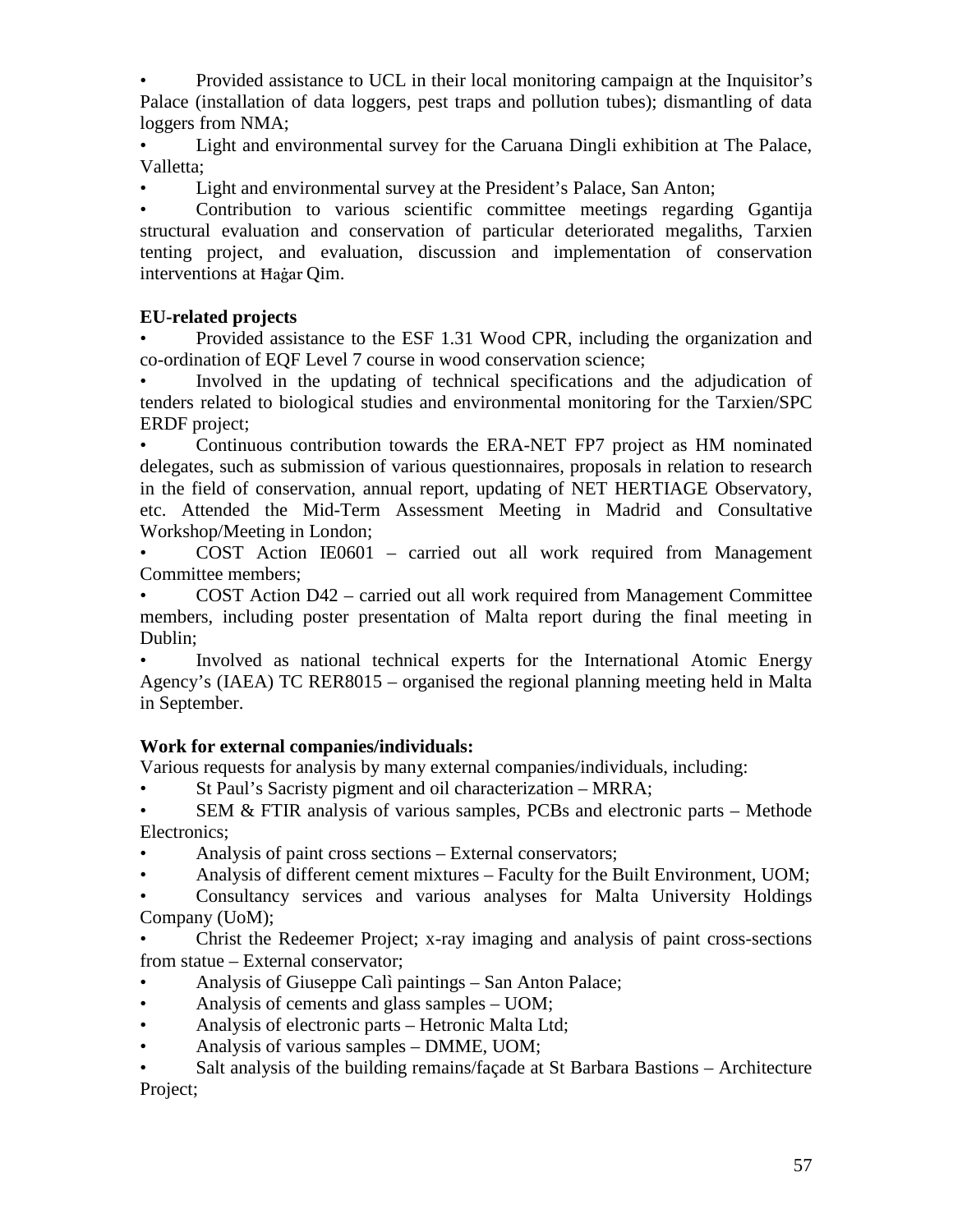- Provided assistance to UCL in their local monitoring campaign at the Inquisitor's Palace (installation of data loggers, pest traps and pollution tubes); dismantling of data loggers from NMA;
- Light and environmental survey for the Caruana Dingli exhibition at The Palace, Valletta;
- Light and environmental survey at the President's Palace, San Anton;
- Contribution to various scientific committee meetings regarding Ggantija structural evaluation and conservation of particular deteriorated megaliths, Tarxien tenting project, and evaluation, discussion and implementation of conservation interventions at Ħaġar Qim.

**EU-related projects**

- Provided assistance to the ESF 1.31 Wood CPR, including the organization and co-ordination of EQF Level 7 course in wood conservation science;
- Involved in the updating of technical specifications and the adjudication of tenders related to biological studies and environmental monitoring for the Tarxien/SPC ERDF project;
- Continuous contribution towards the ERA-NET FP7 project as HM nominated delegates, such as submission of various questionnaires, proposals in relation to research in the field of conservation, annual report, updating of NET HERTIAGE Observatory, etc. Attended the Mid-Term Assessment Meeting in Madrid and Consultative Workshop/Meeting in London;
- COST Action IE0601 – carried out all work required from Management Committee members;
- COST Action D42 – carried out all work required from Management Committee members, including poster presentation of Malta report during the final meeting in Dublin;
- Involved as national technical experts for the International Atomic Energy Agency's (IAEA) TC RER8015 – organised the regional planning meeting held in Malta in September.

**Work for external companies/individuals:**

Various requests for analysis by many external companies/individuals, including:

- St Paul's Sacristy pigment and oil characterization – MRRA;
- SEM & FTIR analysis of various samples, PCBs and electronic parts – Methode Electronics;
- Analysis of paint cross sections – External conservators;
- Analysis of different cement mixtures – Faculty for the Built Environment, UOM;
- Consultancy services and various analyses for Malta University Holdings Company (UoM);
- Christ the Redeemer Project; x-ray imaging and analysis of paint cross-sections from statue – External conservator;
- Analysis of Giuseppe Calì paintings – San Anton Palace;
- Analysis of cements and glass samples – UOM;
- Analysis of electronic parts – Hetronic Malta Ltd;
- Analysis of various samples – DMME, UOM;
- Salt analysis of the building remains/façade at St Barbara Bastions – Architecture Project;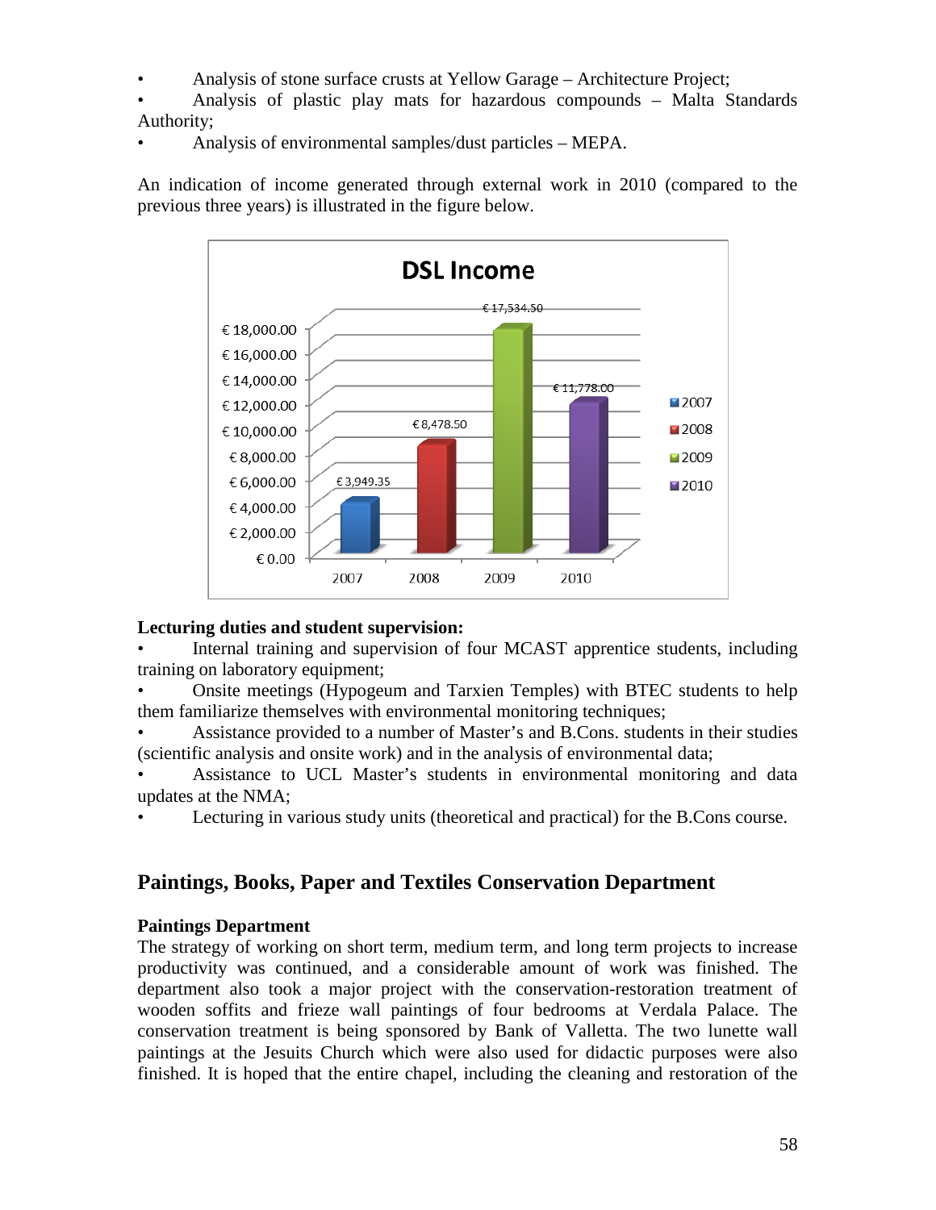- Analysis of stone surface crusts at Yellow Garage – Architecture Project;
- Analysis of plastic play mats for hazardous compounds – Malta Standards Authority;
- Analysis of environmental samples/dust particles – MEPA.

An indication of income generated through external work in 2010 (compared to the previous three years) is illustrated in the figure below.

**DSL Income**

| Year | Income |
|---|---|
| 2007 | € 3,949.35 |
| 2008 | € 8,478.50 |
| 2009 | € 17,534.50 |
| 2010 | € 11,778.00 |

**Lecturing duties and student supervision:**

- Internal training and supervision of four MCAST apprentice students, including training on laboratory equipment;
- Onsite meetings (Hypogeum and Tarxien Temples) with BTEC students to help them familiarize themselves with environmental monitoring techniques;
- Assistance provided to a number of Master's and B.Cons. students in their studies (scientific analysis and onsite work) and in the analysis of environmental data;
- Assistance to UCL Master's students in environmental monitoring and data updates at the NMA;
- Lecturing in various study units (theoretical and practical) for the B.Cons course.

## Paintings, Books, Paper and Textiles Conservation Department

**Paintings Department**

The strategy of working on short term, medium term, and long term projects to increase productivity was continued, and a considerable amount of work was finished. The department also took a major project with the conservation-restoration treatment of wooden soffits and frieze wall paintings of four bedrooms at Verdala Palace. The conservation treatment is being sponsored by Bank of Valletta. The two lunette wall paintings at the Jesuits Church which were also used for didactic purposes were also finished. It is hoped that the entire chapel, including the cleaning and restoration of the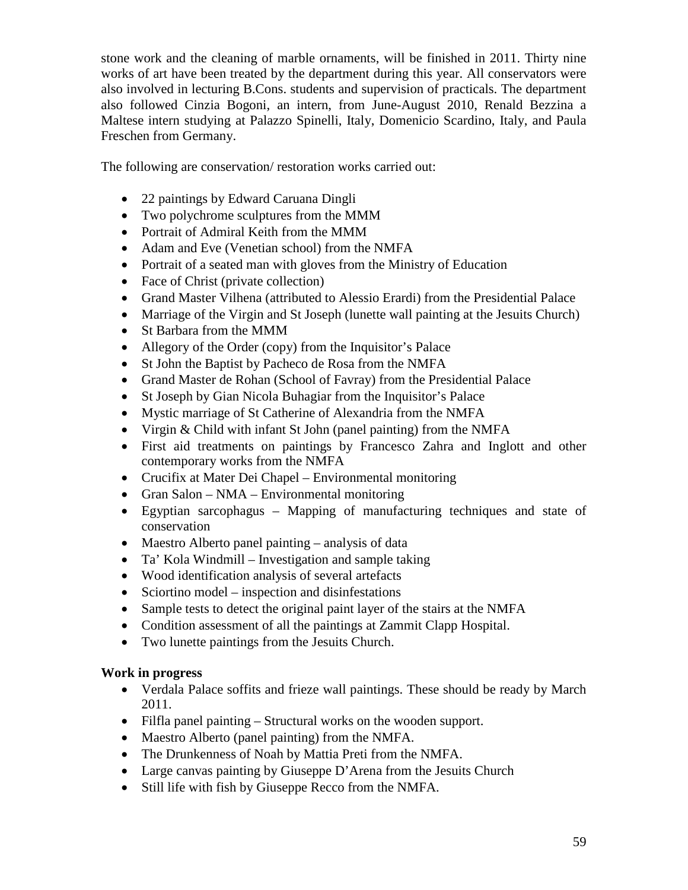stone work and the cleaning of marble ornaments, will be finished in 2011. Thirty nine works of art have been treated by the department during this year. All conservators were also involved in lecturing B.Cons. students and supervision of practicals. The department also followed Cinzia Bogoni, an intern, from June-August 2010, Renald Bezzina a Maltese intern studying at Palazzo Spinelli, Italy, Domenicio Scardino, Italy, and Paula Freschen from Germany.

The following are conservation/ restoration works carried out:

- 22 paintings by Edward Caruana Dingli
- Two polychrome sculptures from the MMM
- Portrait of Admiral Keith from the MMM
- Adam and Eve (Venetian school) from the NMFA
- Portrait of a seated man with gloves from the Ministry of Education
- Face of Christ (private collection)
- Grand Master Vilhena (attributed to Alessio Erardi) from the Presidential Palace
- Marriage of the Virgin and St Joseph (lunette wall painting at the Jesuits Church)
- St Barbara from the MMM
- Allegory of the Order (copy) from the Inquisitor's Palace
- St John the Baptist by Pacheco de Rosa from the NMFA
- Grand Master de Rohan (School of Favray) from the Presidential Palace
- St Joseph by Gian Nicola Buhagiar from the Inquisitor's Palace
- Mystic marriage of St Catherine of Alexandria from the NMFA
- Virgin & Child with infant St John (panel painting) from the NMFA
- First aid treatments on paintings by Francesco Zahra and Inglott and other contemporary works from the NMFA
- Crucifix at Mater Dei Chapel – Environmental monitoring
- Gran Salon – NMA – Environmental monitoring
- Egyptian sarcophagus – Mapping of manufacturing techniques and state of conservation
- Maestro Alberto panel painting – analysis of data
- Ta' Kola Windmill – Investigation and sample taking
- Wood identification analysis of several artefacts
- Sciortino model – inspection and disinfestations
- Sample tests to detect the original paint layer of the stairs at the NMFA
- Condition assessment of all the paintings at Zammit Clapp Hospital.
- Two lunette paintings from the Jesuits Church.

**Work in progress**

- Verdala Palace soffits and frieze wall paintings. These should be ready by March 2011.
- Filfla panel painting – Structural works on the wooden support.
- Maestro Alberto (panel painting) from the NMFA.
- The Drunkenness of Noah by Mattia Preti from the NMFA.
- Large canvas painting by Giuseppe D'Arena from the Jesuits Church
- Still life with fish by Giuseppe Recco from the NMFA.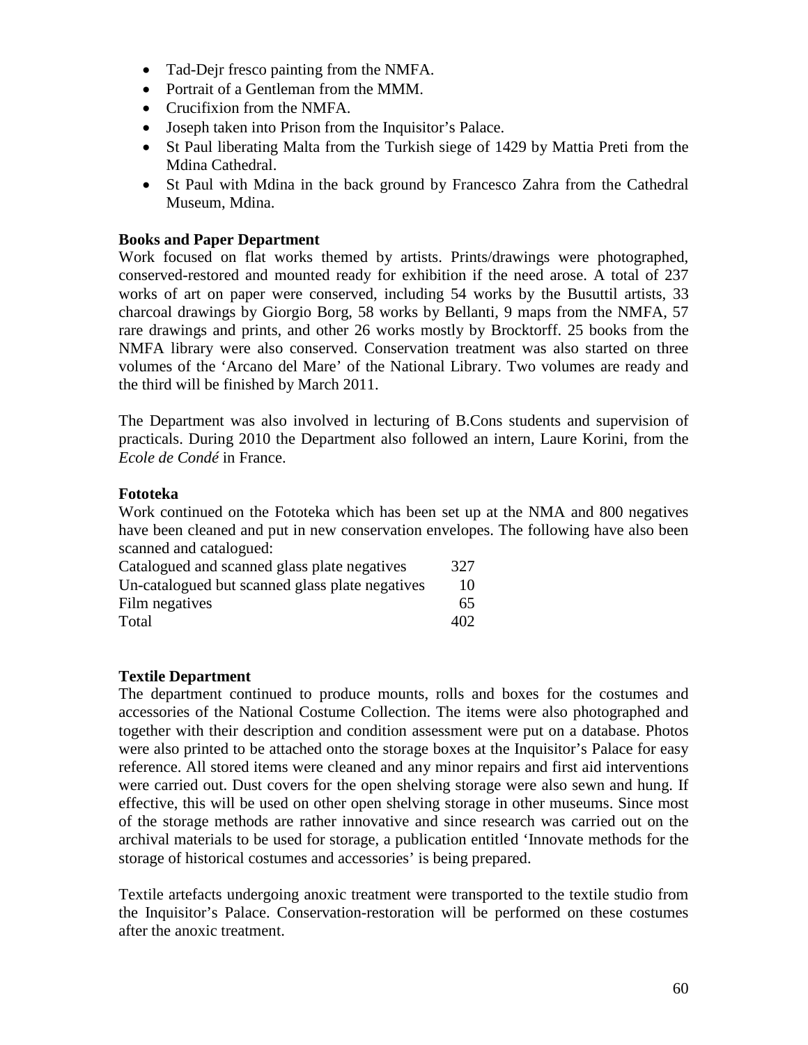- Tad-Dejr fresco painting from the NMFA.
- Portrait of a Gentleman from the MMM.
- Crucifixion from the NMFA.
- Joseph taken into Prison from the Inquisitor's Palace.
- St Paul liberating Malta from the Turkish siege of 1429 by Mattia Preti from the Mdina Cathedral.
- St Paul with Mdina in the back ground by Francesco Zahra from the Cathedral Museum, Mdina.

**Books and Paper Department**

Work focused on flat works themed by artists. Prints/drawings were photographed, conserved-restored and mounted ready for exhibition if the need arose. A total of 237 works of art on paper were conserved, including 54 works by the Busuttil artists, 33 charcoal drawings by Giorgio Borg, 58 works by Bellanti, 9 maps from the NMFA, 57 rare drawings and prints, and other 26 works mostly by Brocktorff. 25 books from the NMFA library were also conserved. Conservation treatment was also started on three volumes of the 'Arcano del Mare' of the National Library. Two volumes are ready and the third will be finished by March 2011.

The Department was also involved in lecturing of B.Cons students and supervision of practicals. During 2010 the Department also followed an intern, Laure Korini, from the *Ecole de Condé* in France.

**Fototeka**

Work continued on the Fototeka which has been set up at the NMA and 800 negatives have been cleaned and put in new conservation envelopes. The following have also been scanned and catalogued:

| | |
|---|---|
| Catalogued and scanned glass plate negatives | 327 |
| Un-catalogued but scanned glass plate negatives | 10 |
| Film negatives | 65 |
| Total | 402 |

**Textile Department**

The department continued to produce mounts, rolls and boxes for the costumes and accessories of the National Costume Collection. The items were also photographed and together with their description and condition assessment were put on a database. Photos were also printed to be attached onto the storage boxes at the Inquisitor's Palace for easy reference. All stored items were cleaned and any minor repairs and first aid interventions were carried out. Dust covers for the open shelving storage were also sewn and hung. If effective, this will be used on other open shelving storage in other museums. Since most of the storage methods are rather innovative and since research was carried out on the archival materials to be used for storage, a publication entitled 'Innovate methods for the storage of historical costumes and accessories' is being prepared.

Textile artefacts undergoing anoxic treatment were transported to the textile studio from the Inquisitor's Palace. Conservation-restoration will be performed on these costumes after the anoxic treatment.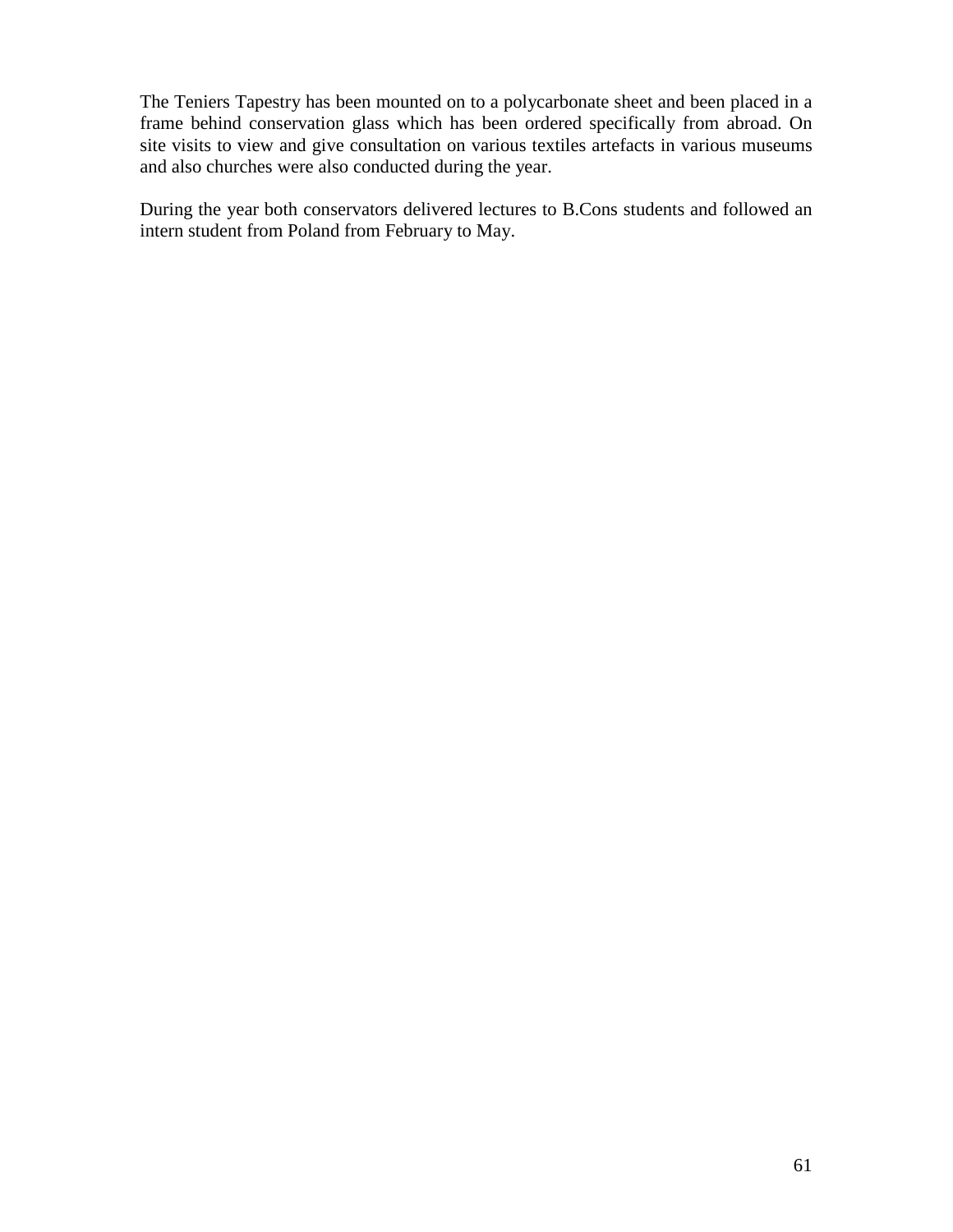The Teniers Tapestry has been mounted on to a polycarbonate sheet and been placed in a frame behind conservation glass which has been ordered specifically from abroad. On site visits to view and give consultation on various textiles artefacts in various museums and also churches were also conducted during the year.

During the year both conservators delivered lectures to B.Cons students and followed an intern student from Poland from February to May.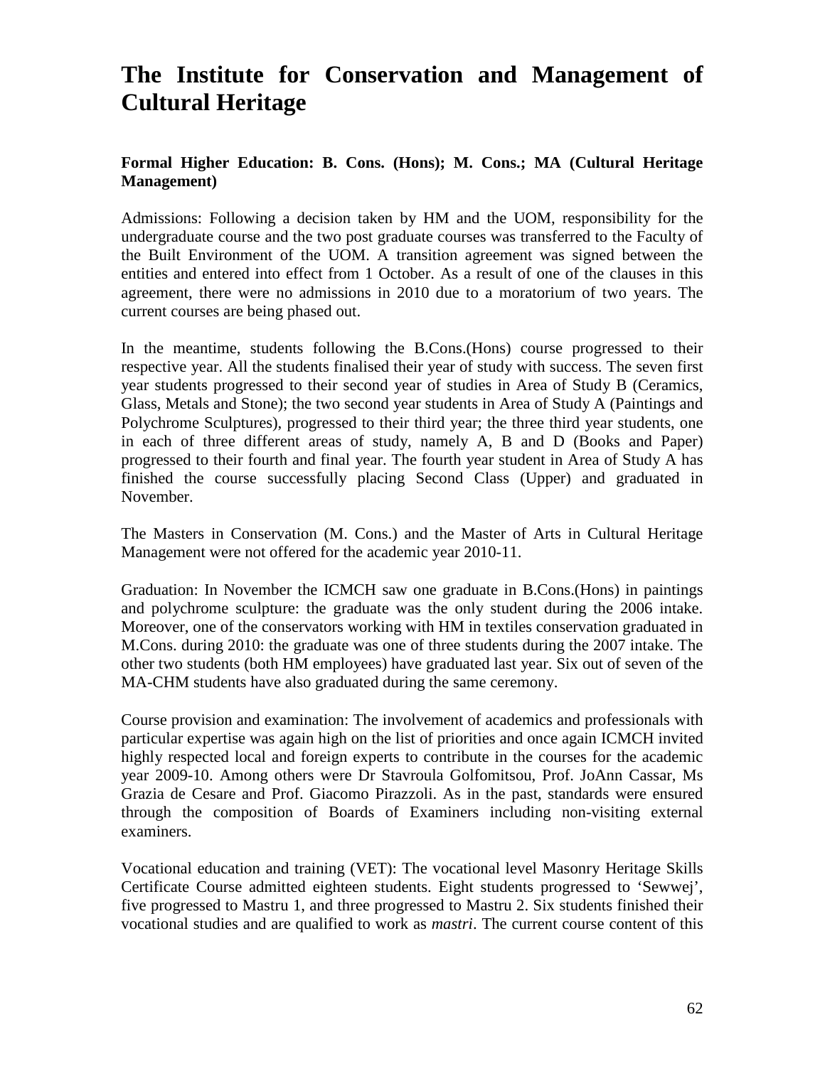# The Institute for Conservation and Management of Cultural Heritage

**Formal Higher Education: B. Cons. (Hons); M. Cons.; MA (Cultural Heritage Management)**

Admissions: Following a decision taken by HM and the UOM, responsibility for the undergraduate course and the two post graduate courses was transferred to the Faculty of the Built Environment of the UOM. A transition agreement was signed between the entities and entered into effect from 1 October. As a result of one of the clauses in this agreement, there were no admissions in 2010 due to a moratorium of two years. The current courses are being phased out.

In the meantime, students following the B.Cons.(Hons) course progressed to their respective year. All the students finalised their year of study with success. The seven first year students progressed to their second year of studies in Area of Study B (Ceramics, Glass, Metals and Stone); the two second year students in Area of Study A (Paintings and Polychrome Sculptures), progressed to their third year; the three third year students, one in each of three different areas of study, namely A, B and D (Books and Paper) progressed to their fourth and final year. The fourth year student in Area of Study A has finished the course successfully placing Second Class (Upper) and graduated in November.

The Masters in Conservation (M. Cons.) and the Master of Arts in Cultural Heritage Management were not offered for the academic year 2010-11.

Graduation: In November the ICMCH saw one graduate in B.Cons.(Hons) in paintings and polychrome sculpture: the graduate was the only student during the 2006 intake. Moreover, one of the conservators working with HM in textiles conservation graduated in M.Cons. during 2010: the graduate was one of three students during the 2007 intake. The other two students (both HM employees) have graduated last year. Six out of seven of the MA-CHM students have also graduated during the same ceremony.

Course provision and examination: The involvement of academics and professionals with particular expertise was again high on the list of priorities and once again ICMCH invited highly respected local and foreign experts to contribute in the courses for the academic year 2009-10. Among others were Dr Stavroula Golfomitsou, Prof. JoAnn Cassar, Ms Grazia de Cesare and Prof. Giacomo Pirazzoli. As in the past, standards were ensured through the composition of Boards of Examiners including non-visiting external examiners.

Vocational education and training (VET): The vocational level Masonry Heritage Skills Certificate Course admitted eighteen students. Eight students progressed to 'Sewwej', five progressed to Mastru 1, and three progressed to Mastru 2. Six students finished their vocational studies and are qualified to work as *mastri*. The current course content of this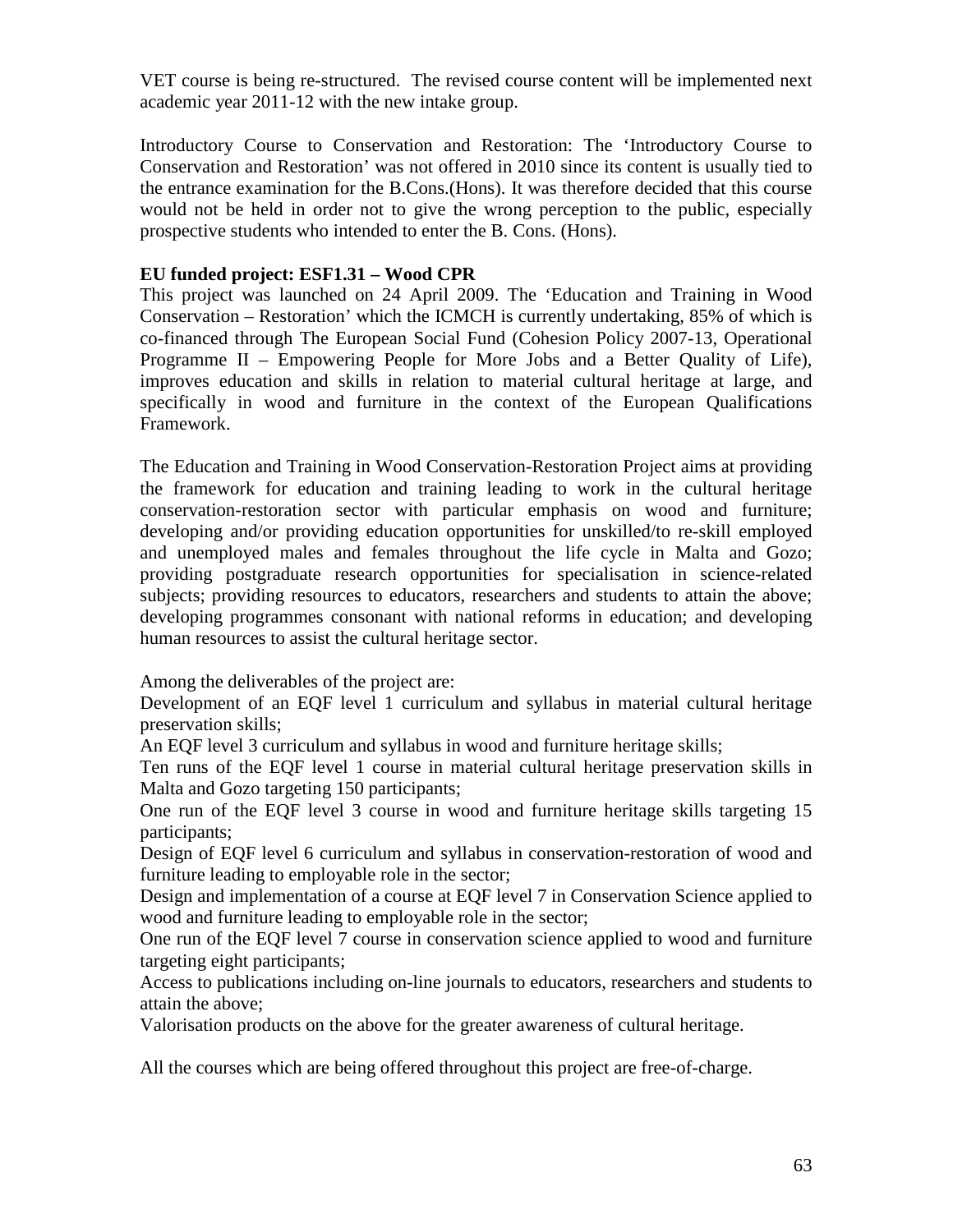VET course is being re-structured. The revised course content will be implemented next academic year 2011-12 with the new intake group.

Introductory Course to Conservation and Restoration: The 'Introductory Course to Conservation and Restoration' was not offered in 2010 since its content is usually tied to the entrance examination for the B.Cons.(Hons). It was therefore decided that this course would not be held in order not to give the wrong perception to the public, especially prospective students who intended to enter the B. Cons. (Hons).

**EU funded project: ESF1.31 – Wood CPR**

This project was launched on 24 April 2009. The 'Education and Training in Wood Conservation – Restoration' which the ICMCH is currently undertaking, 85% of which is co-financed through The European Social Fund (Cohesion Policy 2007-13, Operational Programme II – Empowering People for More Jobs and a Better Quality of Life), improves education and skills in relation to material cultural heritage at large, and specifically in wood and furniture in the context of the European Qualifications Framework.

The Education and Training in Wood Conservation-Restoration Project aims at providing the framework for education and training leading to work in the cultural heritage conservation-restoration sector with particular emphasis on wood and furniture; developing and/or providing education opportunities for unskilled/to re-skill employed and unemployed males and females throughout the life cycle in Malta and Gozo; providing postgraduate research opportunities for specialisation in science-related subjects; providing resources to educators, researchers and students to attain the above; developing programmes consonant with national reforms in education; and developing human resources to assist the cultural heritage sector.

Among the deliverables of the project are:

Development of an EQF level 1 curriculum and syllabus in material cultural heritage preservation skills;

An EQF level 3 curriculum and syllabus in wood and furniture heritage skills;

Ten runs of the EQF level 1 course in material cultural heritage preservation skills in Malta and Gozo targeting 150 participants;

One run of the EQF level 3 course in wood and furniture heritage skills targeting 15 participants;

Design of EQF level 6 curriculum and syllabus in conservation-restoration of wood and furniture leading to employable role in the sector;

Design and implementation of a course at EQF level 7 in Conservation Science applied to wood and furniture leading to employable role in the sector;

One run of the EQF level 7 course in conservation science applied to wood and furniture targeting eight participants;

Access to publications including on-line journals to educators, researchers and students to attain the above;

Valorisation products on the above for the greater awareness of cultural heritage.

All the courses which are being offered throughout this project are free-of-charge.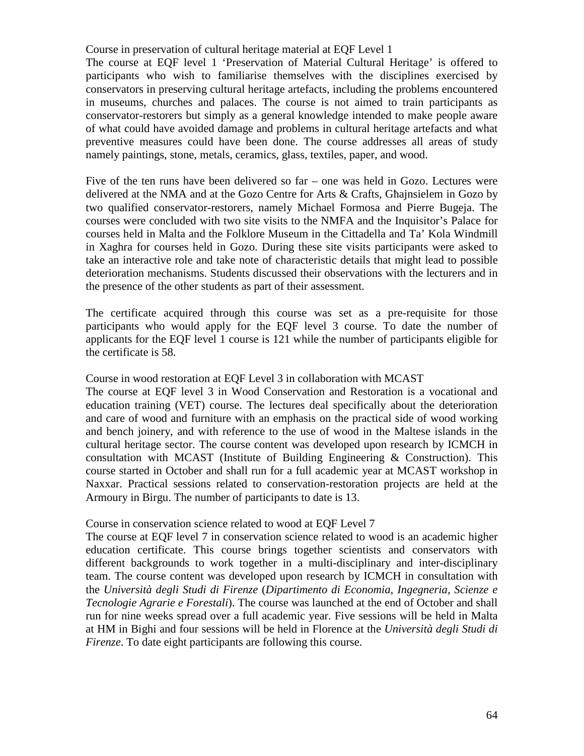Course in preservation of cultural heritage material at EQF Level 1

The course at EQF level 1 'Preservation of Material Cultural Heritage' is offered to participants who wish to familiarise themselves with the disciplines exercised by conservators in preserving cultural heritage artefacts, including the problems encountered in museums, churches and palaces. The course is not aimed to train participants as conservator-restorers but simply as a general knowledge intended to make people aware of what could have avoided damage and problems in cultural heritage artefacts and what preventive measures could have been done. The course addresses all areas of study namely paintings, stone, metals, ceramics, glass, textiles, paper, and wood.

Five of the ten runs have been delivered so far – one was held in Gozo. Lectures were delivered at the NMA and at the Gozo Centre for Arts & Crafts, Għajnsielem in Gozo by two qualified conservator-restorers, namely Michael Formosa and Pierre Bugeja. The courses were concluded with two site visits to the NMFA and the Inquisitor's Palace for courses held in Malta and the Folklore Museum in the Cittadella and Ta' Kola Windmill in Xaghra for courses held in Gozo. During these site visits participants were asked to take an interactive role and take note of characteristic details that might lead to possible deterioration mechanisms. Students discussed their observations with the lecturers and in the presence of the other students as part of their assessment.

The certificate acquired through this course was set as a pre-requisite for those participants who would apply for the EQF level 3 course. To date the number of applicants for the EQF level 1 course is 121 while the number of participants eligible for the certificate is 58.

Course in wood restoration at EQF Level 3 in collaboration with MCAST

The course at EQF level 3 in Wood Conservation and Restoration is a vocational and education training (VET) course. The lectures deal specifically about the deterioration and care of wood and furniture with an emphasis on the practical side of wood working and bench joinery, and with reference to the use of wood in the Maltese islands in the cultural heritage sector. The course content was developed upon research by ICMCH in consultation with MCAST (Institute of Building Engineering & Construction). This course started in October and shall run for a full academic year at MCAST workshop in Naxxar. Practical sessions related to conservation-restoration projects are held at the Armoury in Birgu. The number of participants to date is 13.

Course in conservation science related to wood at EQF Level 7

The course at EQF level 7 in conservation science related to wood is an academic higher education certificate. This course brings together scientists and conservators with different backgrounds to work together in a multi-disciplinary and inter-disciplinary team. The course content was developed upon research by ICMCH in consultation with the *Università degli Studi di Firenze* (*Dipartimento di Economia, Ingegneria, Scienze e Tecnologie Agrarie e Forestali*). The course was launched at the end of October and shall run for nine weeks spread over a full academic year. Five sessions will be held in Malta at HM in Bighi and four sessions will be held in Florence at the *Università degli Studi di Firenze*. To date eight participants are following this course.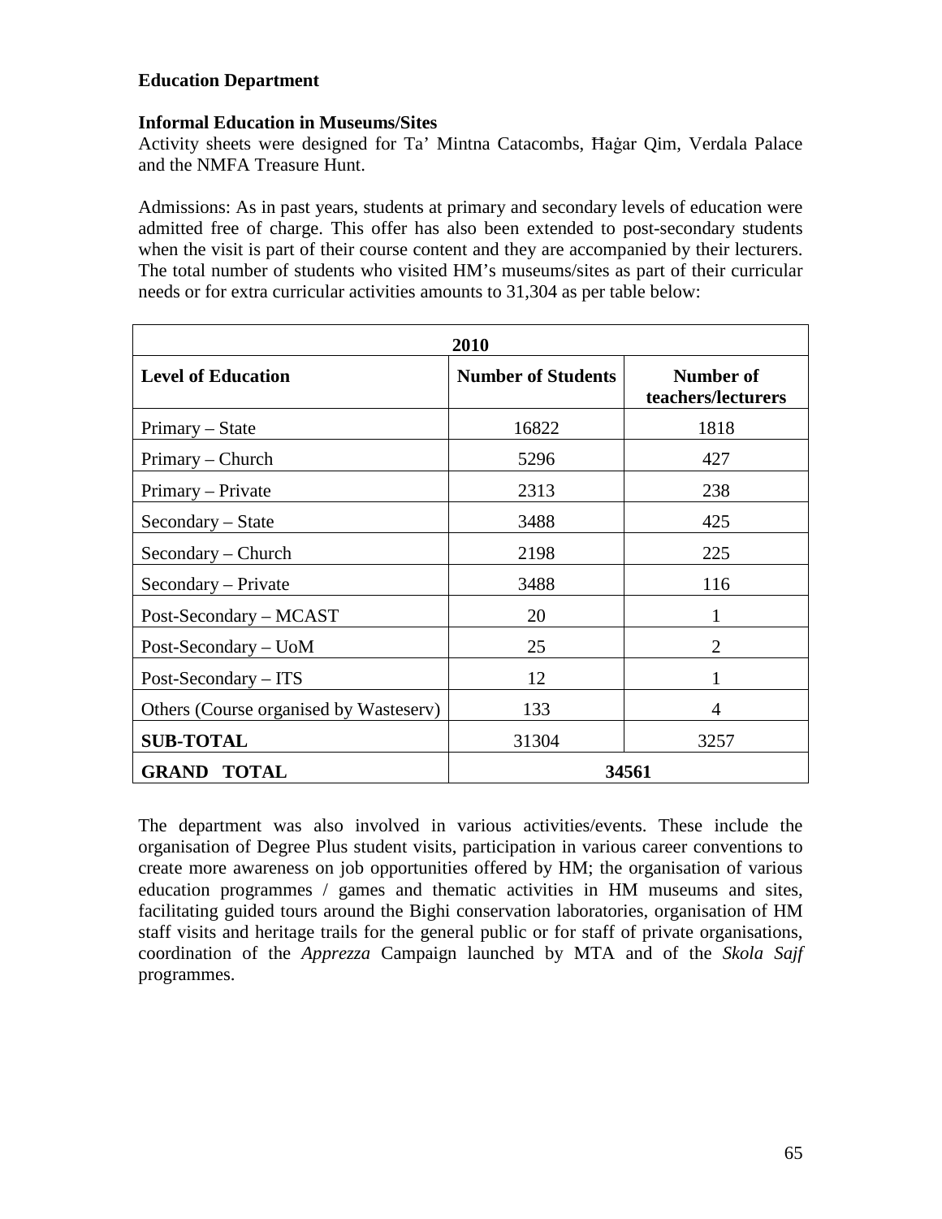**Education Department**

**Informal Education in Museums/Sites**

Activity sheets were designed for Ta' Mintna Catacombs, Ħaġar Qim, Verdala Palace and the NMFA Treasure Hunt.

Admissions: As in past years, students at primary and secondary levels of education were admitted free of charge. This offer has also been extended to post-secondary students when the visit is part of their course content and they are accompanied by their lecturers. The total number of students who visited HM's museums/sites as part of their curricular needs or for extra curricular activities amounts to 31,304 as per table below:

| 2010 | | |
|---|---|---|
| **Level of Education** | **Number of Students** | **Number of teachers/lecturers** |
| Primary – State | 16822 | 1818 |
| Primary – Church | 5296 | 427 |
| Primary – Private | 2313 | 238 |
| Secondary – State | 3488 | 425 |
| Secondary – Church | 2198 | 225 |
| Secondary – Private | 3488 | 116 |
| Post-Secondary – MCAST | 20 | 1 |
| Post-Secondary – UoM | 25 | 2 |
| Post-Secondary – ITS | 12 | 1 |
| Others (Course organised by Wasteserv) | 133 | 4 |
| **SUB-TOTAL** | 31304 | 3257 |
| **GRAND TOTAL** | **34561** | |

The department was also involved in various activities/events. These include the organisation of Degree Plus student visits, participation in various career conventions to create more awareness on job opportunities offered by HM; the organisation of various education programmes / games and thematic activities in HM museums and sites, facilitating guided tours around the Bighi conservation laboratories, organisation of HM staff visits and heritage trails for the general public or for staff of private organisations, coordination of the *Apprezza* Campaign launched by MTA and of the *Skola Sajf* programmes.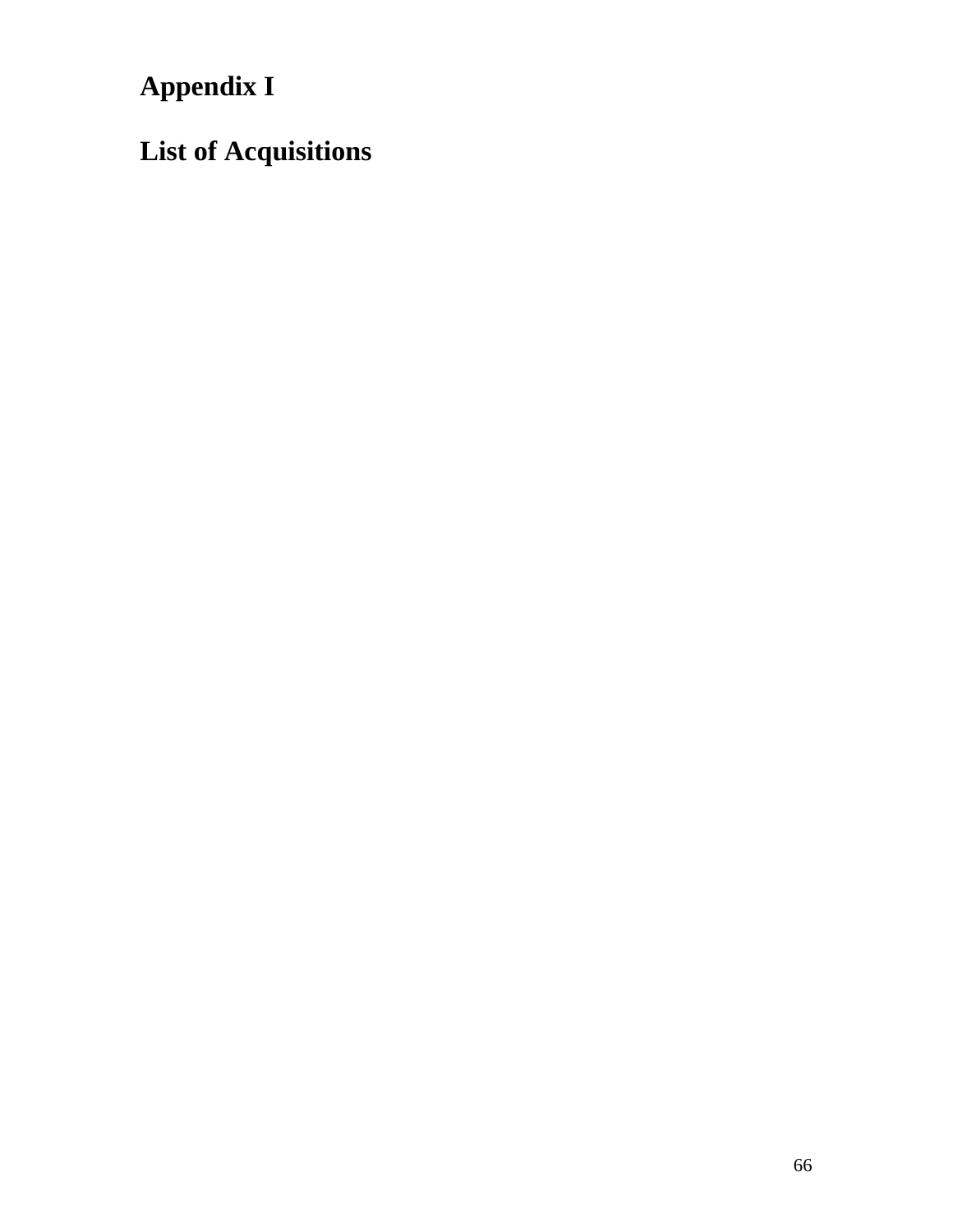# Appendix I

## List of Acquisitions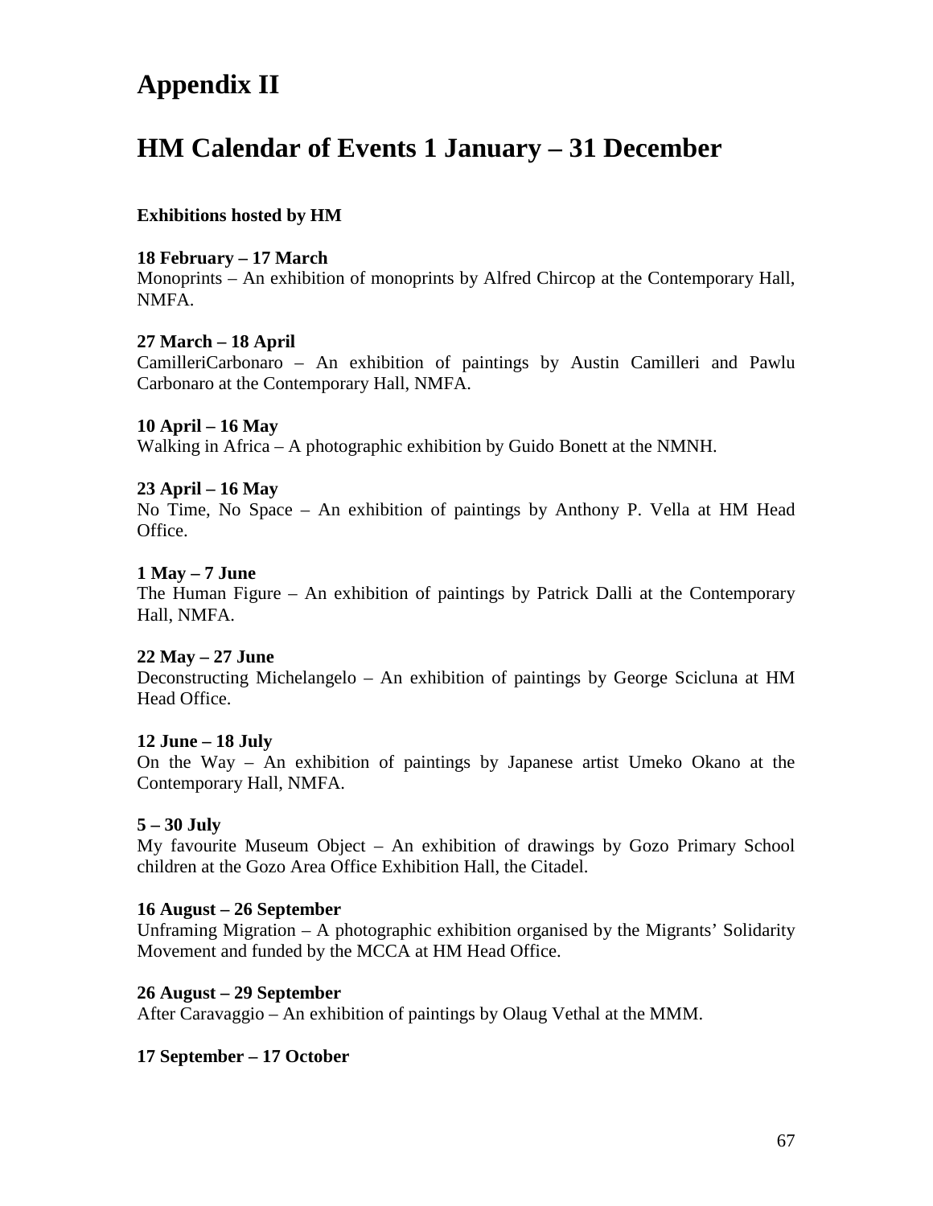# Appendix II

# HM Calendar of Events 1 January – 31 December

**Exhibitions hosted by HM**

**18 February – 17 March**
Monoprints – An exhibition of monoprints by Alfred Chircop at the Contemporary Hall, NMFA.

**27 March – 18 April**
CamilleriCarbonaro – An exhibition of paintings by Austin Camilleri and Pawlu Carbonaro at the Contemporary Hall, NMFA.

**10 April – 16 May**
Walking in Africa – A photographic exhibition by Guido Bonett at the NMNH.

**23 April – 16 May**
No Time, No Space – An exhibition of paintings by Anthony P. Vella at HM Head Office.

**1 May – 7 June**
The Human Figure – An exhibition of paintings by Patrick Dalli at the Contemporary Hall, NMFA.

**22 May – 27 June**
Deconstructing Michelangelo – An exhibition of paintings by George Scicluna at HM Head Office.

**12 June – 18 July**
On the Way – An exhibition of paintings by Japanese artist Umeko Okano at the Contemporary Hall, NMFA.

**5 – 30 July**
My favourite Museum Object – An exhibition of drawings by Gozo Primary School children at the Gozo Area Office Exhibition Hall, the Citadel.

**16 August – 26 September**
Unframing Migration – A photographic exhibition organised by the Migrants' Solidarity Movement and funded by the MCCA at HM Head Office.

**26 August – 29 September**
After Caravaggio – An exhibition of paintings by Olaug Vethal at the MMM.

**17 September – 17 October**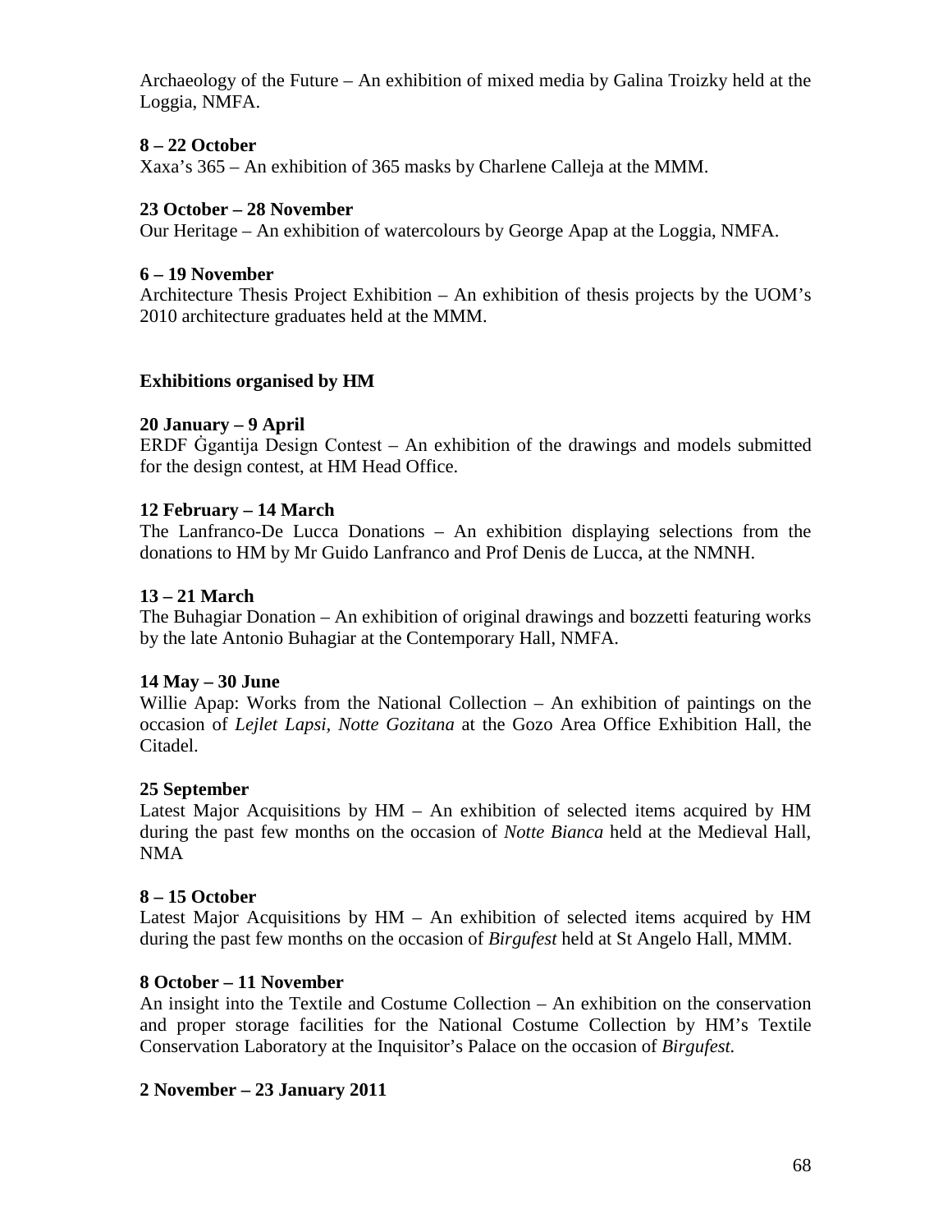Archaeology of the Future – An exhibition of mixed media by Galina Troizky held at the Loggia, NMFA.

**8 – 22 October**

Xaxa's 365 – An exhibition of 365 masks by Charlene Calleja at the MMM.

**23 October – 28 November**

Our Heritage – An exhibition of watercolours by George Apap at the Loggia, NMFA.

**6 – 19 November**

Architecture Thesis Project Exhibition – An exhibition of thesis projects by the UOM's 2010 architecture graduates held at the MMM.

**Exhibitions organised by HM**

**20 January – 9 April**

ERDF Ġgantija Design Contest – An exhibition of the drawings and models submitted for the design contest, at HM Head Office.

**12 February – 14 March**

The Lanfranco-De Lucca Donations – An exhibition displaying selections from the donations to HM by Mr Guido Lanfranco and Prof Denis de Lucca, at the NMNH.

**13 – 21 March**

The Buhagiar Donation – An exhibition of original drawings and bozzetti featuring works by the late Antonio Buhagiar at the Contemporary Hall, NMFA.

**14 May – 30 June**

Willie Apap: Works from the National Collection – An exhibition of paintings on the occasion of *Lejlet Lapsi, Notte Gozitana* at the Gozo Area Office Exhibition Hall, the Citadel.

**25 September**

Latest Major Acquisitions by HM – An exhibition of selected items acquired by HM during the past few months on the occasion of *Notte Bianca* held at the Medieval Hall, NMA

**8 – 15 October**

Latest Major Acquisitions by HM – An exhibition of selected items acquired by HM during the past few months on the occasion of *Birgufest* held at St Angelo Hall, MMM.

**8 October – 11 November**

An insight into the Textile and Costume Collection – An exhibition on the conservation and proper storage facilities for the National Costume Collection by HM's Textile Conservation Laboratory at the Inquisitor's Palace on the occasion of *Birgufest.*

**2 November – 23 January 2011**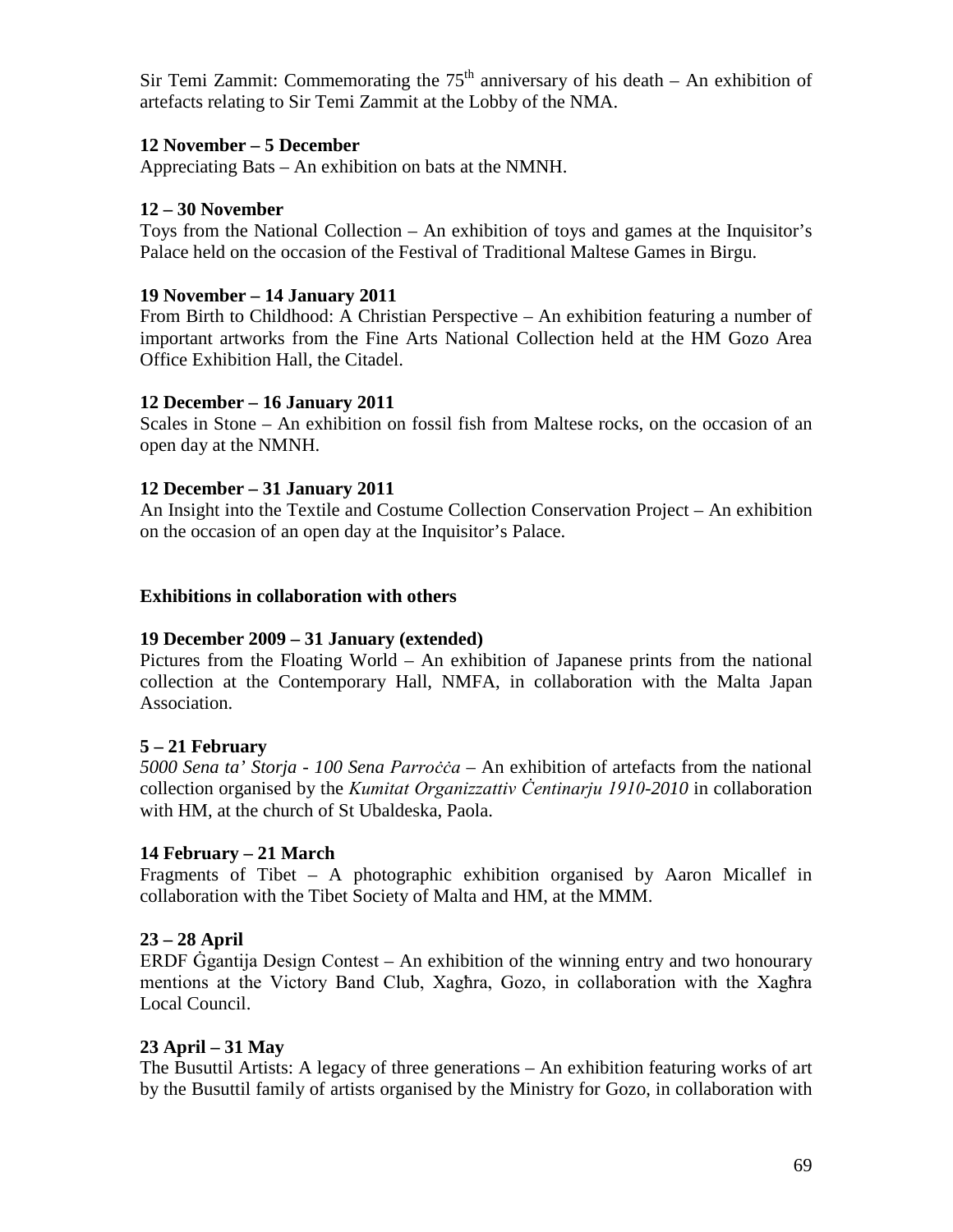Sir Temi Zammit: Commemorating the 75th anniversary of his death – An exhibition of artefacts relating to Sir Temi Zammit at the Lobby of the NMA.

**12 November – 5 December**
Appreciating Bats – An exhibition on bats at the NMNH.

**12 – 30 November**
Toys from the National Collection – An exhibition of toys and games at the Inquisitor's Palace held on the occasion of the Festival of Traditional Maltese Games in Birgu.

**19 November – 14 January 2011**
From Birth to Childhood: A Christian Perspective – An exhibition featuring a number of important artworks from the Fine Arts National Collection held at the HM Gozo Area Office Exhibition Hall, the Citadel.

**12 December – 16 January 2011**
Scales in Stone – An exhibition on fossil fish from Maltese rocks, on the occasion of an open day at the NMNH.

**12 December – 31 January 2011**
An Insight into the Textile and Costume Collection Conservation Project – An exhibition on the occasion of an open day at the Inquisitor's Palace.

**Exhibitions in collaboration with others**

**19 December 2009 – 31 January (extended)**
Pictures from the Floating World – An exhibition of Japanese prints from the national collection at the Contemporary Hall, NMFA, in collaboration with the Malta Japan Association.

**5 – 21 February**
*5000 Sena ta' Storja - 100 Sena Parroċċa* – An exhibition of artefacts from the national collection organised by the *Kumitat Organizzattiv Ċentinarju 1910-2010* in collaboration with HM, at the church of St Ubaldeska, Paola.

**14 February – 21 March**
Fragments of Tibet – A photographic exhibition organised by Aaron Micallef in collaboration with the Tibet Society of Malta and HM, at the MMM.

**23 – 28 April**
ERDF Ġgantija Design Contest – An exhibition of the winning entry and two honourary mentions at the Victory Band Club, Xagħra, Gozo, in collaboration with the Xagħra Local Council.

**23 April – 31 May**
The Busuttil Artists: A legacy of three generations – An exhibition featuring works of art by the Busuttil family of artists organised by the Ministry for Gozo, in collaboration with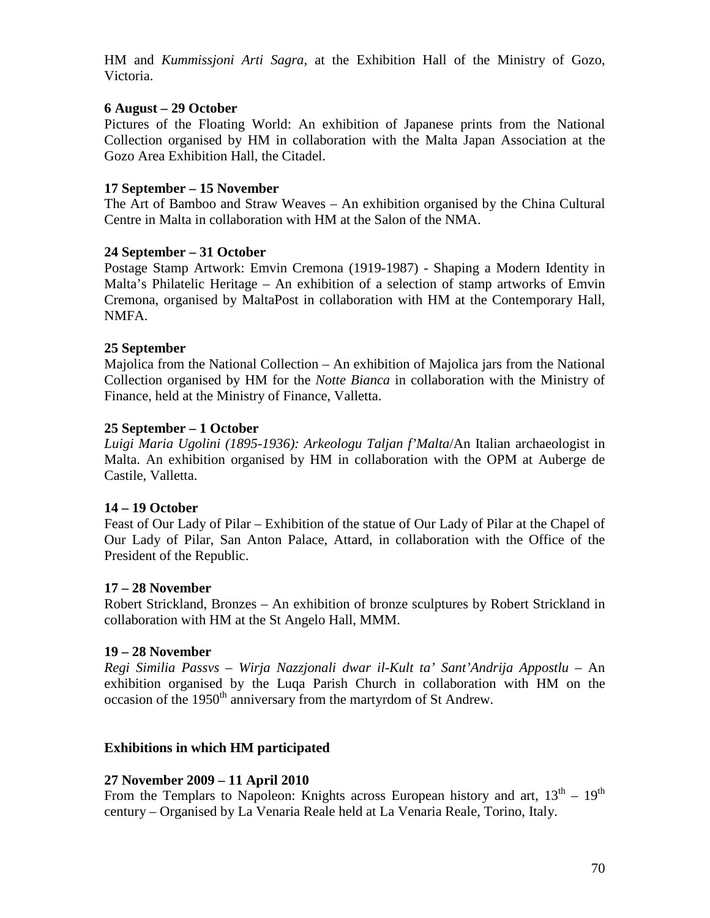HM and *Kummissjoni Arti Sagra*, at the Exhibition Hall of the Ministry of Gozo, Victoria.

**6 August – 29 October**
Pictures of the Floating World: An exhibition of Japanese prints from the National Collection organised by HM in collaboration with the Malta Japan Association at the Gozo Area Exhibition Hall, the Citadel.

**17 September – 15 November**
The Art of Bamboo and Straw Weaves – An exhibition organised by the China Cultural Centre in Malta in collaboration with HM at the Salon of the NMA.

**24 September – 31 October**
Postage Stamp Artwork: Emvin Cremona (1919-1987) - Shaping a Modern Identity in Malta's Philatelic Heritage – An exhibition of a selection of stamp artworks of Emvin Cremona, organised by MaltaPost in collaboration with HM at the Contemporary Hall, NMFA.

**25 September**
Majolica from the National Collection – An exhibition of Majolica jars from the National Collection organised by HM for the *Notte Bianca* in collaboration with the Ministry of Finance, held at the Ministry of Finance, Valletta.

**25 September – 1 October**
*Luigi Maria Ugolini (1895-1936): Arkeologu Taljan f'Malta*/An Italian archaeologist in Malta. An exhibition organised by HM in collaboration with the OPM at Auberge de Castile, Valletta.

**14 – 19 October**
Feast of Our Lady of Pilar – Exhibition of the statue of Our Lady of Pilar at the Chapel of Our Lady of Pilar, San Anton Palace, Attard, in collaboration with the Office of the President of the Republic.

**17 – 28 November**
Robert Strickland, Bronzes – An exhibition of bronze sculptures by Robert Strickland in collaboration with HM at the St Angelo Hall, MMM.

**19 – 28 November**
*Regi Similia Passvs – Wirja Nazzjonali dwar il-Kult ta' Sant'Andrija Appostlu* – An exhibition organised by the Luqa Parish Church in collaboration with HM on the occasion of the 1950th anniversary from the martyrdom of St Andrew.

**Exhibitions in which HM participated**

**27 November 2009 – 11 April 2010**
From the Templars to Napoleon: Knights across European history and art, 13th – 19th century – Organised by La Venaria Reale held at La Venaria Reale, Torino, Italy.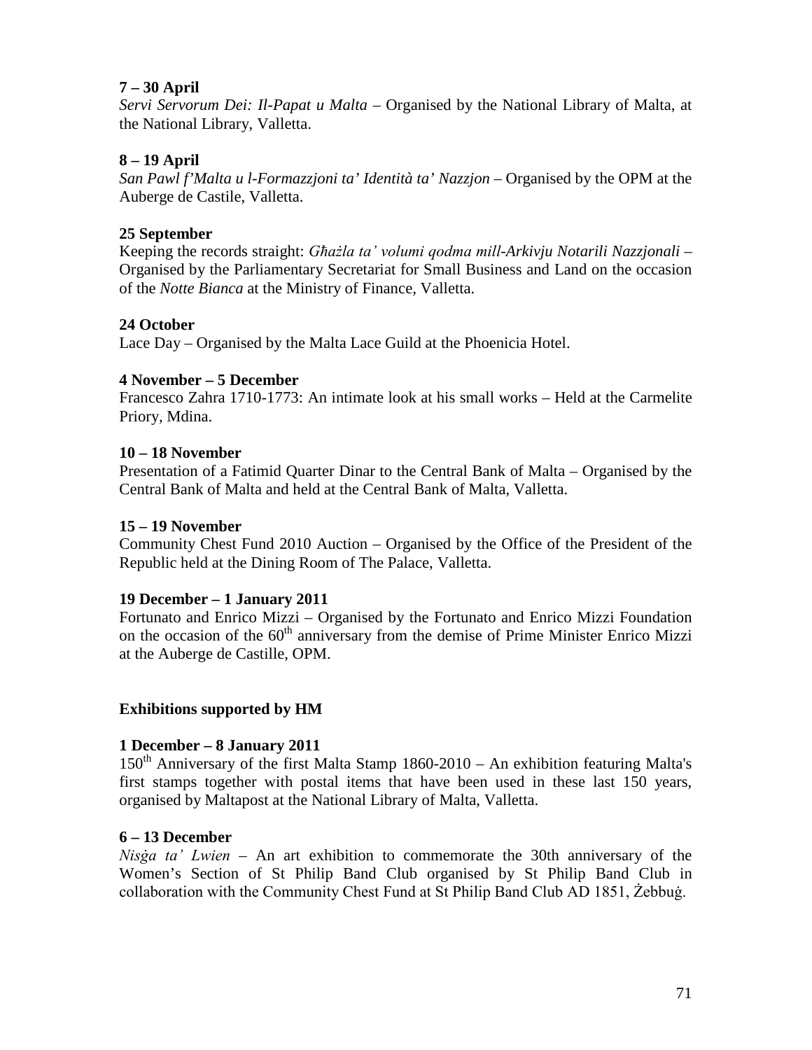**7 – 30 April**
*Servi Servorum Dei: Il-Papat u Malta* – Organised by the National Library of Malta, at the National Library, Valletta.

**8 – 19 April**
*San Pawl f'Malta u l-Formazzjoni ta' Identità ta' Nazzjon* – Organised by the OPM at the Auberge de Castile, Valletta.

**25 September**
Keeping the records straight: *Għażla ta' volumi qodma mill-Arkivju Notarili Nazzjonali* – Organised by the Parliamentary Secretariat for Small Business and Land on the occasion of the *Notte Bianca* at the Ministry of Finance, Valletta.

**24 October**
Lace Day – Organised by the Malta Lace Guild at the Phoenicia Hotel.

**4 November – 5 December**
Francesco Zahra 1710-1773: An intimate look at his small works – Held at the Carmelite Priory, Mdina.

**10 – 18 November**
Presentation of a Fatimid Quarter Dinar to the Central Bank of Malta – Organised by the Central Bank of Malta and held at the Central Bank of Malta, Valletta.

**15 – 19 November**
Community Chest Fund 2010 Auction – Organised by the Office of the President of the Republic held at the Dining Room of The Palace, Valletta.

**19 December – 1 January 2011**
Fortunato and Enrico Mizzi – Organised by the Fortunato and Enrico Mizzi Foundation on the occasion of the 60th anniversary from the demise of Prime Minister Enrico Mizzi at the Auberge de Castille, OPM.

**Exhibitions supported by HM**

**1 December – 8 January 2011**
150th Anniversary of the first Malta Stamp 1860-2010 – An exhibition featuring Malta's first stamps together with postal items that have been used in these last 150 years, organised by Maltapost at the National Library of Malta, Valletta.

**6 – 13 December**
*Nisġa ta' Lwien* – An art exhibition to commemorate the 30th anniversary of the Women's Section of St Philip Band Club organised by St Philip Band Club in collaboration with the Community Chest Fund at St Philip Band Club AD 1851, Żebbuġ.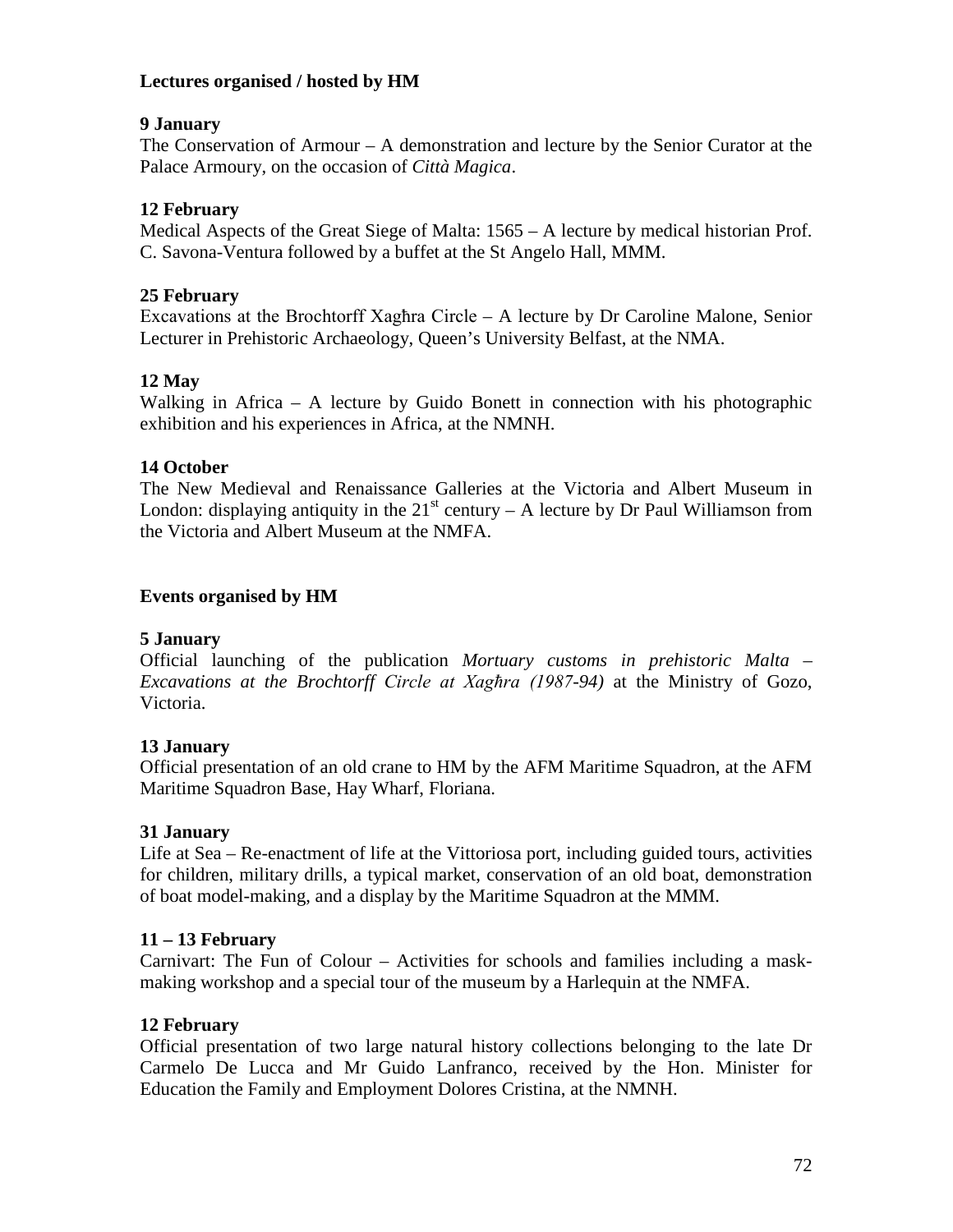**Lectures organised / hosted by HM**

**9 January**
The Conservation of Armour – A demonstration and lecture by the Senior Curator at the Palace Armoury, on the occasion of *Città Magica*.

**12 February**
Medical Aspects of the Great Siege of Malta: 1565 – A lecture by medical historian Prof. C. Savona-Ventura followed by a buffet at the St Angelo Hall, MMM.

**25 February**
Excavations at the Brochtorff Xagħra Circle – A lecture by Dr Caroline Malone, Senior Lecturer in Prehistoric Archaeology, Queen's University Belfast, at the NMA.

**12 May**
Walking in Africa – A lecture by Guido Bonett in connection with his photographic exhibition and his experiences in Africa, at the NMNH.

**14 October**
The New Medieval and Renaissance Galleries at the Victoria and Albert Museum in London: displaying antiquity in the 21st century – A lecture by Dr Paul Williamson from the Victoria and Albert Museum at the NMFA.

**Events organised by HM**

**5 January**
Official launching of the publication *Mortuary customs in prehistoric Malta – Excavations at the Brochtorff Circle at Xagħra (1987-94)* at the Ministry of Gozo, Victoria.

**13 January**
Official presentation of an old crane to HM by the AFM Maritime Squadron, at the AFM Maritime Squadron Base, Hay Wharf, Floriana.

**31 January**
Life at Sea – Re-enactment of life at the Vittoriosa port, including guided tours, activities for children, military drills, a typical market, conservation of an old boat, demonstration of boat model-making, and a display by the Maritime Squadron at the MMM.

**11 – 13 February**
Carnivart: The Fun of Colour – Activities for schools and families including a mask-making workshop and a special tour of the museum by a Harlequin at the NMFA.

**12 February**
Official presentation of two large natural history collections belonging to the late Dr Carmelo De Lucca and Mr Guido Lanfranco, received by the Hon. Minister for Education the Family and Employment Dolores Cristina, at the NMNH.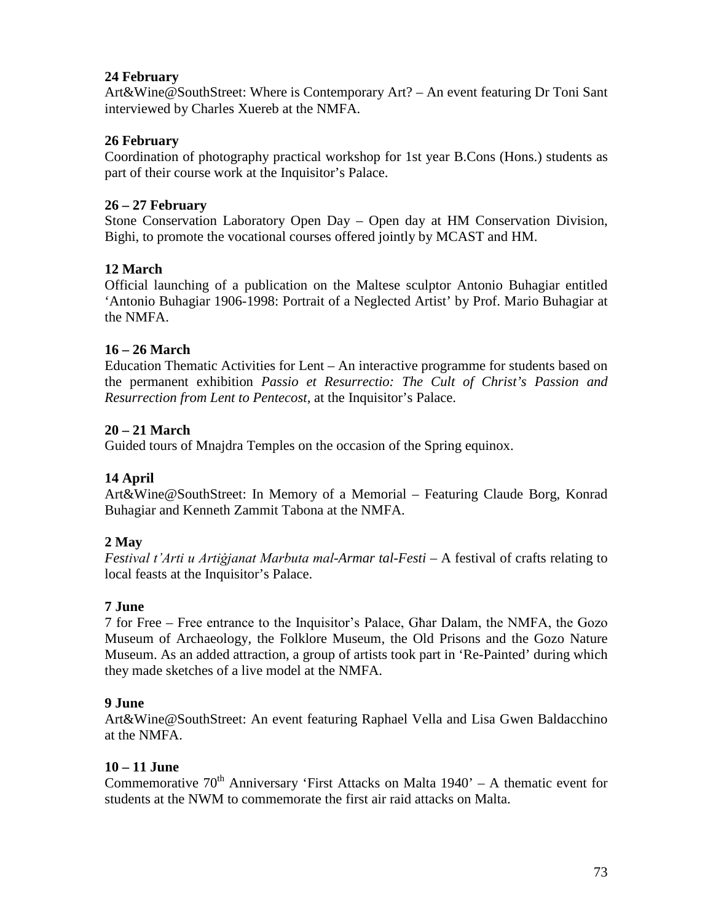**24 February**
Art&Wine@SouthStreet: Where is Contemporary Art? – An event featuring Dr Toni Sant interviewed by Charles Xuereb at the NMFA.

**26 February**
Coordination of photography practical workshop for 1st year B.Cons (Hons.) students as part of their course work at the Inquisitor's Palace.

**26 – 27 February**
Stone Conservation Laboratory Open Day – Open day at HM Conservation Division, Bighi, to promote the vocational courses offered jointly by MCAST and HM.

**12 March**
Official launching of a publication on the Maltese sculptor Antonio Buhagiar entitled 'Antonio Buhagiar 1906-1998: Portrait of a Neglected Artist' by Prof. Mario Buhagiar at the NMFA.

**16 – 26 March**
Education Thematic Activities for Lent – An interactive programme for students based on the permanent exhibition *Passio et Resurrectio: The Cult of Christ's Passion and Resurrection from Lent to Pentecost*, at the Inquisitor's Palace.

**20 – 21 March**
Guided tours of Mnajdra Temples on the occasion of the Spring equinox.

**14 April**
Art&Wine@SouthStreet: In Memory of a Memorial – Featuring Claude Borg, Konrad Buhagiar and Kenneth Zammit Tabona at the NMFA.

**2 May**
*Festival t'Arti u Artiġjanat Marbuta mal-Armar tal-Festi* – A festival of crafts relating to local feasts at the Inquisitor's Palace.

**7 June**
7 for Free – Free entrance to the Inquisitor's Palace, Għar Dalam, the NMFA, the Gozo Museum of Archaeology, the Folklore Museum, the Old Prisons and the Gozo Nature Museum. As an added attraction, a group of artists took part in 'Re-Painted' during which they made sketches of a live model at the NMFA.

**9 June**
Art&Wine@SouthStreet: An event featuring Raphael Vella and Lisa Gwen Baldacchino at the NMFA.

**10 – 11 June**
Commemorative 70th Anniversary 'First Attacks on Malta 1940' – A thematic event for students at the NWM to commemorate the first air raid attacks on Malta.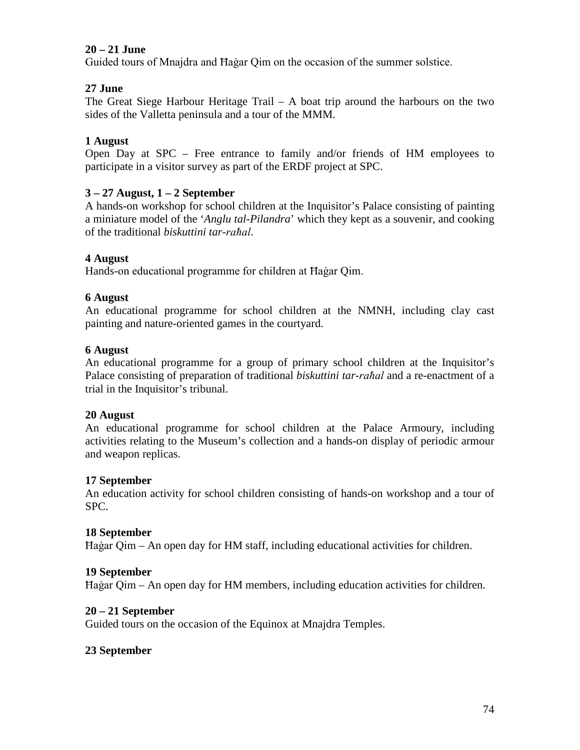**20 – 21 June**
Guided tours of Mnajdra and Ħaġar Qim on the occasion of the summer solstice.

**27 June**
The Great Siege Harbour Heritage Trail – A boat trip around the harbours on the two sides of the Valletta peninsula and a tour of the MMM.

**1 August**
Open Day at SPC – Free entrance to family and/or friends of HM employees to participate in a visitor survey as part of the ERDF project at SPC.

**3 – 27 August, 1 – 2 September**
A hands-on workshop for school children at the Inquisitor's Palace consisting of painting a miniature model of the '*Anglu tal-Pilandra*' which they kept as a souvenir, and cooking of the traditional *biskuttini tar-raħal*.

**4 August**
Hands-on educational programme for children at Ħaġar Qim.

**6 August**
An educational programme for school children at the NMNH, including clay cast painting and nature-oriented games in the courtyard.

**6 August**
An educational programme for a group of primary school children at the Inquisitor's Palace consisting of preparation of traditional *biskuttini tar-raħal* and a re-enactment of a trial in the Inquisitor's tribunal.

**20 August**
An educational programme for school children at the Palace Armoury, including activities relating to the Museum's collection and a hands-on display of periodic armour and weapon replicas.

**17 September**
An education activity for school children consisting of hands-on workshop and a tour of SPC.

**18 September**
Ħaġar Qim – An open day for HM staff, including educational activities for children.

**19 September**
Ħaġar Qim – An open day for HM members, including education activities for children.

**20 – 21 September**
Guided tours on the occasion of the Equinox at Mnajdra Temples.

**23 September**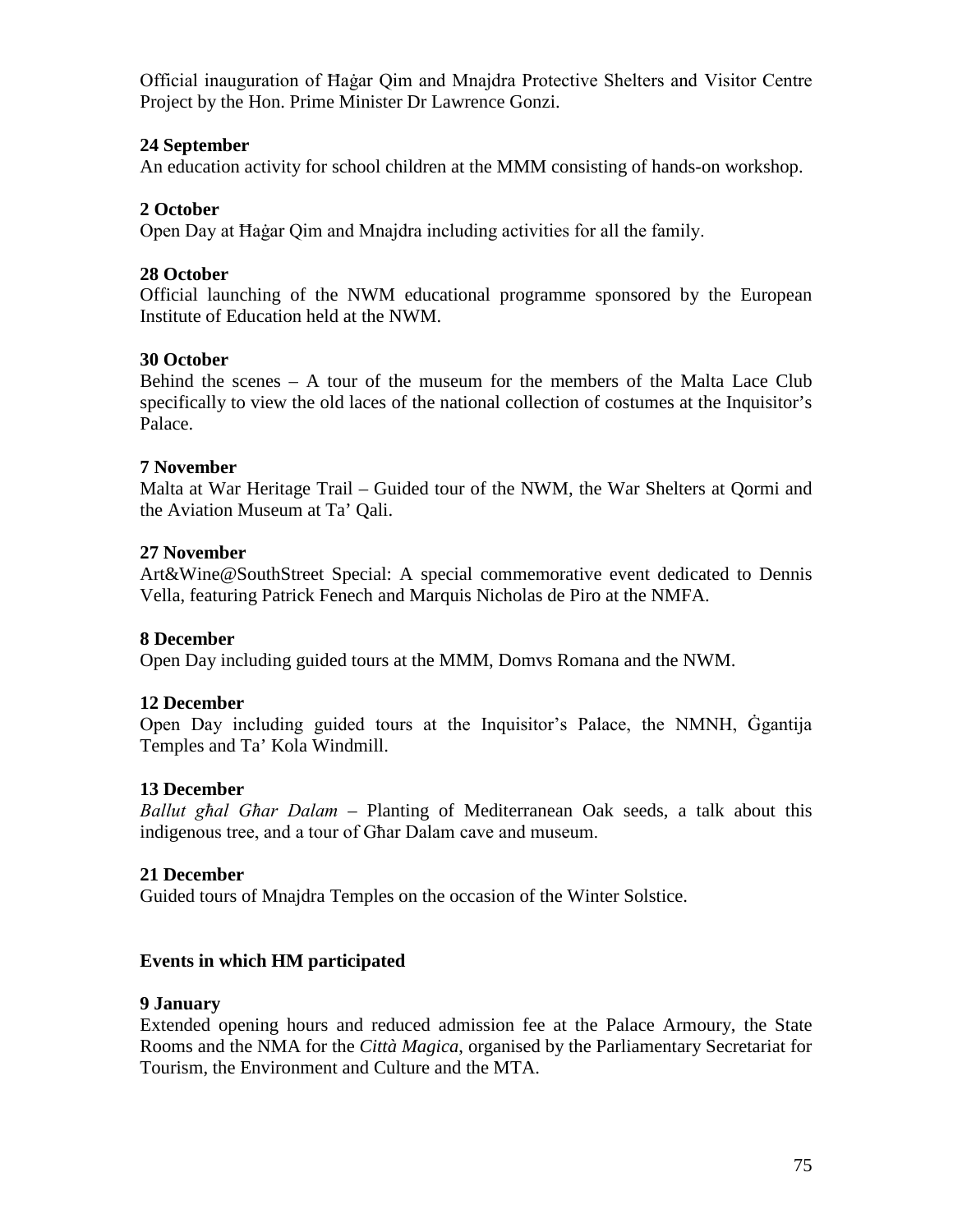Official inauguration of Ħaġar Qim and Mnajdra Protective Shelters and Visitor Centre Project by the Hon. Prime Minister Dr Lawrence Gonzi.

**24 September**
An education activity for school children at the MMM consisting of hands-on workshop.

**2 October**
Open Day at Ħaġar Qim and Mnajdra including activities for all the family.

**28 October**
Official launching of the NWM educational programme sponsored by the European Institute of Education held at the NWM.

**30 October**
Behind the scenes – A tour of the museum for the members of the Malta Lace Club specifically to view the old laces of the national collection of costumes at the Inquisitor's Palace.

**7 November**
Malta at War Heritage Trail – Guided tour of the NWM, the War Shelters at Qormi and the Aviation Museum at Ta' Qali.

**27 November**
Art&Wine@SouthStreet Special: A special commemorative event dedicated to Dennis Vella, featuring Patrick Fenech and Marquis Nicholas de Piro at the NMFA.

**8 December**
Open Day including guided tours at the MMM, Domvs Romana and the NWM.

**12 December**
Open Day including guided tours at the Inquisitor's Palace, the NMNH, Ġgantija Temples and Ta' Kola Windmill.

**13 December**
*Ballut għal Għar Dalam* – Planting of Mediterranean Oak seeds, a talk about this indigenous tree, and a tour of Għar Dalam cave and museum.

**21 December**
Guided tours of Mnajdra Temples on the occasion of the Winter Solstice.

**Events in which HM participated**

**9 January**
Extended opening hours and reduced admission fee at the Palace Armoury, the State Rooms and the NMA for the *Città Magica*, organised by the Parliamentary Secretariat for Tourism, the Environment and Culture and the MTA.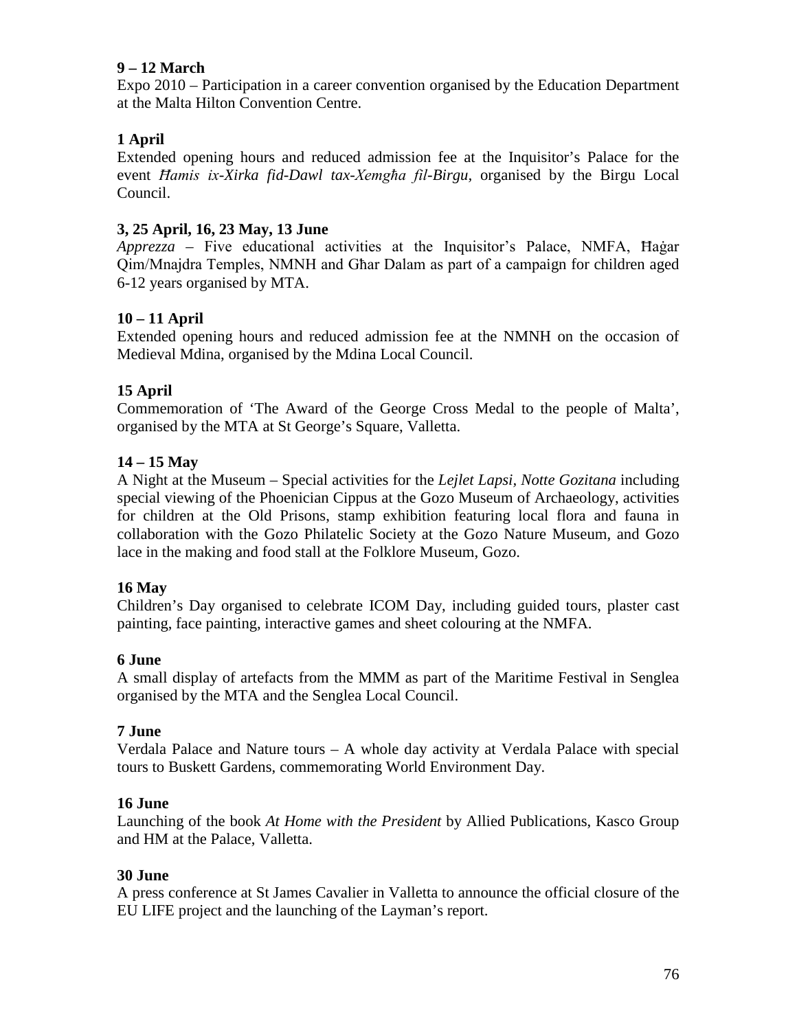**9 – 12 March**
Expo 2010 – Participation in a career convention organised by the Education Department at the Malta Hilton Convention Centre.

**1 April**
Extended opening hours and reduced admission fee at the Inquisitor's Palace for the event *Ħamis ix-Xirka fid-Dawl tax-Xemgħa fil-Birgu,* organised by the Birgu Local Council.

**3, 25 April, 16, 23 May, 13 June**
*Apprezza* – Five educational activities at the Inquisitor's Palace, NMFA, Ħaġar Qim/Mnajdra Temples, NMNH and Għar Dalam as part of a campaign for children aged 6-12 years organised by MTA.

**10 – 11 April**
Extended opening hours and reduced admission fee at the NMNH on the occasion of Medieval Mdina, organised by the Mdina Local Council.

**15 April**
Commemoration of 'The Award of the George Cross Medal to the people of Malta', organised by the MTA at St George's Square, Valletta.

**14 – 15 May**
A Night at the Museum – Special activities for the *Lejlet Lapsi, Notte Gozitana* including special viewing of the Phoenician Cippus at the Gozo Museum of Archaeology, activities for children at the Old Prisons, stamp exhibition featuring local flora and fauna in collaboration with the Gozo Philatelic Society at the Gozo Nature Museum, and Gozo lace in the making and food stall at the Folklore Museum, Gozo.

**16 May**
Children's Day organised to celebrate ICOM Day, including guided tours, plaster cast painting, face painting, interactive games and sheet colouring at the NMFA.

**6 June**
A small display of artefacts from the MMM as part of the Maritime Festival in Senglea organised by the MTA and the Senglea Local Council.

**7 June**
Verdala Palace and Nature tours – A whole day activity at Verdala Palace with special tours to Buskett Gardens, commemorating World Environment Day.

**16 June**
Launching of the book *At Home with the President* by Allied Publications, Kasco Group and HM at the Palace, Valletta.

**30 June**
A press conference at St James Cavalier in Valletta to announce the official closure of the EU LIFE project and the launching of the Layman's report.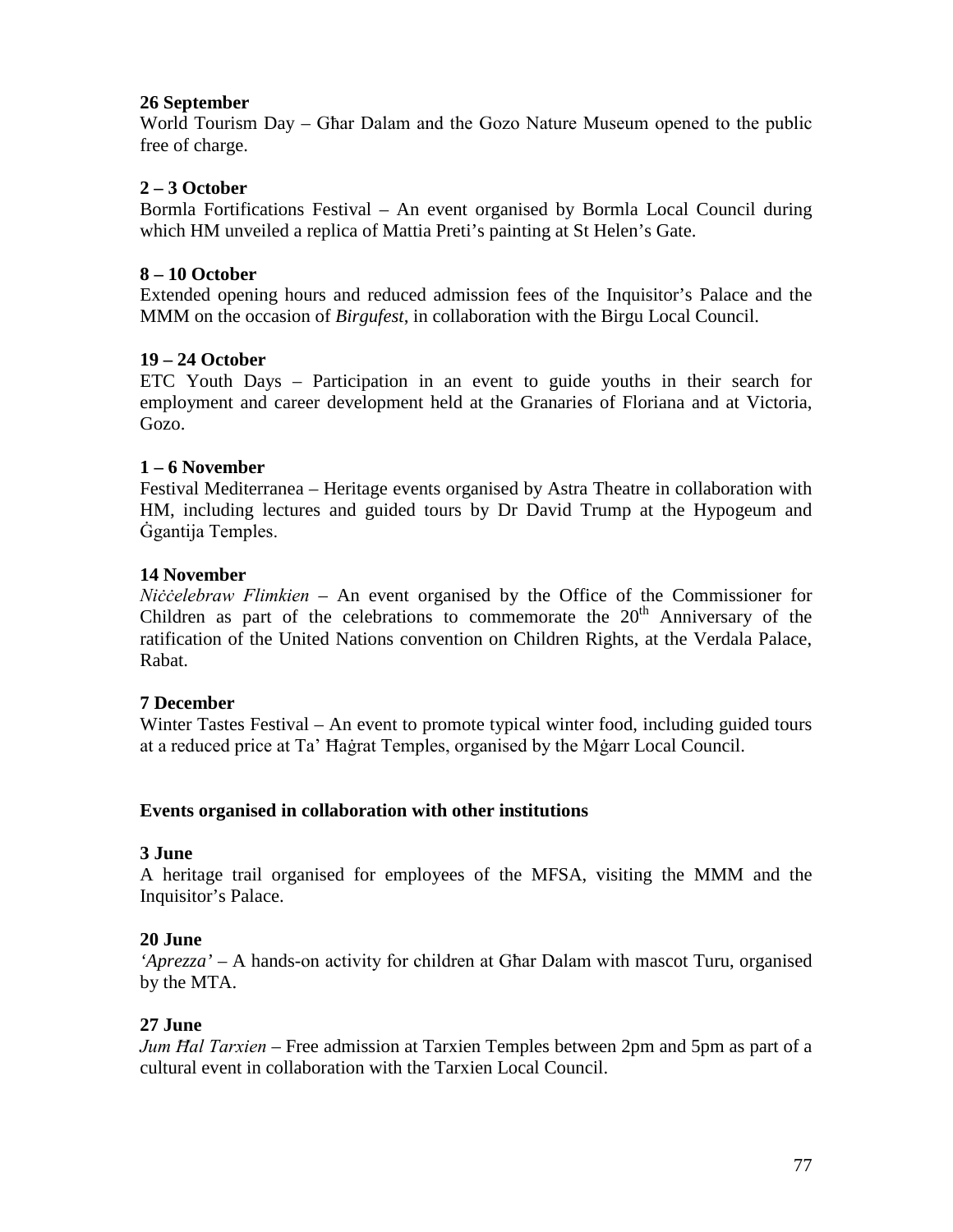**26 September**
World Tourism Day – Għar Dalam and the Gozo Nature Museum opened to the public free of charge.

**2 – 3 October**
Bormla Fortifications Festival – An event organised by Bormla Local Council during which HM unveiled a replica of Mattia Preti's painting at St Helen's Gate.

**8 – 10 October**
Extended opening hours and reduced admission fees of the Inquisitor's Palace and the MMM on the occasion of *Birgufest*, in collaboration with the Birgu Local Council.

**19 – 24 October**
ETC Youth Days – Participation in an event to guide youths in their search for employment and career development held at the Granaries of Floriana and at Victoria, Gozo.

**1 – 6 November**
Festival Mediterranea – Heritage events organised by Astra Theatre in collaboration with HM, including lectures and guided tours by Dr David Trump at the Hypogeum and Ġgantija Temples.

**14 November**
*Niċċelebraw Flimkien* – An event organised by the Office of the Commissioner for Children as part of the celebrations to commemorate the 20th Anniversary of the ratification of the United Nations convention on Children Rights, at the Verdala Palace, Rabat.

**7 December**
Winter Tastes Festival – An event to promote typical winter food, including guided tours at a reduced price at Ta' Ħaġrat Temples, organised by the Mġarr Local Council.

**Events organised in collaboration with other institutions**

**3 June**
A heritage trail organised for employees of the MFSA, visiting the MMM and the Inquisitor's Palace.

**20 June**
*'Aprezza'* – A hands-on activity for children at Għar Dalam with mascot Turu, organised by the MTA.

**27 June**
*Jum Ħal Tarxien* – Free admission at Tarxien Temples between 2pm and 5pm as part of a cultural event in collaboration with the Tarxien Local Council.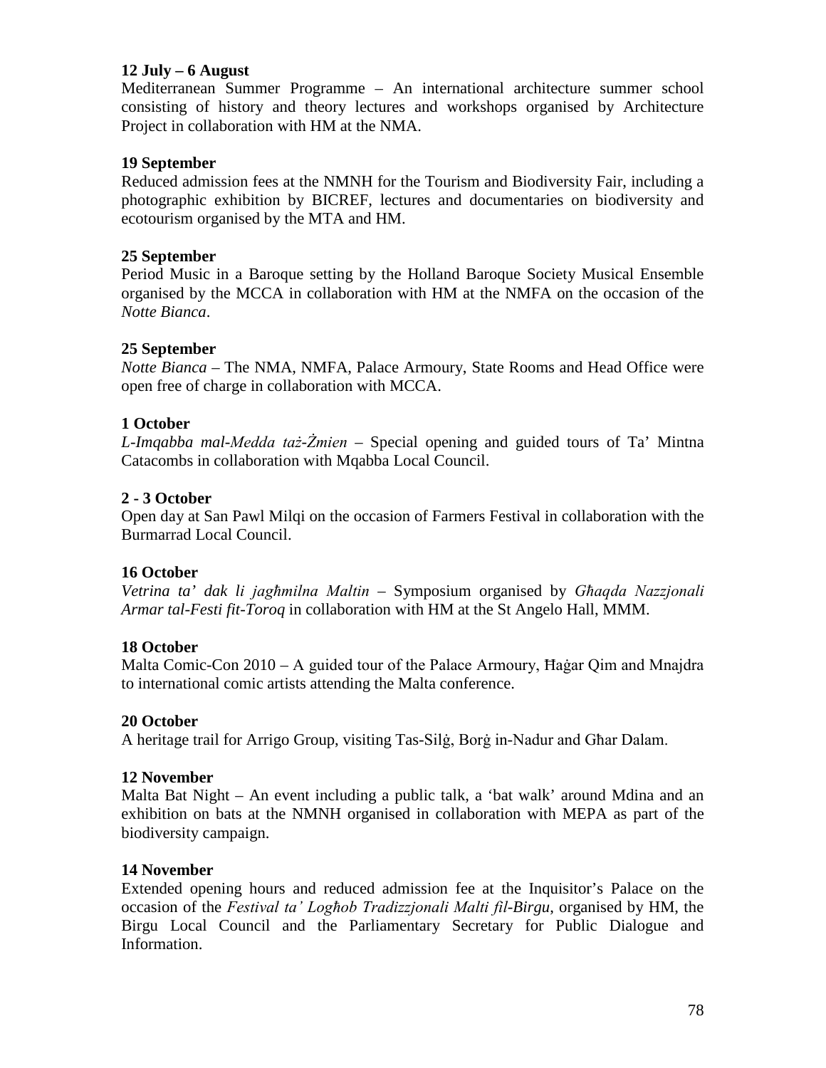**12 July – 6 August**
Mediterranean Summer Programme – An international architecture summer school consisting of history and theory lectures and workshops organised by Architecture Project in collaboration with HM at the NMA.

**19 September**
Reduced admission fees at the NMNH for the Tourism and Biodiversity Fair, including a photographic exhibition by BICREF, lectures and documentaries on biodiversity and ecotourism organised by the MTA and HM.

**25 September**
Period Music in a Baroque setting by the Holland Baroque Society Musical Ensemble organised by the MCCA in collaboration with HM at the NMFA on the occasion of the *Notte Bianca*.

**25 September**
*Notte Bianca* – The NMA, NMFA, Palace Armoury, State Rooms and Head Office were open free of charge in collaboration with MCCA.

**1 October**
*L-Imqabba mal-Medda taż-Żmien* – Special opening and guided tours of Ta' Mintna Catacombs in collaboration with Mqabba Local Council.

**2 - 3 October**
Open day at San Pawl Milqi on the occasion of Farmers Festival in collaboration with the Burmarrad Local Council.

**16 October**
*Vetrina ta' dak li jagħmilna Maltin* – Symposium organised by *Għaqda Nazzjonali Armar tal-Festi fit-Toroq* in collaboration with HM at the St Angelo Hall, MMM.

**18 October**
Malta Comic-Con 2010 – A guided tour of the Palace Armoury, Ħaġar Qim and Mnajdra to international comic artists attending the Malta conference.

**20 October**
A heritage trail for Arrigo Group, visiting Tas-Silġ, Borġ in-Nadur and Għar Dalam.

**12 November**
Malta Bat Night – An event including a public talk, a 'bat walk' around Mdina and an exhibition on bats at the NMNH organised in collaboration with MEPA as part of the biodiversity campaign.

**14 November**
Extended opening hours and reduced admission fee at the Inquisitor's Palace on the occasion of the *Festival ta' Logħob Tradizzjonali Malti fil-Birgu*, organised by HM, the Birgu Local Council and the Parliamentary Secretary for Public Dialogue and Information.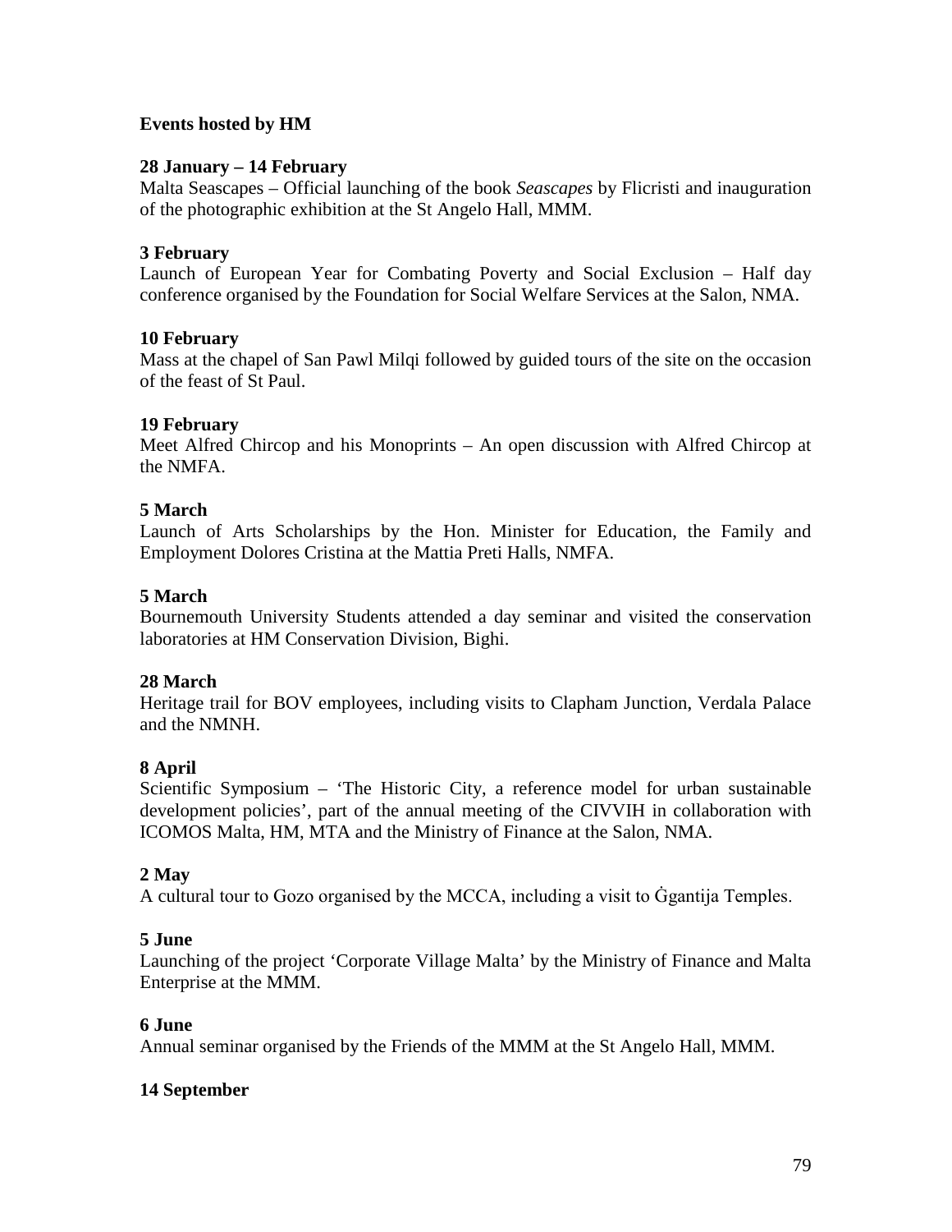**Events hosted by HM**

**28 January – 14 February**
Malta Seascapes – Official launching of the book *Seascapes* by Flicristi and inauguration of the photographic exhibition at the St Angelo Hall, MMM.

**3 February**
Launch of European Year for Combating Poverty and Social Exclusion – Half day conference organised by the Foundation for Social Welfare Services at the Salon, NMA.

**10 February**
Mass at the chapel of San Pawl Milqi followed by guided tours of the site on the occasion of the feast of St Paul.

**19 February**
Meet Alfred Chircop and his Monoprints – An open discussion with Alfred Chircop at the NMFA.

**5 March**
Launch of Arts Scholarships by the Hon. Minister for Education, the Family and Employment Dolores Cristina at the Mattia Preti Halls, NMFA.

**5 March**
Bournemouth University Students attended a day seminar and visited the conservation laboratories at HM Conservation Division, Bighi.

**28 March**
Heritage trail for BOV employees, including visits to Clapham Junction, Verdala Palace and the NMNH.

**8 April**
Scientific Symposium – 'The Historic City, a reference model for urban sustainable development policies', part of the annual meeting of the CIVVIH in collaboration with ICOMOS Malta, HM, MTA and the Ministry of Finance at the Salon, NMA.

**2 May**
A cultural tour to Gozo organised by the MCCA, including a visit to Ġgantija Temples.

**5 June**
Launching of the project 'Corporate Village Malta' by the Ministry of Finance and Malta Enterprise at the MMM.

**6 June**
Annual seminar organised by the Friends of the MMM at the St Angelo Hall, MMM.

**14 September**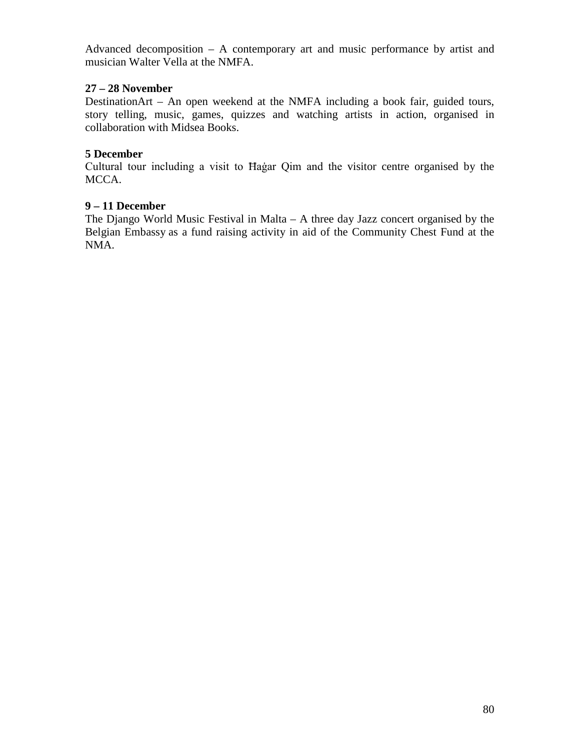Advanced decomposition – A contemporary art and music performance by artist and musician Walter Vella at the NMFA.

**27 – 28 November**
DestinationArt – An open weekend at the NMFA including a book fair, guided tours, story telling, music, games, quizzes and watching artists in action, organised in collaboration with Midsea Books.

**5 December**
Cultural tour including a visit to Ħaġar Qim and the visitor centre organised by the MCCA.

**9 – 11 December**
The Django World Music Festival in Malta – A three day Jazz concert organised by the Belgian Embassy as a fund raising activity in aid of the Community Chest Fund at the NMA.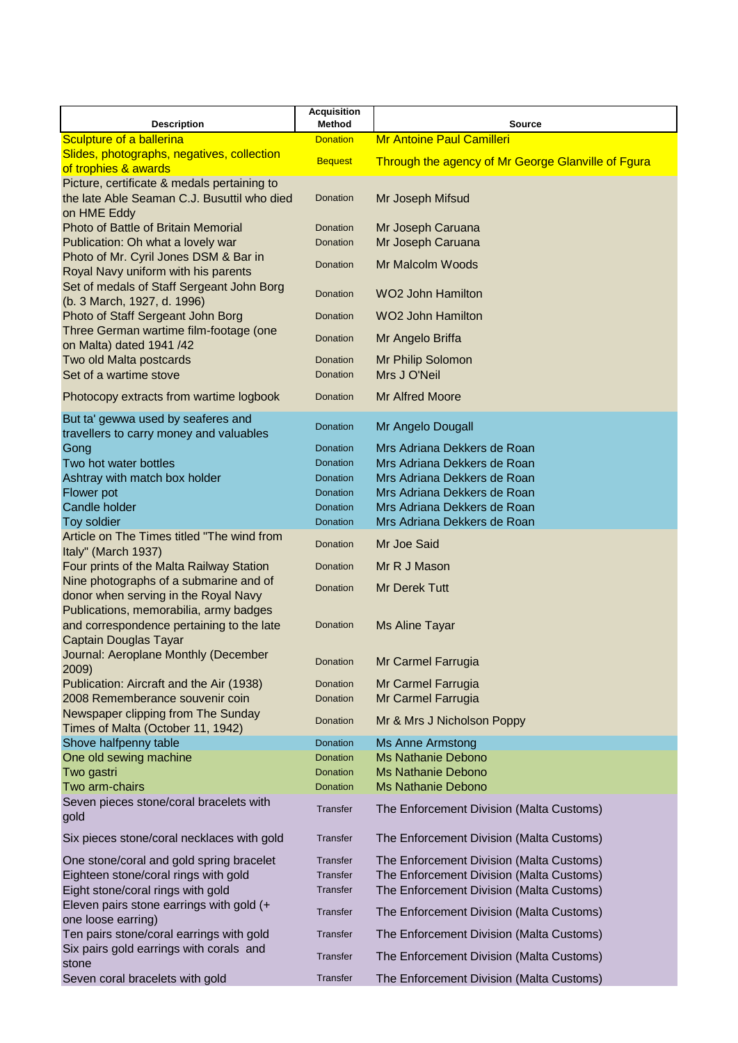| Description | Acquisition Method | Source |
|---|---|---|
| Sculpture of a ballerina | Donation | Mr Antoine Paul Camilleri |
| Slides, photographs, negatives, collection of trophies & awards | Bequest | Through the agency of Mr George Glanville of Fgura |
| Picture, certificate & medals pertaining to the late Able Seaman C.J. Busuttil who died on HME Eddy | Donation | Mr Joseph Mifsud |
| Photo of Battle of Britain Memorial | Donation | Mr Joseph Caruana |
| Publication: Oh what a lovely war | Donation | Mr Joseph Caruana |
| Photo of Mr. Cyril Jones DSM & Bar in Royal Navy uniform with his parents | Donation | Mr Malcolm Woods |
| Set of medals of Staff Sergeant John Borg (b. 3 March, 1927, d. 1996) | Donation | WO2 John Hamilton |
| Photo of Staff Sergeant John Borg | Donation | WO2 John Hamilton |
| Three German wartime film-footage (one on Malta) dated 1941 /42 | Donation | Mr Angelo Briffa |
| Two old Malta postcards | Donation | Mr Philip Solomon |
| Set of a wartime stove | Donation | Mrs J O'Neil |
| Photocopy extracts from wartime logbook | Donation | Mr Alfred Moore |
| But ta' gewwa used by seaferes and travellers to carry money and valuables | Donation | Mr Angelo Dougall |
| Gong | Donation | Mrs Adriana Dekkers de Roan |
| Two hot water bottles | Donation | Mrs Adriana Dekkers de Roan |
| Ashtray with match box holder | Donation | Mrs Adriana Dekkers de Roan |
| Flower pot | Donation | Mrs Adriana Dekkers de Roan |
| Candle holder | Donation | Mrs Adriana Dekkers de Roan |
| Toy soldier | Donation | Mrs Adriana Dekkers de Roan |
| Article on The Times titled "The wind from Italy" (March 1937) | Donation | Mr Joe Said |
| Four prints of the Malta Railway Station | Donation | Mr R J Mason |
| Nine photographs of a submarine and of donor when serving in the Royal Navy | Donation | Mr Derek Tutt |
| Publications, memorabilia, army badges and correspondence pertaining to the late Captain Douglas Tayar | Donation | Ms Aline Tayar |
| Journal: Aeroplane Monthly (December 2009) | Donation | Mr Carmel Farrugia |
| Publication: Aircraft and the Air (1938) | Donation | Mr Carmel Farrugia |
| 2008 Rememberance souvenir coin | Donation | Mr Carmel Farrugia |
| Newspaper clipping from The Sunday Times of Malta (October 11, 1942) | Donation | Mr & Mrs J Nicholson Poppy |
| Shove halfpenny table | Donation | Ms Anne Armstong |
| One old sewing machine | Donation | Ms Nathanie Debono |
| Two gastri | Donation | Ms Nathanie Debono |
| Two arm-chairs | Donation | Ms Nathanie Debono |
| Seven pieces stone/coral bracelets with gold | Transfer | The Enforcement Division (Malta Customs) |
| Six pieces stone/coral necklaces with gold | Transfer | The Enforcement Division (Malta Customs) |
| One stone/coral and gold spring bracelet | Transfer | The Enforcement Division (Malta Customs) |
| Eighteen stone/coral rings with gold | Transfer | The Enforcement Division (Malta Customs) |
| Eight stone/coral rings with gold | Transfer | The Enforcement Division (Malta Customs) |
| Eleven pairs stone earrings with gold (+ one loose earring) | Transfer | The Enforcement Division (Malta Customs) |
| Ten pairs stone/coral earrings with gold | Transfer | The Enforcement Division (Malta Customs) |
| Six pairs gold earrings with corals and stone | Transfer | The Enforcement Division (Malta Customs) |
| Seven coral bracelets with gold | Transfer | The Enforcement Division (Malta Customs) |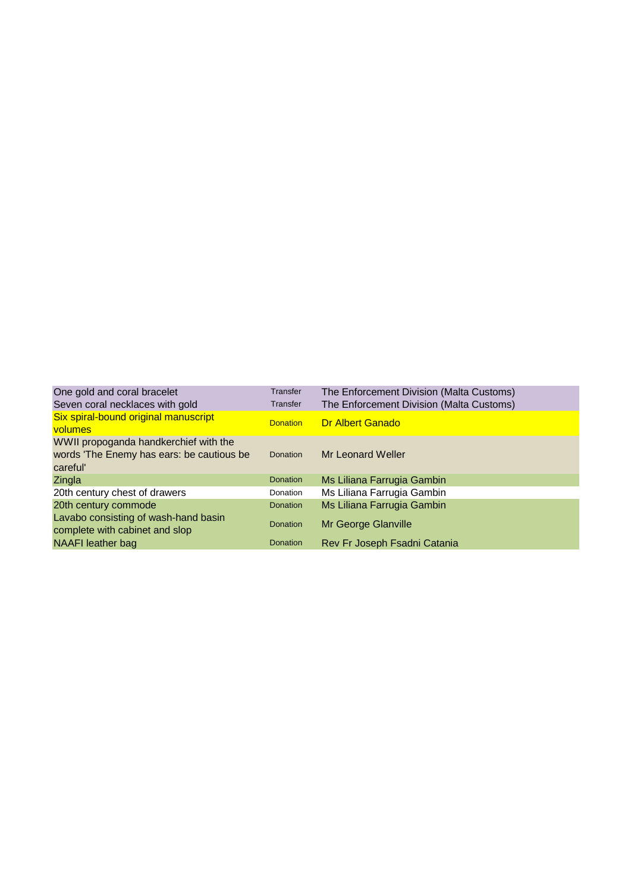| | | |
|---|---|---|
| One gold and coral bracelet | Transfer | The Enforcement Division (Malta Customs) |
| Seven coral necklaces with gold | Transfer | The Enforcement Division (Malta Customs) |
| Six spiral-bound original manuscript volumes | Donation | Dr Albert Ganado |
| WWII propoganda handkerchief with the words 'The Enemy has ears: be cautious be careful' | Donation | Mr Leonard Weller |
| Zingla | Donation | Ms Liliana Farrugia Gambin |
| 20th century chest of drawers | Donation | Ms Liliana Farrugia Gambin |
| 20th century commode | Donation | Ms Liliana Farrugia Gambin |
| Lavabo consisting of wash-hand basin complete with cabinet and slop | Donation | Mr George Glanville |
| NAAFI leather bag | Donation | Rev Fr Joseph Fsadni Catania |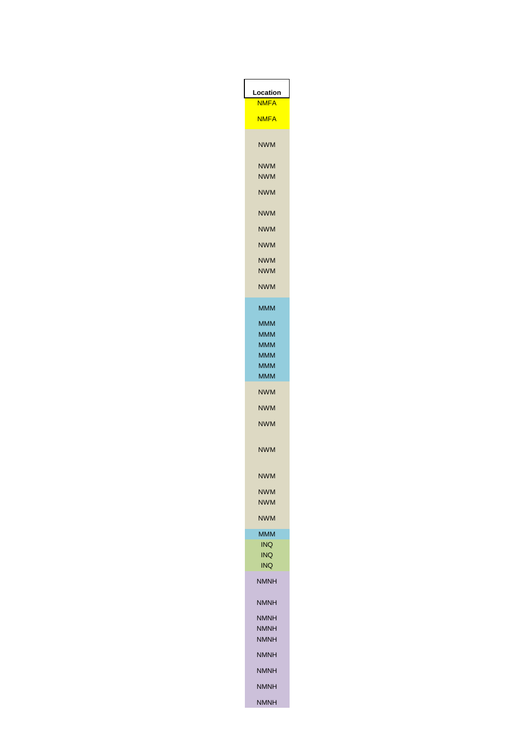| Location |
| --- |
| NMFA |
| NMFA |
| NWM |
| NWM |
| NWM |
| NWM |
| NWM |
| NWM |
| NWM |
| NWM |
| NWM |
| NWM |
| MMM |
| MMM |
| MMM |
| MMM |
| MMM |
| MMM |
| MMM |
| NWM |
| NWM |
| NWM |
| NWM |
| NWM |
| NWM |
| NWM |
| NWM |
| MMM |
| INQ |
| INQ |
| INQ |
| NMNH |
| NMNH |
| NMNH |
| NMNH |
| NMNH |
| NMNH |
| NMNH |
| NMNH |
| NMNH |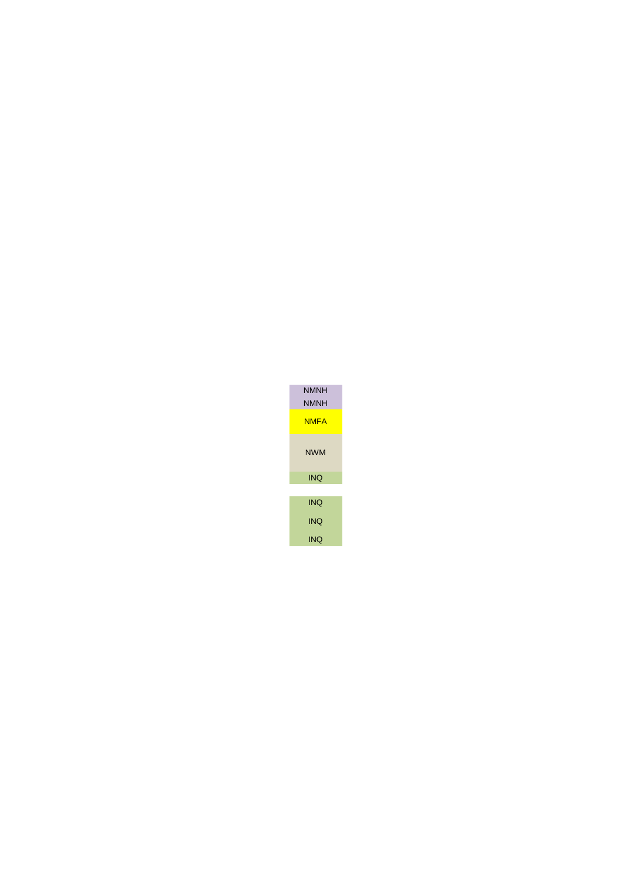| |
|---|
| NMNH |
| NMNH |
| NMFA |
| NWM |
| INQ |
| |
| INQ |
| INQ |
| INQ |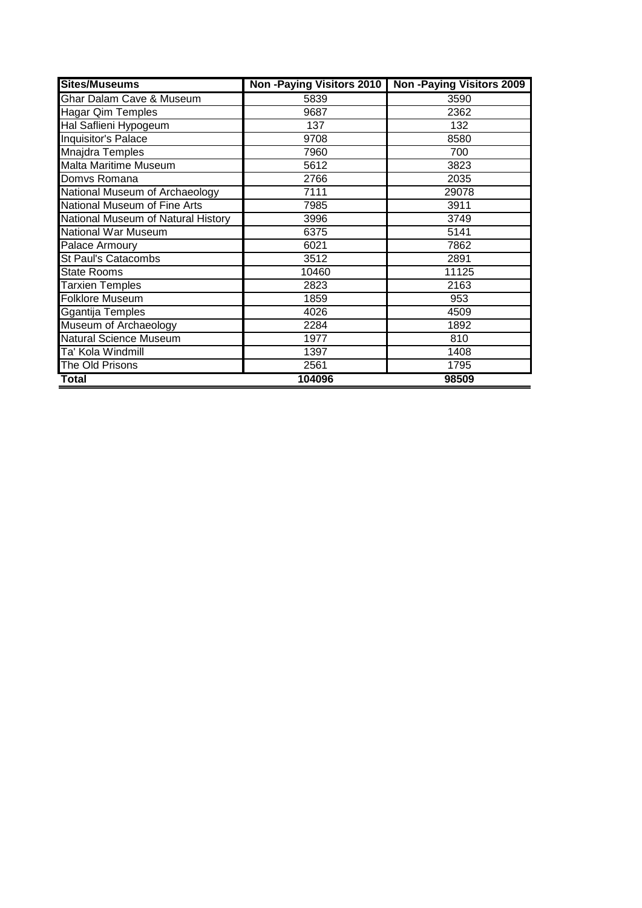| Sites/Museums | Non -Paying Visitors 2010 | Non -Paying Visitors 2009 |
|---|---|---|
| Ghar Dalam Cave & Museum | 5839 | 3590 |
| Hagar Qim Temples | 9687 | 2362 |
| Hal Saflieni Hypogeum | 137 | 132 |
| Inquisitor's Palace | 9708 | 8580 |
| Mnajdra Temples | 7960 | 700 |
| Malta Maritime Museum | 5612 | 3823 |
| Domvs Romana | 2766 | 2035 |
| National Museum of Archaeology | 7111 | 29078 |
| National Museum of Fine Arts | 7985 | 3911 |
| National Museum of Natural History | 3996 | 3749 |
| National War Museum | 6375 | 5141 |
| Palace Armoury | 6021 | 7862 |
| St Paul's Catacombs | 3512 | 2891 |
| State Rooms | 10460 | 11125 |
| Tarxien Temples | 2823 | 2163 |
| Folklore Museum | 1859 | 953 |
| Ggantija Temples | 4026 | 4509 |
| Museum of Archaeology | 2284 | 1892 |
| Natural Science Museum | 1977 | 810 |
| Ta' Kola Windmill | 1397 | 1408 |
| The Old Prisons | 2561 | 1795 |
| **Total** | **104096** | **98509** |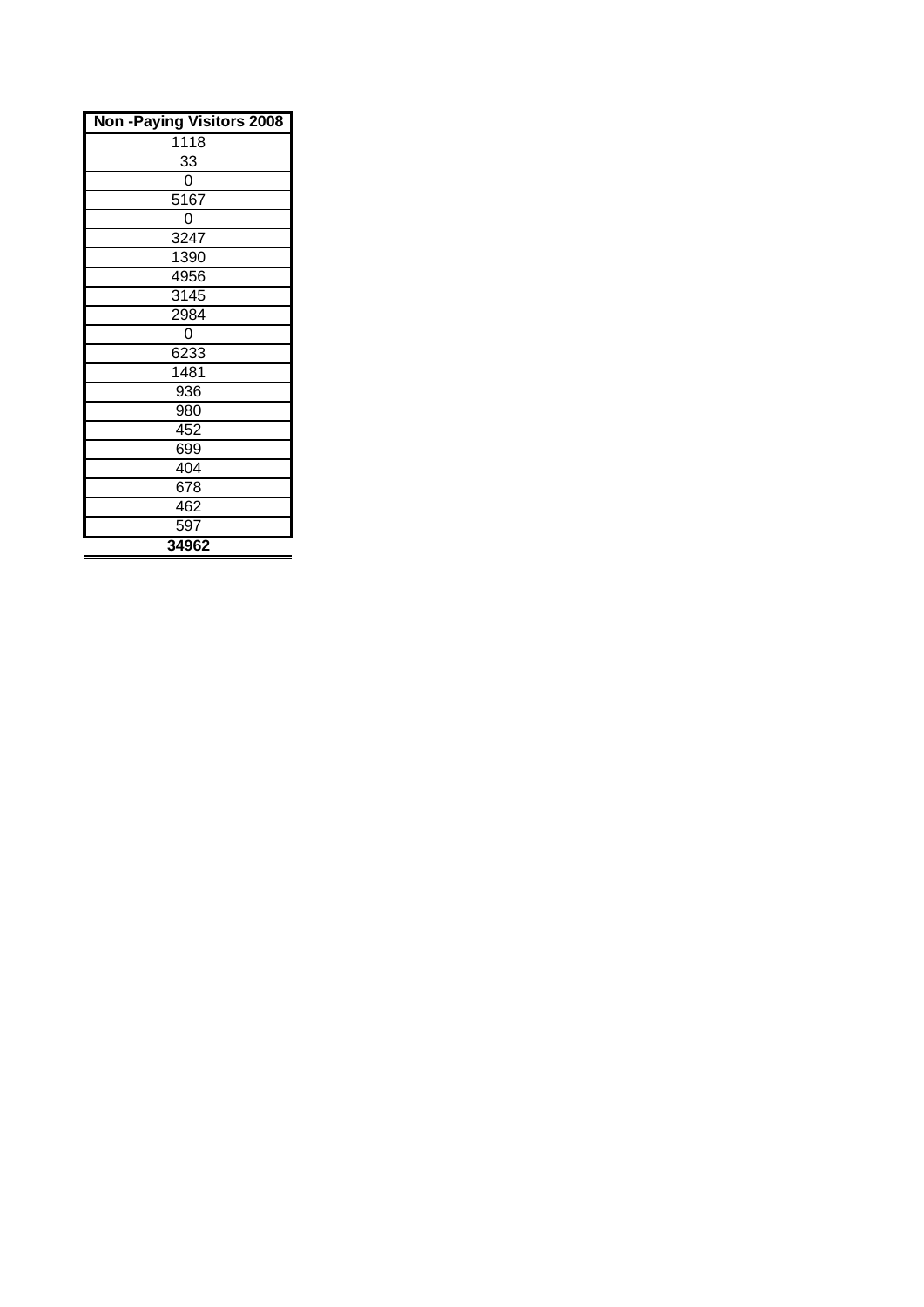| Non -Paying Visitors 2008 |
| --- |
| 1118 |
| 33 |
| 0 |
| 5167 |
| 0 |
| 3247 |
| 1390 |
| 4956 |
| 3145 |
| 2984 |
| 0 |
| 6233 |
| 1481 |
| 936 |
| 980 |
| 452 |
| 699 |
| 404 |
| 678 |
| 462 |
| 597 |
| **34962** |